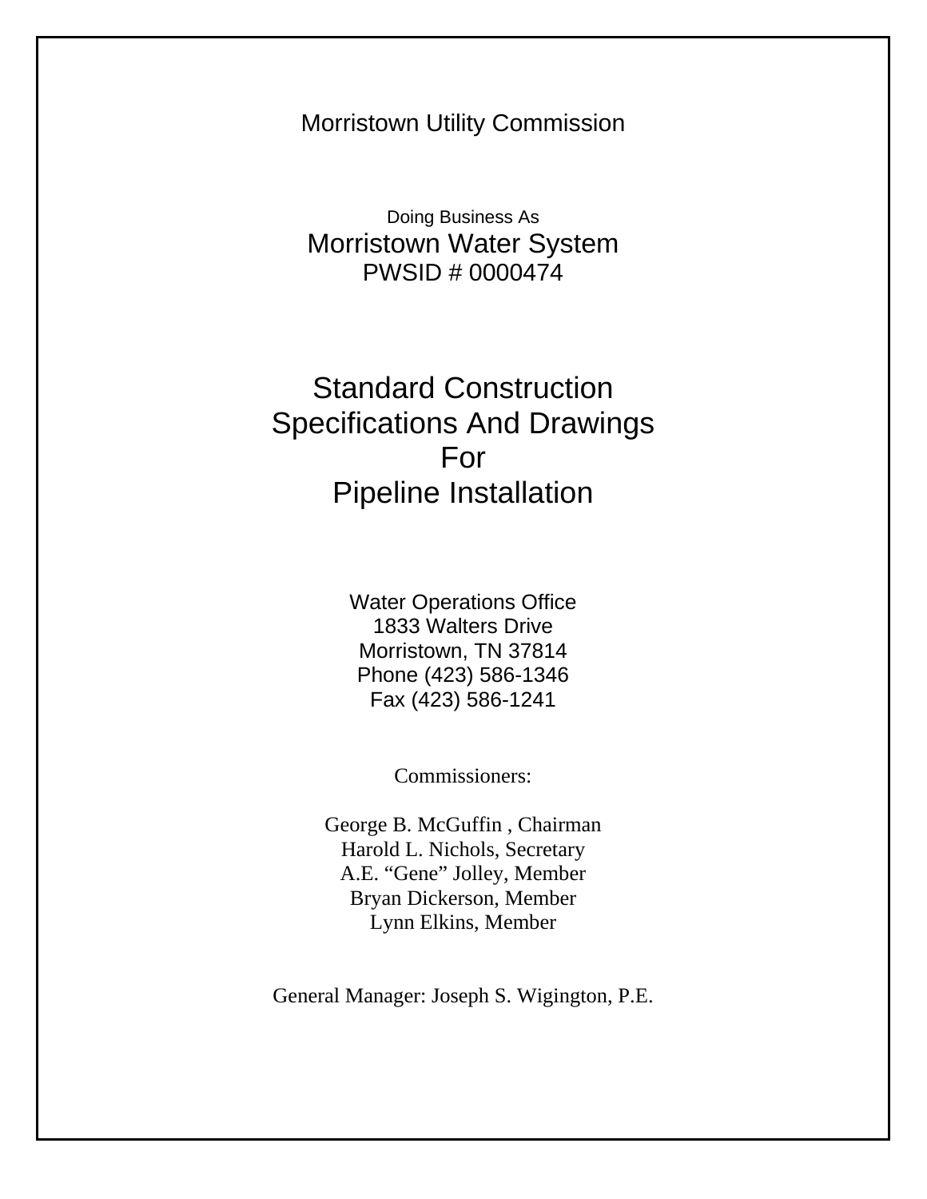Morristown Utility Commission

Doing Business As

Morristown Water System

PWSID # 0000474

# Standard Construction Specifications And Drawings For Pipeline Installation

Water Operations Office
1833 Walters Drive
Morristown, TN 37814
Phone (423) 586-1346
Fax (423) 586-1241

Commissioners:

George B. McGuffin , Chairman
Harold L. Nichols, Secretary
A.E. "Gene" Jolley, Member
Bryan Dickerson, Member
Lynn Elkins, Member

General Manager: Joseph S. Wigington, P.E.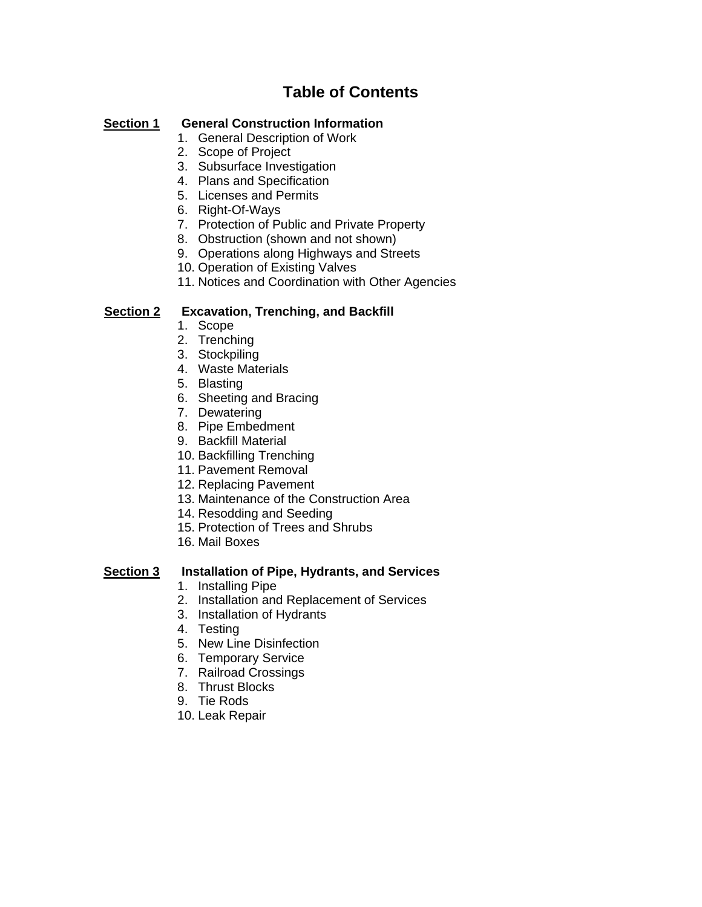# Table of Contents

**Section 1 General Construction Information**

1. General Description of Work
2. Scope of Project
3. Subsurface Investigation
4. Plans and Specification
5. Licenses and Permits
6. Right-Of-Ways
7. Protection of Public and Private Property
8. Obstruction (shown and not shown)
9. Operations along Highways and Streets
10. Operation of Existing Valves
11. Notices and Coordination with Other Agencies

**Section 2 Excavation, Trenching, and Backfill**

1. Scope
2. Trenching
3. Stockpiling
4. Waste Materials
5. Blasting
6. Sheeting and Bracing
7. Dewatering
8. Pipe Embedment
9. Backfill Material
10. Backfilling Trenching
11. Pavement Removal
12. Replacing Pavement
13. Maintenance of the Construction Area
14. Resodding and Seeding
15. Protection of Trees and Shrubs
16. Mail Boxes

**Section 3 Installation of Pipe, Hydrants, and Services**

1. Installing Pipe
2. Installation and Replacement of Services
3. Installation of Hydrants
4. Testing
5. New Line Disinfection
6. Temporary Service
7. Railroad Crossings
8. Thrust Blocks
9. Tie Rods
10. Leak Repair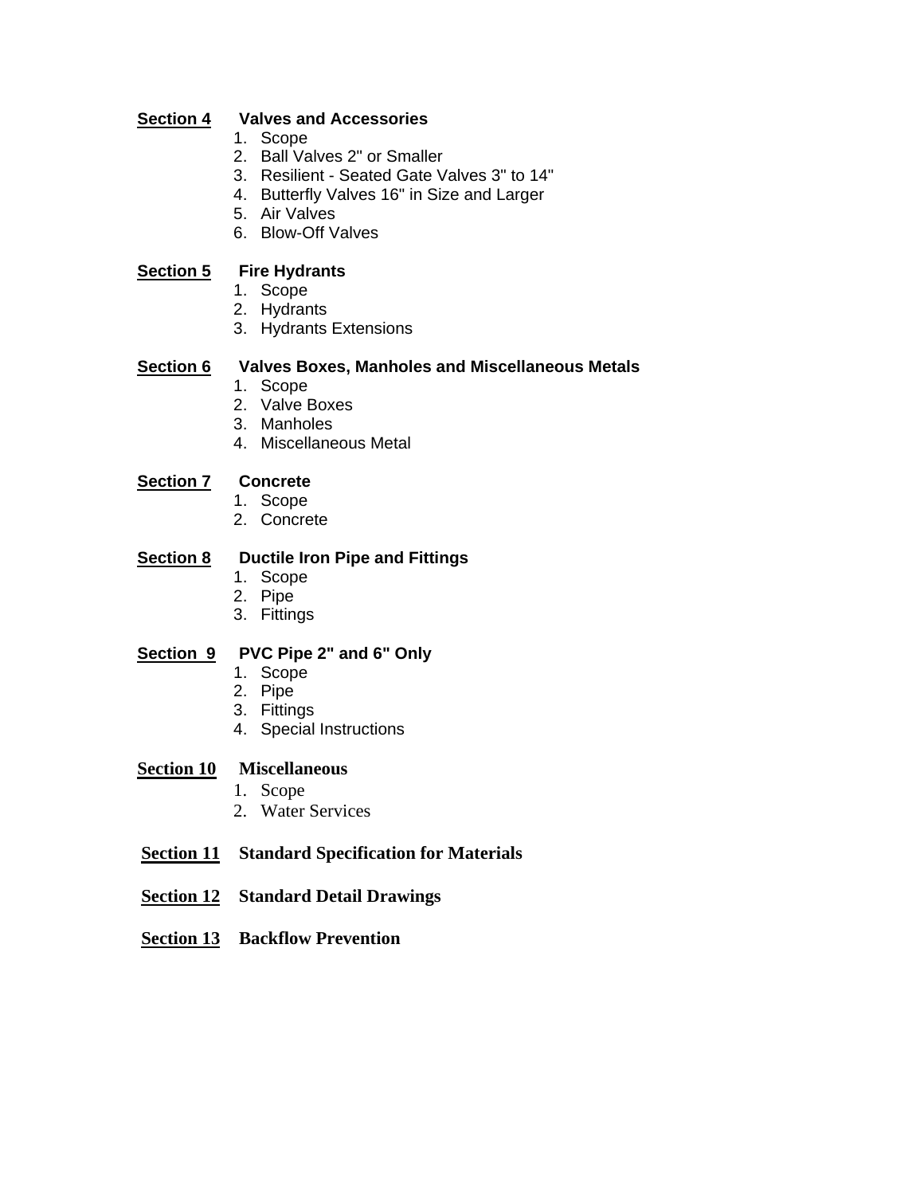**Section 4** **Valves and Accessories**

1. Scope
2. Ball Valves 2" or Smaller
3. Resilient - Seated Gate Valves 3" to 14"
4. Butterfly Valves 16" in Size and Larger
5. Air Valves
6. Blow-Off Valves

**Section 5** **Fire Hydrants**

1. Scope
2. Hydrants
3. Hydrants Extensions

**Section 6** **Valves Boxes, Manholes and Miscellaneous Metals**

1. Scope
2. Valve Boxes
3. Manholes
4. Miscellaneous Metal

**Section 7** **Concrete**

1. Scope
2. Concrete

**Section 8** **Ductile Iron Pipe and Fittings**

1. Scope
2. Pipe
3. Fittings

**Section 9** **PVC Pipe 2" and 6" Only**

1. Scope
2. Pipe
3. Fittings
4. Special Instructions

**Section 10** **Miscellaneous**

1. Scope
2. Water Services

**Section 11** **Standard Specification for Materials**

**Section 12** **Standard Detail Drawings**

**Section 13** **Backflow Prevention**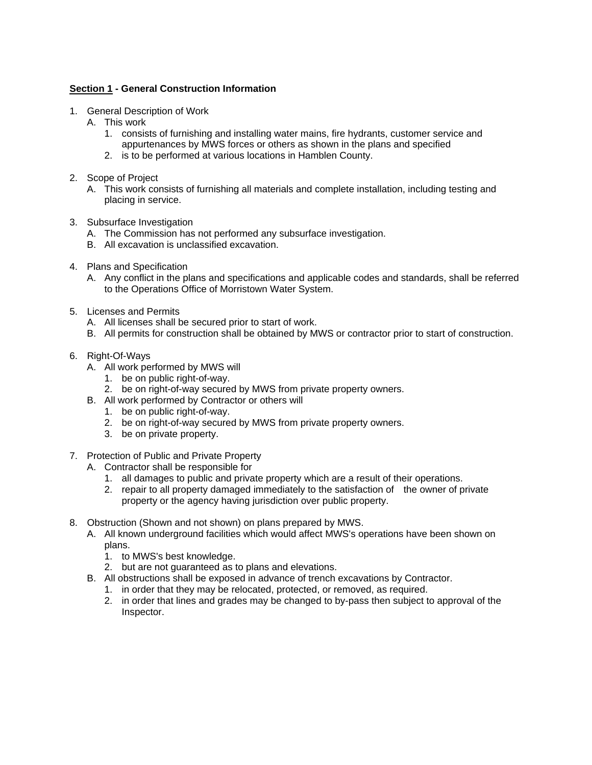**<u>Section 1</u> - General Construction Information**

1. General Description of Work
   A. This work
      1. consists of furnishing and installing water mains, fire hydrants, customer service and appurtenances by MWS forces or others as shown in the plans and specified
      2. is to be performed at various locations in Hamblen County.

2. Scope of Project
   A. This work consists of furnishing all materials and complete installation, including testing and placing in service.

3. Subsurface Investigation
   A. The Commission has not performed any subsurface investigation.
   B. All excavation is unclassified excavation.

4. Plans and Specification
   A. Any conflict in the plans and specifications and applicable codes and standards, shall be referred to the Operations Office of Morristown Water System.

5. Licenses and Permits
   A. All licenses shall be secured prior to start of work.
   B. All permits for construction shall be obtained by MWS or contractor prior to start of construction.

6. Right-Of-Ways
   A. All work performed by MWS will
      1. be on public right-of-way.
      2. be on right-of-way secured by MWS from private property owners.
   B. All work performed by Contractor or others will
      1. be on public right-of-way.
      2. be on right-of-way secured by MWS from private property owners.
      3. be on private property.

7. Protection of Public and Private Property
   A. Contractor shall be responsible for
      1. all damages to public and private property which are a result of their operations.
      2. repair to all property damaged immediately to the satisfaction of the owner of private property or the agency having jurisdiction over public property.

8. Obstruction (Shown and not shown) on plans prepared by MWS.
   A. All known underground facilities which would affect MWS's operations have been shown on plans.
      1. to MWS's best knowledge.
      2. but are not guaranteed as to plans and elevations.
   B. All obstructions shall be exposed in advance of trench excavations by Contractor.
      1. in order that they may be relocated, protected, or removed, as required.
      2. in order that lines and grades may be changed to by-pass then subject to approval of the Inspector.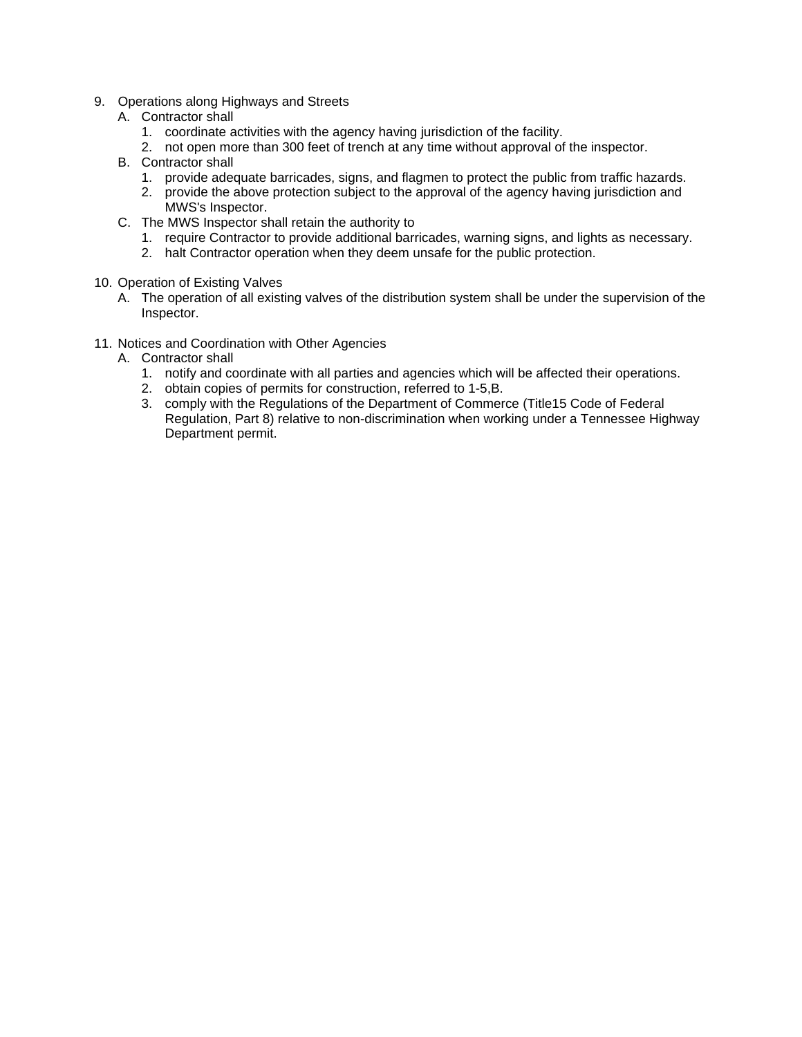9. Operations along Highways and Streets
   A. Contractor shall
      1. coordinate activities with the agency having jurisdiction of the facility.
      2. not open more than 300 feet of trench at any time without approval of the inspector.
   B. Contractor shall
      1. provide adequate barricades, signs, and flagmen to protect the public from traffic hazards.
      2. provide the above protection subject to the approval of the agency having jurisdiction and MWS's Inspector.
   C. The MWS Inspector shall retain the authority to
      1. require Contractor to provide additional barricades, warning signs, and lights as necessary.
      2. halt Contractor operation when they deem unsafe for the public protection.

10. Operation of Existing Valves
    A. The operation of all existing valves of the distribution system shall be under the supervision of the Inspector.

11. Notices and Coordination with Other Agencies
    A. Contractor shall
       1. notify and coordinate with all parties and agencies which will be affected their operations.
       2. obtain copies of permits for construction, referred to 1-5,B.
       3. comply with the Regulations of the Department of Commerce (Title15 Code of Federal Regulation, Part 8) relative to non-discrimination when working under a Tennessee Highway Department permit.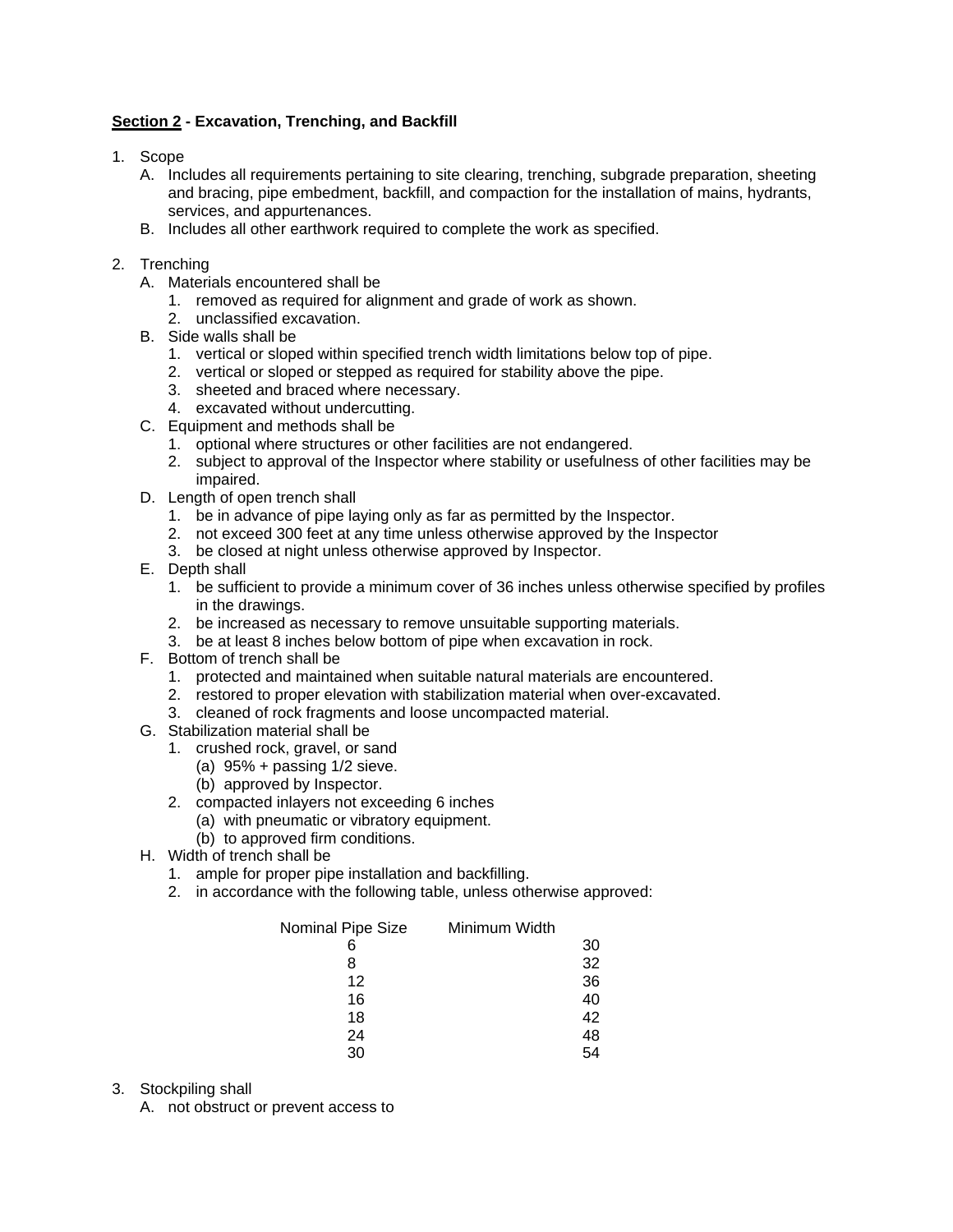**Section 2 - Excavation, Trenching, and Backfill**

1. Scope
   A. Includes all requirements pertaining to site clearing, trenching, subgrade preparation, sheeting and bracing, pipe embedment, backfill, and compaction for the installation of mains, hydrants, services, and appurtenances.
   B. Includes all other earthwork required to complete the work as specified.

2. Trenching
   A. Materials encountered shall be
      1. removed as required for alignment and grade of work as shown.
      2. unclassified excavation.
   B. Side walls shall be
      1. vertical or sloped within specified trench width limitations below top of pipe.
      2. vertical or sloped or stepped as required for stability above the pipe.
      3. sheeted and braced where necessary.
      4. excavated without undercutting.
   C. Equipment and methods shall be
      1. optional where structures or other facilities are not endangered.
      2. subject to approval of the Inspector where stability or usefulness of other facilities may be impaired.
   D. Length of open trench shall
      1. be in advance of pipe laying only as far as permitted by the Inspector.
      2. not exceed 300 feet at any time unless otherwise approved by the Inspector
      3. be closed at night unless otherwise approved by Inspector.
   E. Depth shall
      1. be sufficient to provide a minimum cover of 36 inches unless otherwise specified by profiles in the drawings.
      2. be increased as necessary to remove unsuitable supporting materials.
      3. be at least 8 inches below bottom of pipe when excavation in rock.
   F. Bottom of trench shall be
      1. protected and maintained when suitable natural materials are encountered.
      2. restored to proper elevation with stabilization material when over-excavated.
      3. cleaned of rock fragments and loose uncompacted material.
   G. Stabilization material shall be
      1. crushed rock, gravel, or sand
         (a) 95% + passing 1/2 sieve.
         (b) approved by Inspector.
      2. compacted inlayers not exceeding 6 inches
         (a) with pneumatic or vibratory equipment.
         (b) to approved firm conditions.
   H. Width of trench shall be
      1. ample for proper pipe installation and backfilling.
      2. in accordance with the following table, unless otherwise approved:

| Nominal Pipe Size | Minimum Width |
|---|---|
| 6 | 30 |
| 8 | 32 |
| 12 | 36 |
| 16 | 40 |
| 18 | 42 |
| 24 | 48 |
| 30 | 54 |

3. Stockpiling shall
   A. not obstruct or prevent access to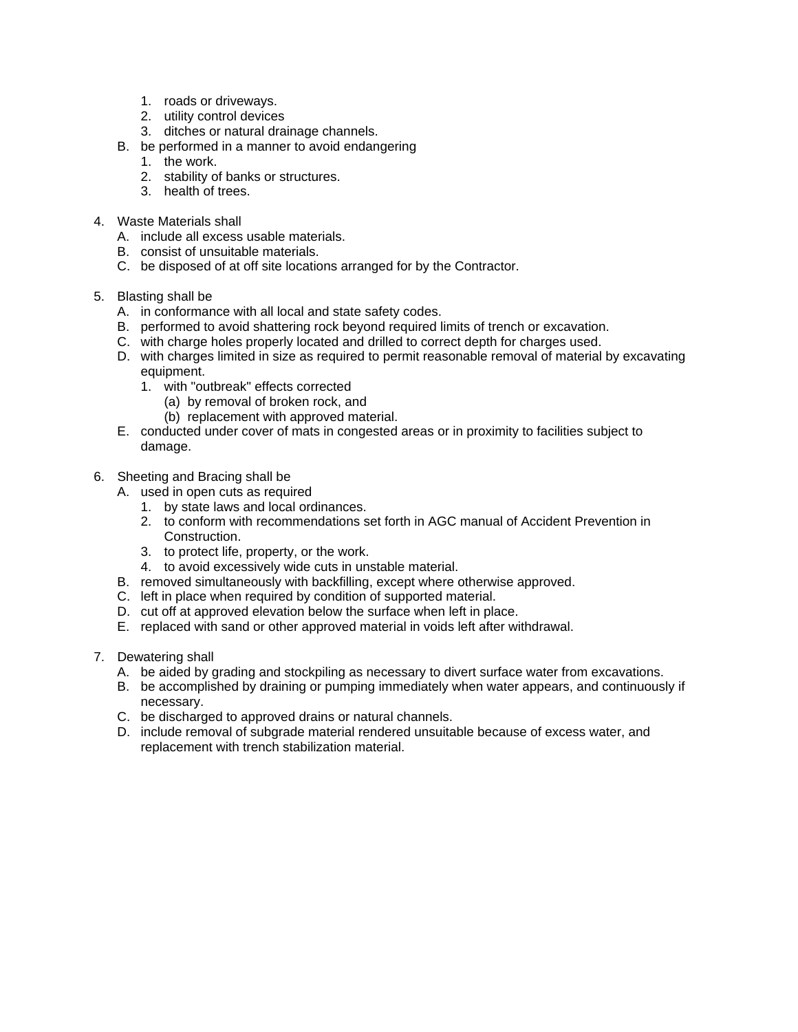1. roads or driveways.
   2. utility control devices
   3. ditches or natural drainage channels.

B. be performed in a manner to avoid endangering
   1. the work.
   2. stability of banks or structures.
   3. health of trees.

4. Waste Materials shall
   A. include all excess usable materials.
   B. consist of unsuitable materials.
   C. be disposed of at off site locations arranged for by the Contractor.

5. Blasting shall be
   A. in conformance with all local and state safety codes.
   B. performed to avoid shattering rock beyond required limits of trench or excavation.
   C. with charge holes properly located and drilled to correct depth for charges used.
   D. with charges limited in size as required to permit reasonable removal of material by excavating equipment.
      1. with "outbreak" effects corrected
         (a) by removal of broken rock, and
         (b) replacement with approved material.
   E. conducted under cover of mats in congested areas or in proximity to facilities subject to damage.

6. Sheeting and Bracing shall be
   A. used in open cuts as required
      1. by state laws and local ordinances.
      2. to conform with recommendations set forth in AGC manual of Accident Prevention in Construction.
      3. to protect life, property, or the work.
      4. to avoid excessively wide cuts in unstable material.
   B. removed simultaneously with backfilling, except where otherwise approved.
   C. left in place when required by condition of supported material.
   D. cut off at approved elevation below the surface when left in place.
   E. replaced with sand or other approved material in voids left after withdrawal.

7. Dewatering shall
   A. be aided by grading and stockpiling as necessary to divert surface water from excavations.
   B. be accomplished by draining or pumping immediately when water appears, and continuously if necessary.
   C. be discharged to approved drains or natural channels.
   D. include removal of subgrade material rendered unsuitable because of excess water, and replacement with trench stabilization material.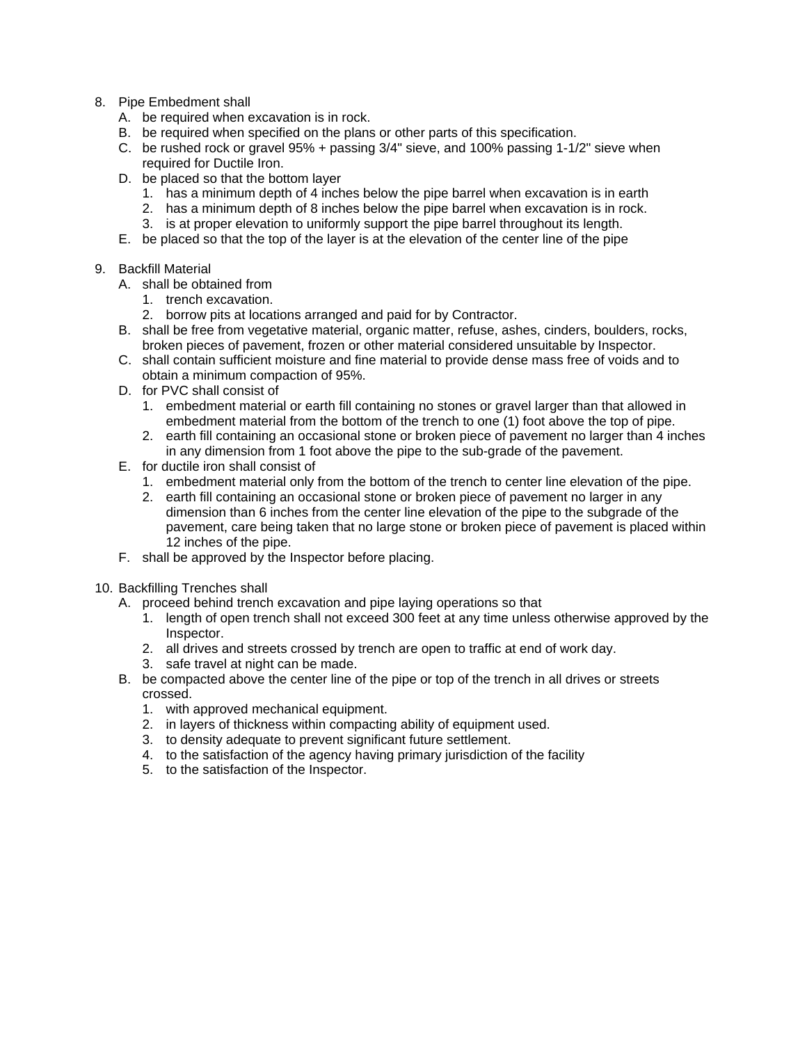8. Pipe Embedment shall
   A. be required when excavation is in rock.
   B. be required when specified on the plans or other parts of this specification.
   C. be rushed rock or gravel 95% + passing 3/4" sieve, and 100% passing 1-1/2" sieve when required for Ductile Iron.
   D. be placed so that the bottom layer
      1. has a minimum depth of 4 inches below the pipe barrel when excavation is in earth
      2. has a minimum depth of 8 inches below the pipe barrel when excavation is in rock.
      3. is at proper elevation to uniformly support the pipe barrel throughout its length.
   E. be placed so that the top of the layer is at the elevation of the center line of the pipe

9. Backfill Material
   A. shall be obtained from
      1. trench excavation.
      2. borrow pits at locations arranged and paid for by Contractor.
   B. shall be free from vegetative material, organic matter, refuse, ashes, cinders, boulders, rocks, broken pieces of pavement, frozen or other material considered unsuitable by Inspector.
   C. shall contain sufficient moisture and fine material to provide dense mass free of voids and to obtain a minimum compaction of 95%.
   D. for PVC shall consist of
      1. embedment material or earth fill containing no stones or gravel larger than that allowed in embedment material from the bottom of the trench to one (1) foot above the top of pipe.
      2. earth fill containing an occasional stone or broken piece of pavement no larger than 4 inches in any dimension from 1 foot above the pipe to the sub-grade of the pavement.
   E. for ductile iron shall consist of
      1. embedment material only from the bottom of the trench to center line elevation of the pipe.
      2. earth fill containing an occasional stone or broken piece of pavement no larger in any dimension than 6 inches from the center line elevation of the pipe to the subgrade of the pavement, care being taken that no large stone or broken piece of pavement is placed within 12 inches of the pipe.
   F. shall be approved by the Inspector before placing.

10. Backfilling Trenches shall
   A. proceed behind trench excavation and pipe laying operations so that
      1. length of open trench shall not exceed 300 feet at any time unless otherwise approved by the Inspector.
      2. all drives and streets crossed by trench are open to traffic at end of work day.
      3. safe travel at night can be made.
   B. be compacted above the center line of the pipe or top of the trench in all drives or streets crossed.
      1. with approved mechanical equipment.
      2. in layers of thickness within compacting ability of equipment used.
      3. to density adequate to prevent significant future settlement.
      4. to the satisfaction of the agency having primary jurisdiction of the facility
      5. to the satisfaction of the Inspector.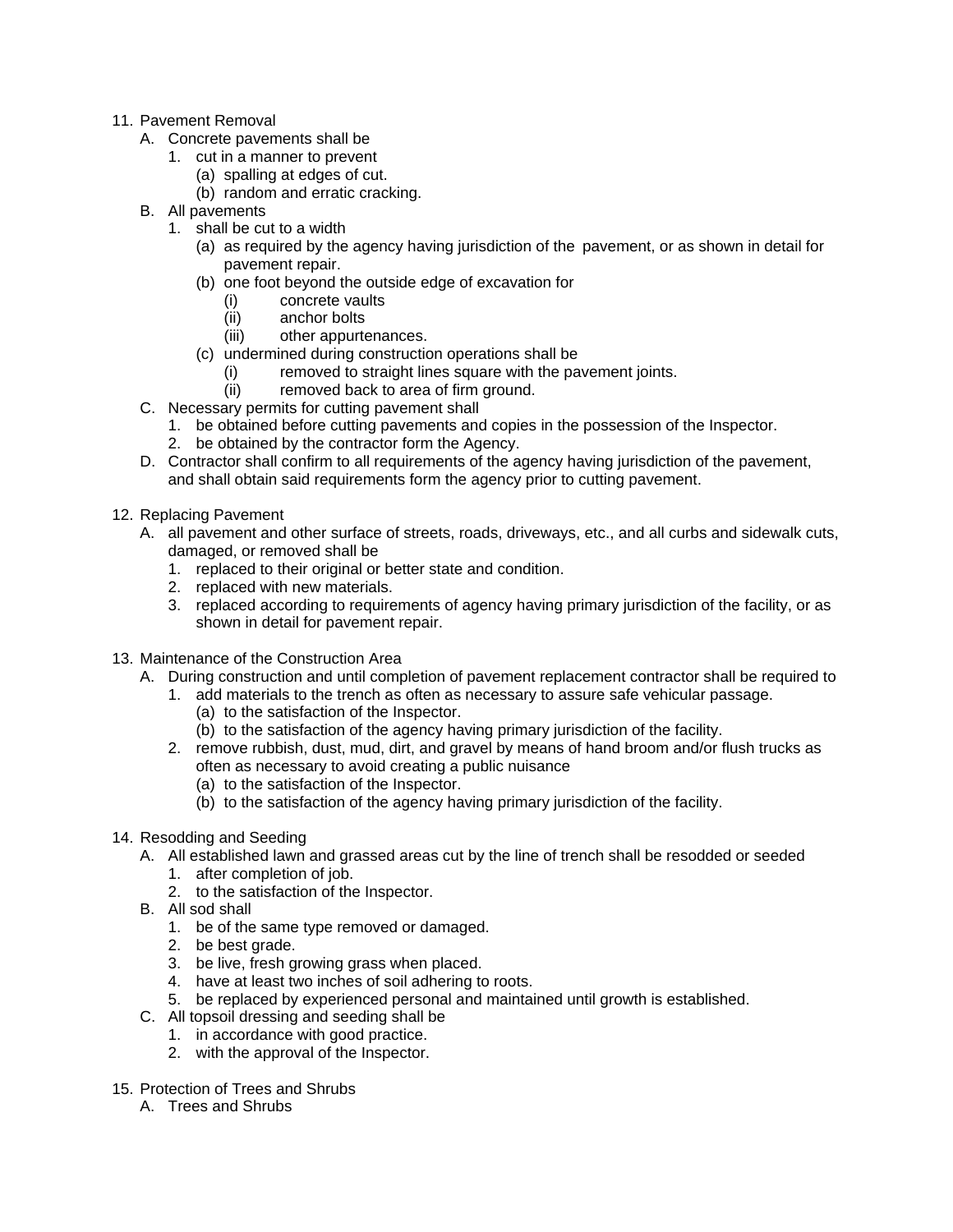11. Pavement Removal
    A. Concrete pavements shall be
        1. cut in a manner to prevent
            (a) spalling at edges of cut.
            (b) random and erratic cracking.
    B. All pavements
        1. shall be cut to a width
            (a) as required by the agency having jurisdiction of the pavement, or as shown in detail for pavement repair.
            (b) one foot beyond the outside edge of excavation for
                (i) concrete vaults
                (ii) anchor bolts
                (iii) other appurtenances.
            (c) undermined during construction operations shall be
                (i) removed to straight lines square with the pavement joints.
                (ii) removed back to area of firm ground.
    C. Necessary permits for cutting pavement shall
        1. be obtained before cutting pavements and copies in the possession of the Inspector.
        2. be obtained by the contractor form the Agency.
    D. Contractor shall confirm to all requirements of the agency having jurisdiction of the pavement, and shall obtain said requirements form the agency prior to cutting pavement.

12. Replacing Pavement
    A. all pavement and other surface of streets, roads, driveways, etc., and all curbs and sidewalk cuts, damaged, or removed shall be
        1. replaced to their original or better state and condition.
        2. replaced with new materials.
        3. replaced according to requirements of agency having primary jurisdiction of the facility, or as shown in detail for pavement repair.

13. Maintenance of the Construction Area
    A. During construction and until completion of pavement replacement contractor shall be required to
        1. add materials to the trench as often as necessary to assure safe vehicular passage.
            (a) to the satisfaction of the Inspector.
            (b) to the satisfaction of the agency having primary jurisdiction of the facility.
        2. remove rubbish, dust, mud, dirt, and gravel by means of hand broom and/or flush trucks as often as necessary to avoid creating a public nuisance
            (a) to the satisfaction of the Inspector.
            (b) to the satisfaction of the agency having primary jurisdiction of the facility.

14. Resodding and Seeding
    A. All established lawn and grassed areas cut by the line of trench shall be resodded or seeded
        1. after completion of job.
        2. to the satisfaction of the Inspector.
    B. All sod shall
        1. be of the same type removed or damaged.
        2. be best grade.
        3. be live, fresh growing grass when placed.
        4. have at least two inches of soil adhering to roots.
        5. be replaced by experienced personal and maintained until growth is established.
    C. All topsoil dressing and seeding shall be
        1. in accordance with good practice.
        2. with the approval of the Inspector.

15. Protection of Trees and Shrubs
    A. Trees and Shrubs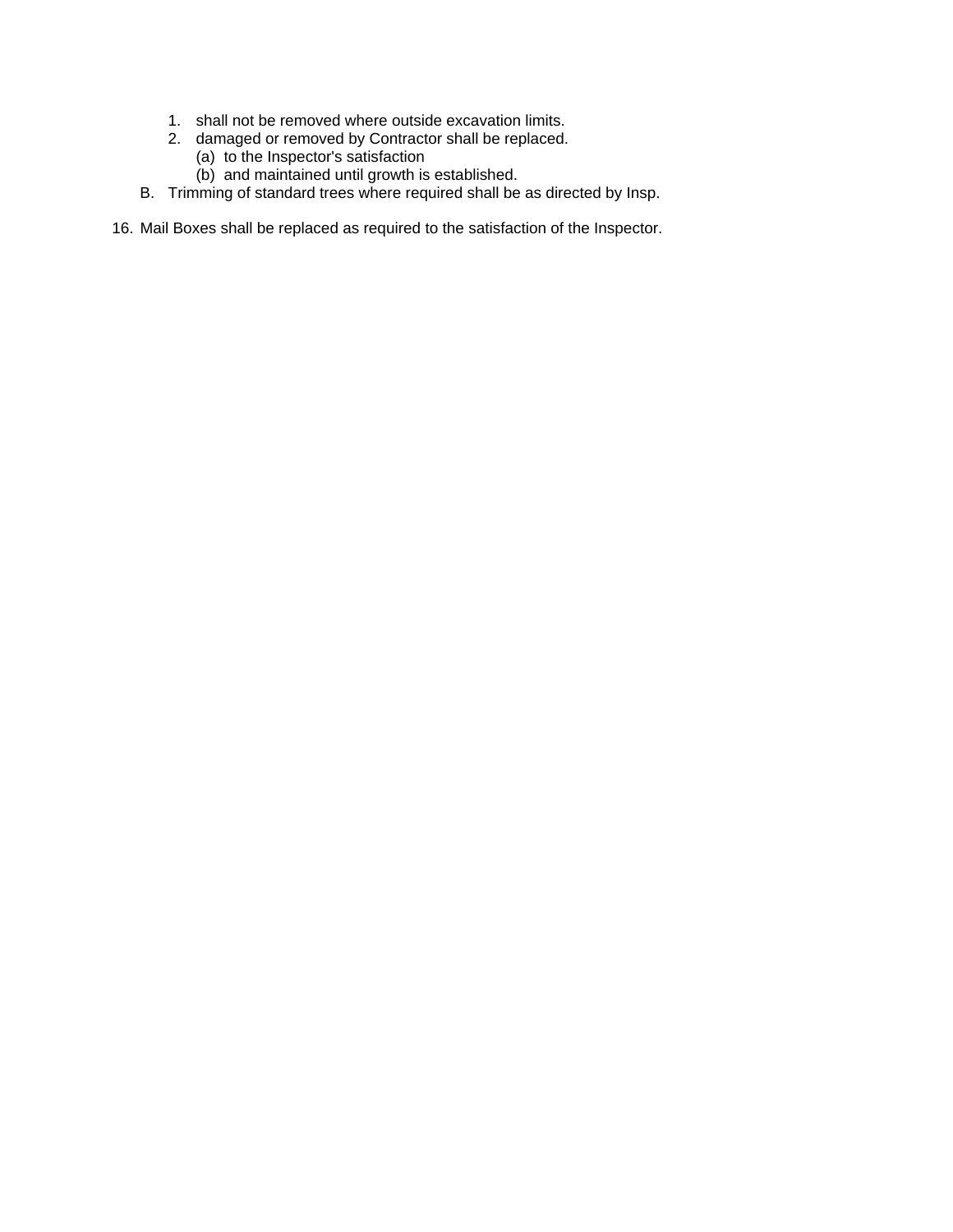1. shall not be removed where outside excavation limits.
   2. damaged or removed by Contractor shall be replaced.
      (a) to the Inspector's satisfaction
      (b) and maintained until growth is established.

B. Trimming of standard trees where required shall be as directed by Insp.

16. Mail Boxes shall be replaced as required to the satisfaction of the Inspector.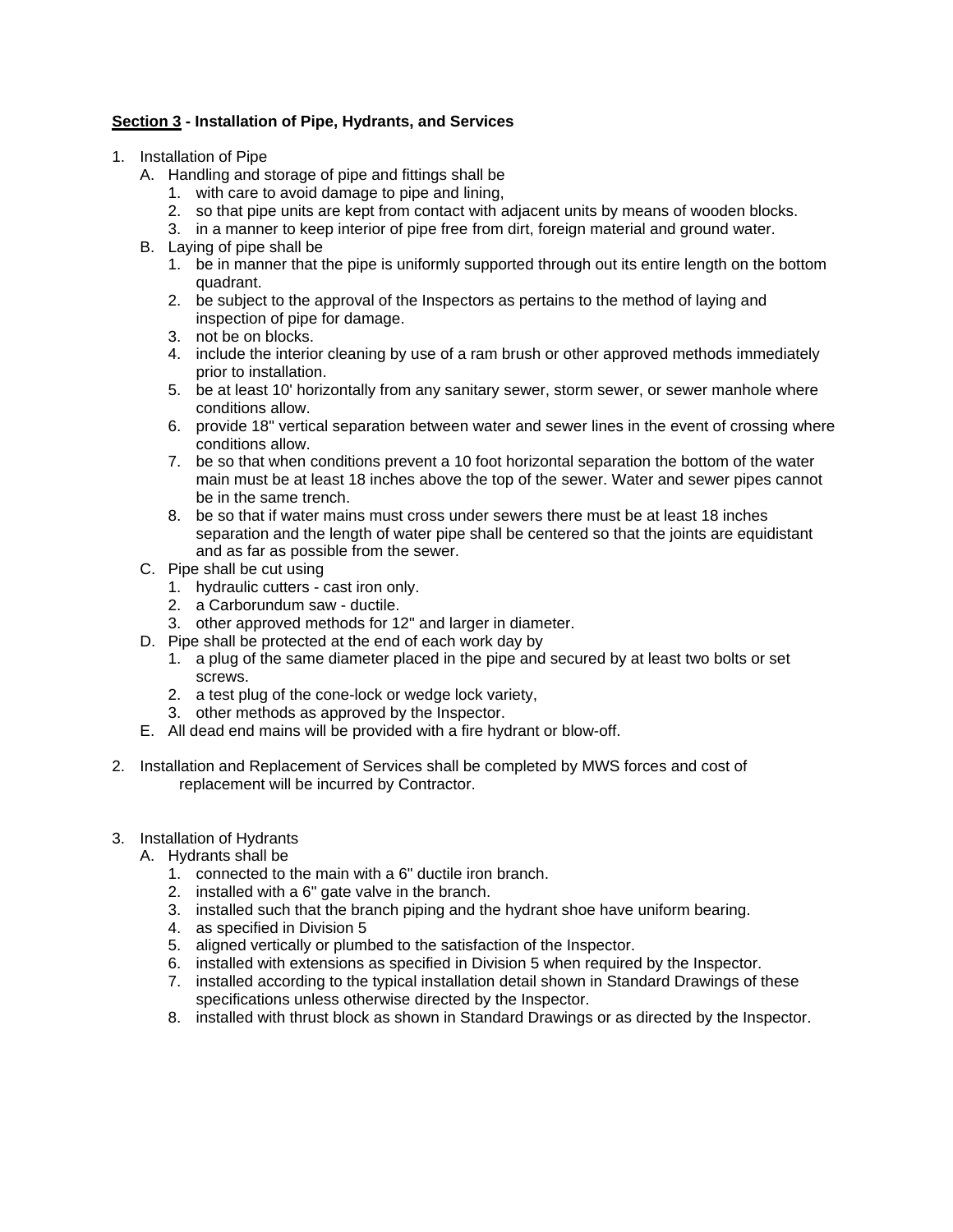**<u>Section 3</u> - Installation of Pipe, Hydrants, and Services**

1. Installation of Pipe
   A. Handling and storage of pipe and fittings shall be
      1. with care to avoid damage to pipe and lining,
      2. so that pipe units are kept from contact with adjacent units by means of wooden blocks.
      3. in a manner to keep interior of pipe free from dirt, foreign material and ground water.
   B. Laying of pipe shall be
      1. be in manner that the pipe is uniformly supported through out its entire length on the bottom quadrant.
      2. be subject to the approval of the Inspectors as pertains to the method of laying and inspection of pipe for damage.
      3. not be on blocks.
      4. include the interior cleaning by use of a ram brush or other approved methods immediately prior to installation.
      5. be at least 10' horizontally from any sanitary sewer, storm sewer, or sewer manhole where conditions allow.
      6. provide 18" vertical separation between water and sewer lines in the event of crossing where conditions allow.
      7. be so that when conditions prevent a 10 foot horizontal separation the bottom of the water main must be at least 18 inches above the top of the sewer. Water and sewer pipes cannot be in the same trench.
      8. be so that if water mains must cross under sewers there must be at least 18 inches separation and the length of water pipe shall be centered so that the joints are equidistant and as far as possible from the sewer.
   C. Pipe shall be cut using
      1. hydraulic cutters - cast iron only.
      2. a Carborundum saw - ductile.
      3. other approved methods for 12" and larger in diameter.
   D. Pipe shall be protected at the end of each work day by
      1. a plug of the same diameter placed in the pipe and secured by at least two bolts or set screws.
      2. a test plug of the cone-lock or wedge lock variety,
      3. other methods as approved by the Inspector.
   E. All dead end mains will be provided with a fire hydrant or blow-off.

2. Installation and Replacement of Services shall be completed by MWS forces and cost of replacement will be incurred by Contractor.

3. Installation of Hydrants
   A. Hydrants shall be
      1. connected to the main with a 6" ductile iron branch.
      2. installed with a 6" gate valve in the branch.
      3. installed such that the branch piping and the hydrant shoe have uniform bearing.
      4. as specified in Division 5
      5. aligned vertically or plumbed to the satisfaction of the Inspector.
      6. installed with extensions as specified in Division 5 when required by the Inspector.
      7. installed according to the typical installation detail shown in Standard Drawings of these specifications unless otherwise directed by the Inspector.
      8. installed with thrust block as shown in Standard Drawings or as directed by the Inspector.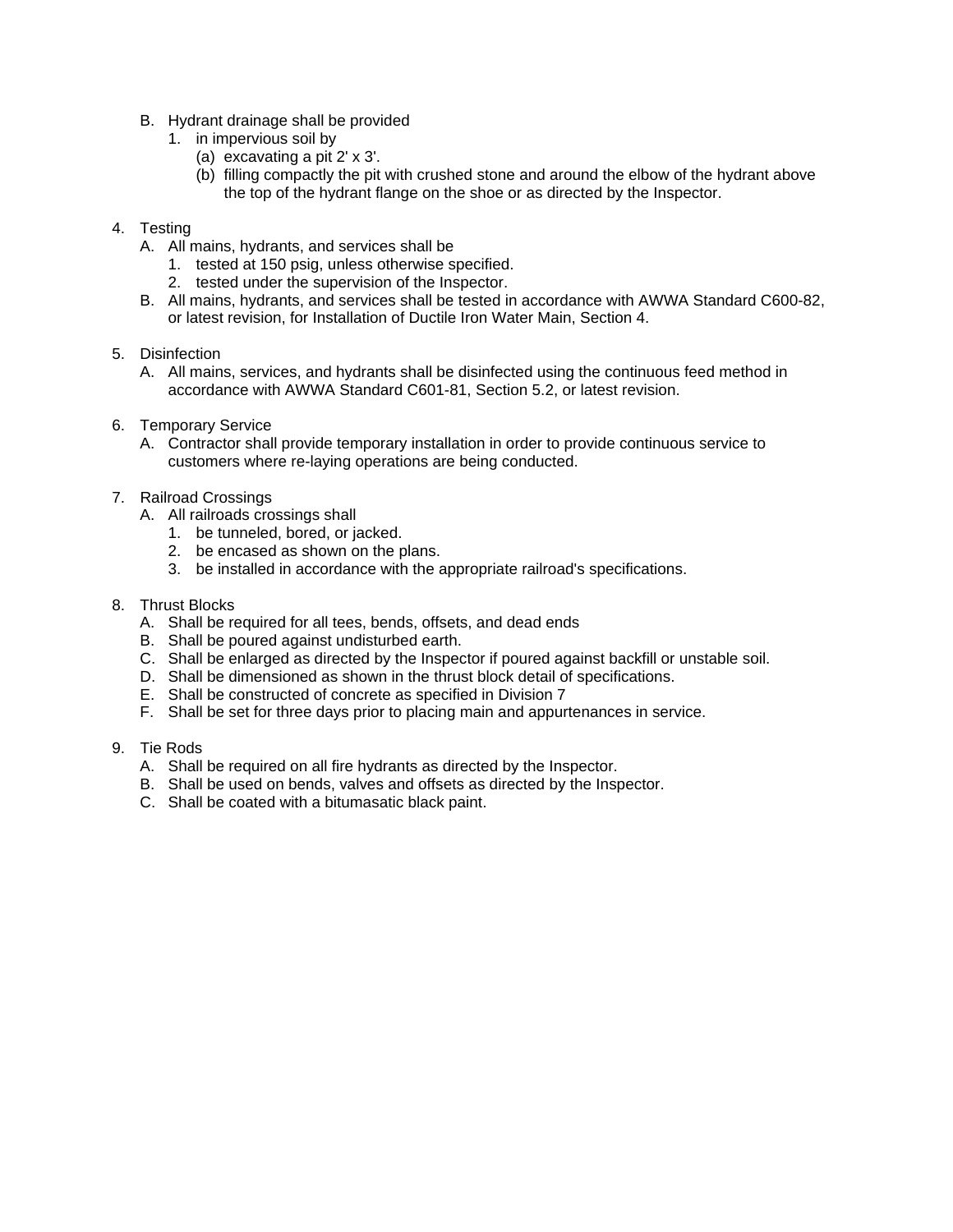B. Hydrant drainage shall be provided
   1. in impervious soil by
      (a) excavating a pit 2' x 3'.
      (b) filling compactly the pit with crushed stone and around the elbow of the hydrant above the top of the hydrant flange on the shoe or as directed by the Inspector.

4. Testing
   A. All mains, hydrants, and services shall be
      1. tested at 150 psig, unless otherwise specified.
      2. tested under the supervision of the Inspector.
   B. All mains, hydrants, and services shall be tested in accordance with AWWA Standard C600-82, or latest revision, for Installation of Ductile Iron Water Main, Section 4.

5. Disinfection
   A. All mains, services, and hydrants shall be disinfected using the continuous feed method in accordance with AWWA Standard C601-81, Section 5.2, or latest revision.

6. Temporary Service
   A. Contractor shall provide temporary installation in order to provide continuous service to customers where re-laying operations are being conducted.

7. Railroad Crossings
   A. All railroads crossings shall
      1. be tunneled, bored, or jacked.
      2. be encased as shown on the plans.
      3. be installed in accordance with the appropriate railroad's specifications.

8. Thrust Blocks
   A. Shall be required for all tees, bends, offsets, and dead ends
   B. Shall be poured against undisturbed earth.
   C. Shall be enlarged as directed by the Inspector if poured against backfill or unstable soil.
   D. Shall be dimensioned as shown in the thrust block detail of specifications.
   E. Shall be constructed of concrete as specified in Division 7
   F. Shall be set for three days prior to placing main and appurtenances in service.

9. Tie Rods
   A. Shall be required on all fire hydrants as directed by the Inspector.
   B. Shall be used on bends, valves and offsets as directed by the Inspector.
   C. Shall be coated with a bitumasatic black paint.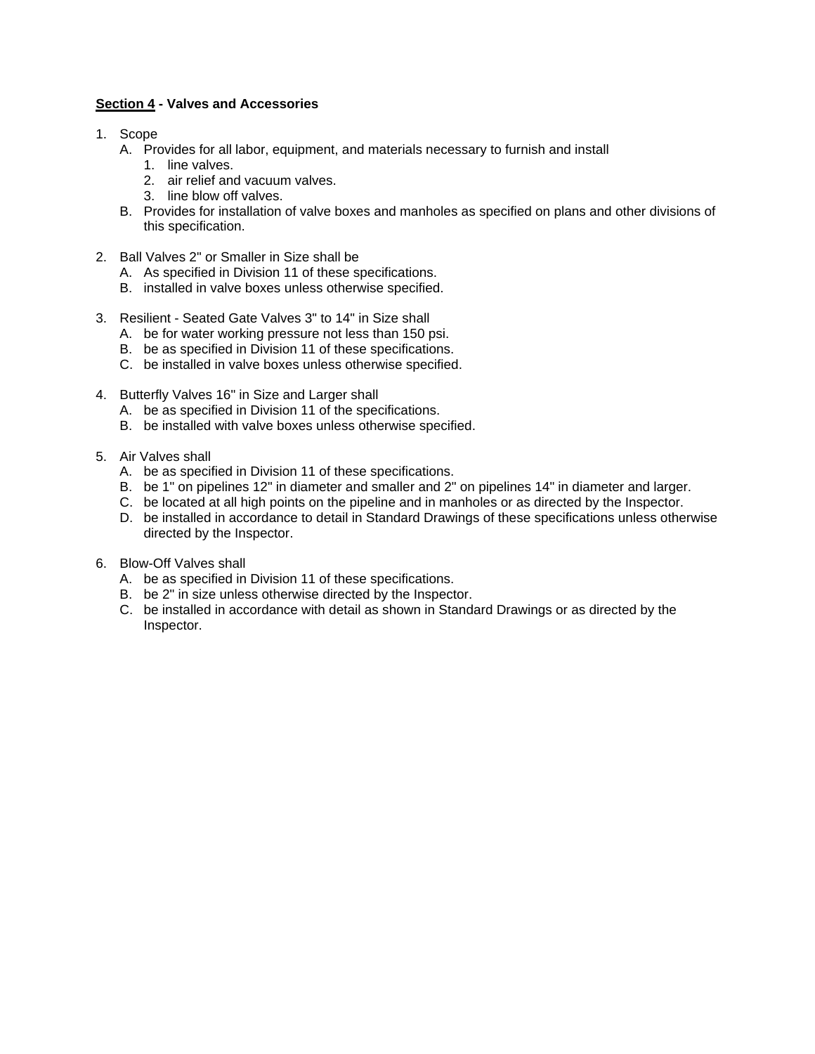**<u>Section 4</u> - Valves and Accessories**

1. Scope
   A. Provides for all labor, equipment, and materials necessary to furnish and install
      1. line valves.
      2. air relief and vacuum valves.
      3. line blow off valves.
   B. Provides for installation of valve boxes and manholes as specified on plans and other divisions of this specification.

2. Ball Valves 2" or Smaller in Size shall be
   A. As specified in Division 11 of these specifications.
   B. installed in valve boxes unless otherwise specified.

3. Resilient - Seated Gate Valves 3" to 14" in Size shall
   A. be for water working pressure not less than 150 psi.
   B. be as specified in Division 11 of these specifications.
   C. be installed in valve boxes unless otherwise specified.

4. Butterfly Valves 16" in Size and Larger shall
   A. be as specified in Division 11 of the specifications.
   B. be installed with valve boxes unless otherwise specified.

5. Air Valves shall
   A. be as specified in Division 11 of these specifications.
   B. be 1" on pipelines 12" in diameter and smaller and 2" on pipelines 14" in diameter and larger.
   C. be located at all high points on the pipeline and in manholes or as directed by the Inspector.
   D. be installed in accordance to detail in Standard Drawings of these specifications unless otherwise directed by the Inspector.

6. Blow-Off Valves shall
   A. be as specified in Division 11 of these specifications.
   B. be 2" in size unless otherwise directed by the Inspector.
   C. be installed in accordance with detail as shown in Standard Drawings or as directed by the Inspector.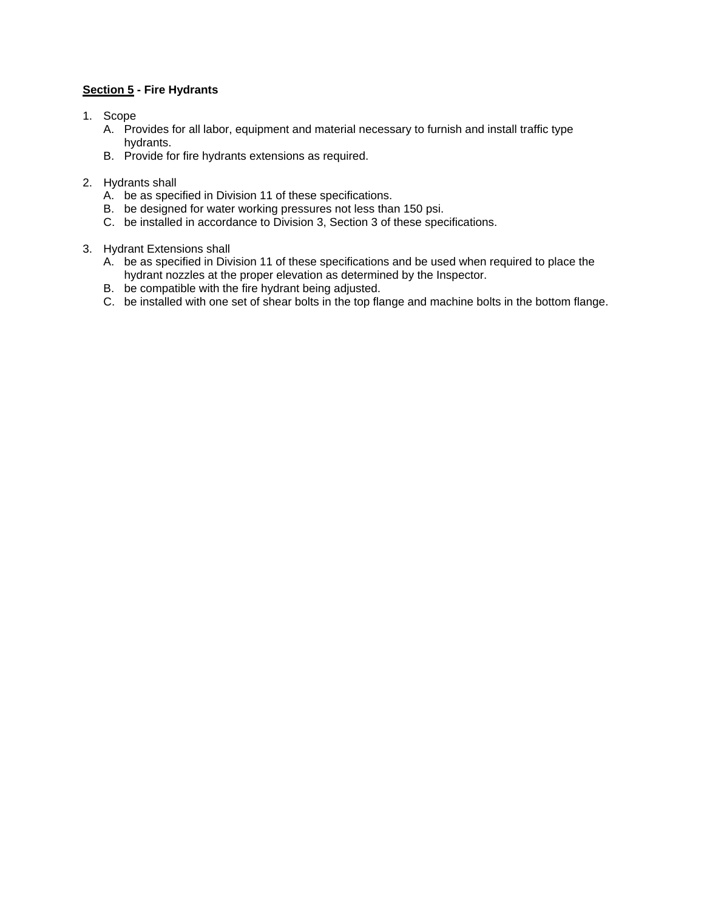**Section 5 - Fire Hydrants**

1. Scope
   A. Provides for all labor, equipment and material necessary to furnish and install traffic type hydrants.
   B. Provide for fire hydrants extensions as required.

2. Hydrants shall
   A. be as specified in Division 11 of these specifications.
   B. be designed for water working pressures not less than 150 psi.
   C. be installed in accordance to Division 3, Section 3 of these specifications.

3. Hydrant Extensions shall
   A. be as specified in Division 11 of these specifications and be used when required to place the hydrant nozzles at the proper elevation as determined by the Inspector.
   B. be compatible with the fire hydrant being adjusted.
   C. be installed with one set of shear bolts in the top flange and machine bolts in the bottom flange.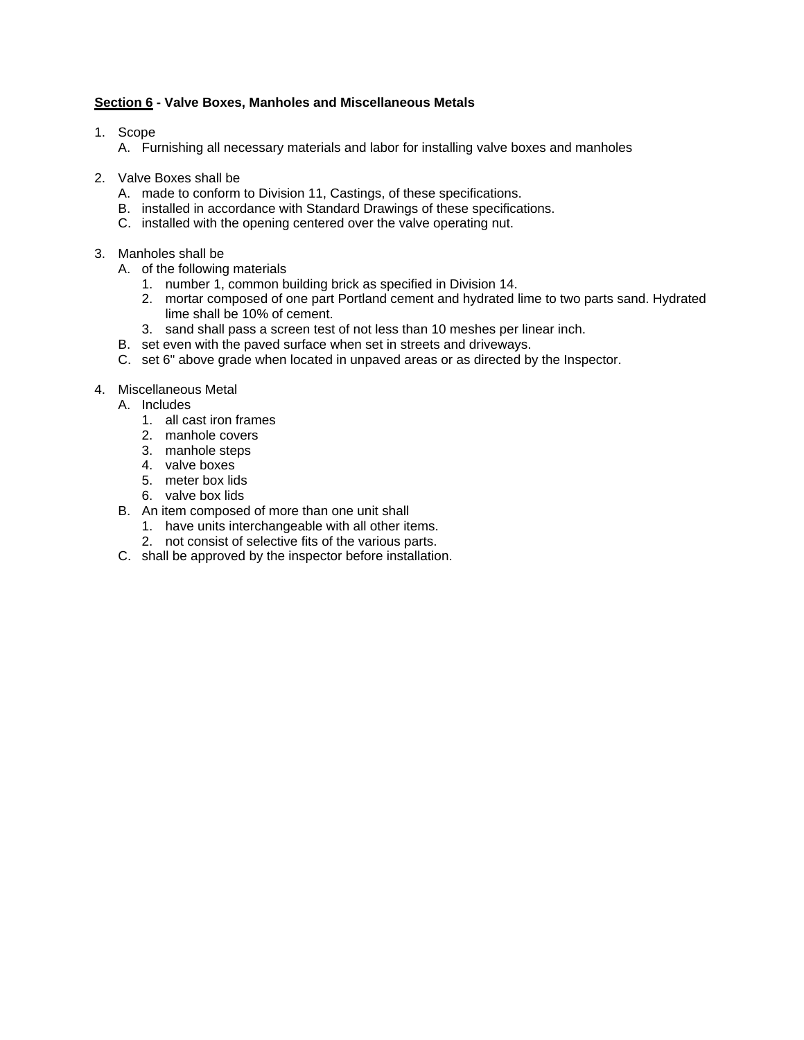**<u>Section 6</u> - Valve Boxes, Manholes and Miscellaneous Metals**

1. Scope
   A. Furnishing all necessary materials and labor for installing valve boxes and manholes

2. Valve Boxes shall be
   A. made to conform to Division 11, Castings, of these specifications.
   B. installed in accordance with Standard Drawings of these specifications.
   C. installed with the opening centered over the valve operating nut.

3. Manholes shall be
   A. of the following materials
      1. number 1, common building brick as specified in Division 14.
      2. mortar composed of one part Portland cement and hydrated lime to two parts sand. Hydrated lime shall be 10% of cement.
      3. sand shall pass a screen test of not less than 10 meshes per linear inch.
   B. set even with the paved surface when set in streets and driveways.
   C. set 6" above grade when located in unpaved areas or as directed by the Inspector.

4. Miscellaneous Metal
   A. Includes
      1. all cast iron frames
      2. manhole covers
      3. manhole steps
      4. valve boxes
      5. meter box lids
      6. valve box lids
   B. An item composed of more than one unit shall
      1. have units interchangeable with all other items.
      2. not consist of selective fits of the various parts.
   C. shall be approved by the inspector before installation.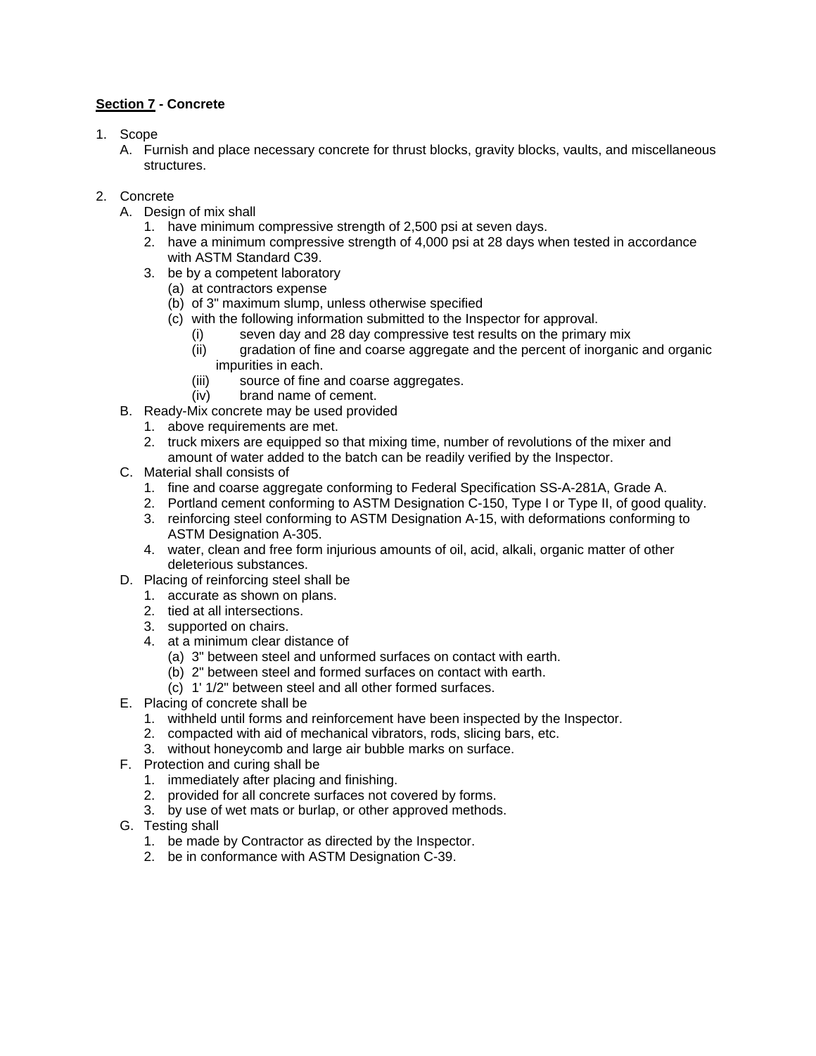**<u>Section 7</u> - Concrete**

1. Scope
   A. Furnish and place necessary concrete for thrust blocks, gravity blocks, vaults, and miscellaneous structures.

2. Concrete
   A. Design of mix shall
      1. have minimum compressive strength of 2,500 psi at seven days.
      2. have a minimum compressive strength of 4,000 psi at 28 days when tested in accordance with ASTM Standard C39.
      3. be by a competent laboratory
         (a) at contractors expense
         (b) of 3" maximum slump, unless otherwise specified
         (c) with the following information submitted to the Inspector for approval.
            (i) seven day and 28 day compressive test results on the primary mix
            (ii) gradation of fine and coarse aggregate and the percent of inorganic and organic impurities in each.
            (iii) source of fine and coarse aggregates.
            (iv) brand name of cement.
   B. Ready-Mix concrete may be used provided
      1. above requirements are met.
      2. truck mixers are equipped so that mixing time, number of revolutions of the mixer and amount of water added to the batch can be readily verified by the Inspector.
   C. Material shall consists of
      1. fine and coarse aggregate conforming to Federal Specification SS-A-281A, Grade A.
      2. Portland cement conforming to ASTM Designation C-150, Type I or Type II, of good quality.
      3. reinforcing steel conforming to ASTM Designation A-15, with deformations conforming to ASTM Designation A-305.
      4. water, clean and free form injurious amounts of oil, acid, alkali, organic matter of other deleterious substances.
   D. Placing of reinforcing steel shall be
      1. accurate as shown on plans.
      2. tied at all intersections.
      3. supported on chairs.
      4. at a minimum clear distance of
         (a) 3" between steel and unformed surfaces on contact with earth.
         (b) 2" between steel and formed surfaces on contact with earth.
         (c) 1' 1/2" between steel and all other formed surfaces.
   E. Placing of concrete shall be
      1. withheld until forms and reinforcement have been inspected by the Inspector.
      2. compacted with aid of mechanical vibrators, rods, slicing bars, etc.
      3. without honeycomb and large air bubble marks on surface.
   F. Protection and curing shall be
      1. immediately after placing and finishing.
      2. provided for all concrete surfaces not covered by forms.
      3. by use of wet mats or burlap, or other approved methods.
   G. Testing shall
      1. be made by Contractor as directed by the Inspector.
      2. be in conformance with ASTM Designation C-39.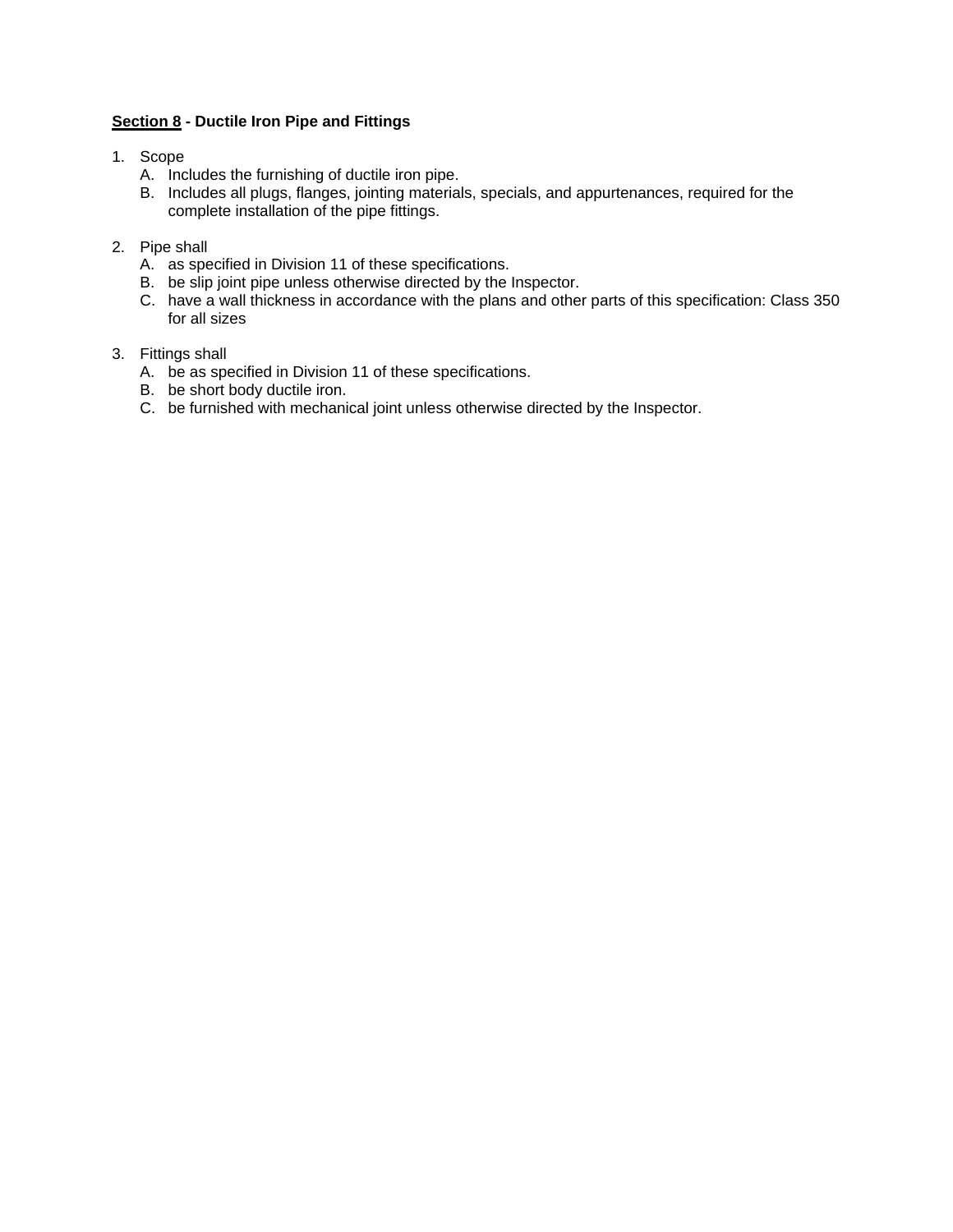**<u>Section 8</u> - Ductile Iron Pipe and Fittings**

1. Scope
   A. Includes the furnishing of ductile iron pipe.
   B. Includes all plugs, flanges, jointing materials, specials, and appurtenances, required for the complete installation of the pipe fittings.

2. Pipe shall
   A. as specified in Division 11 of these specifications.
   B. be slip joint pipe unless otherwise directed by the Inspector.
   C. have a wall thickness in accordance with the plans and other parts of this specification: Class 350 for all sizes

3. Fittings shall
   A. be as specified in Division 11 of these specifications.
   B. be short body ductile iron.
   C. be furnished with mechanical joint unless otherwise directed by the Inspector.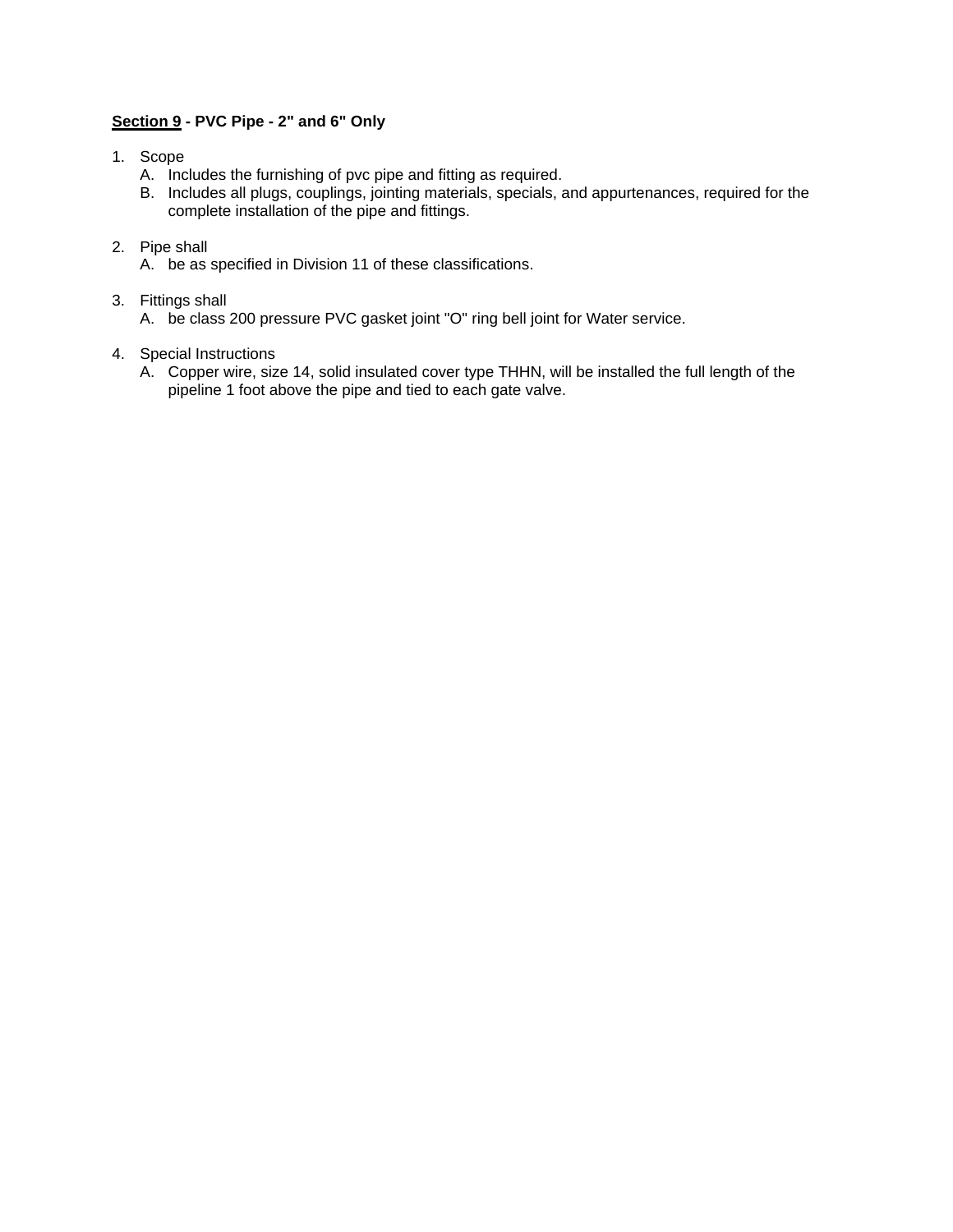**<u>Section 9</u> - PVC Pipe - 2" and 6" Only**

1. Scope
   A. Includes the furnishing of pvc pipe and fitting as required.
   B. Includes all plugs, couplings, jointing materials, specials, and appurtenances, required for the complete installation of the pipe and fittings.

2. Pipe shall
   A. be as specified in Division 11 of these classifications.

3. Fittings shall
   A. be class 200 pressure PVC gasket joint "O" ring bell joint for Water service.

4. Special Instructions
   A. Copper wire, size 14, solid insulated cover type THHN, will be installed the full length of the pipeline 1 foot above the pipe and tied to each gate valve.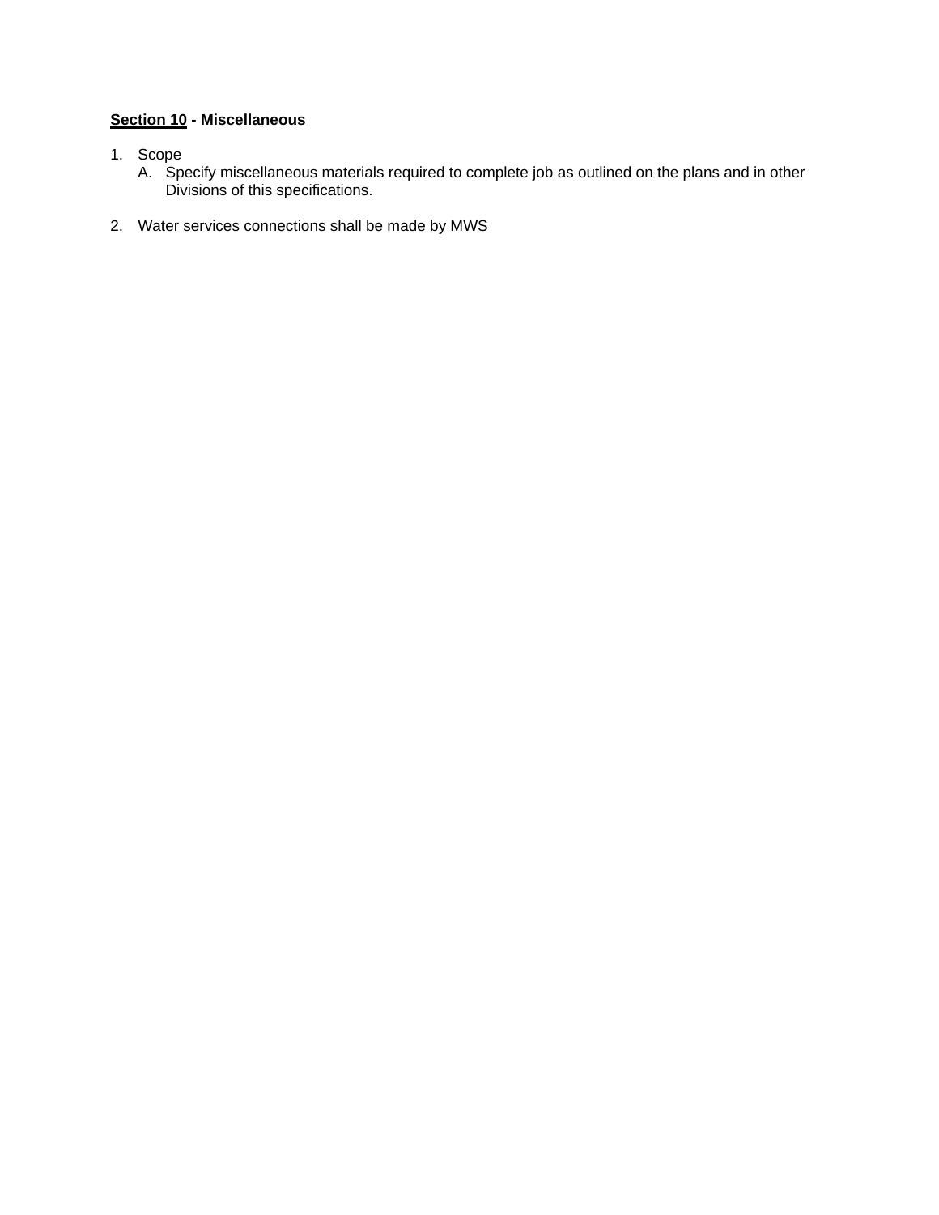**<u>Section 10</u> - Miscellaneous**

1. Scope
   A. Specify miscellaneous materials required to complete job as outlined on the plans and in other Divisions of this specifications.

2. Water services connections shall be made by MWS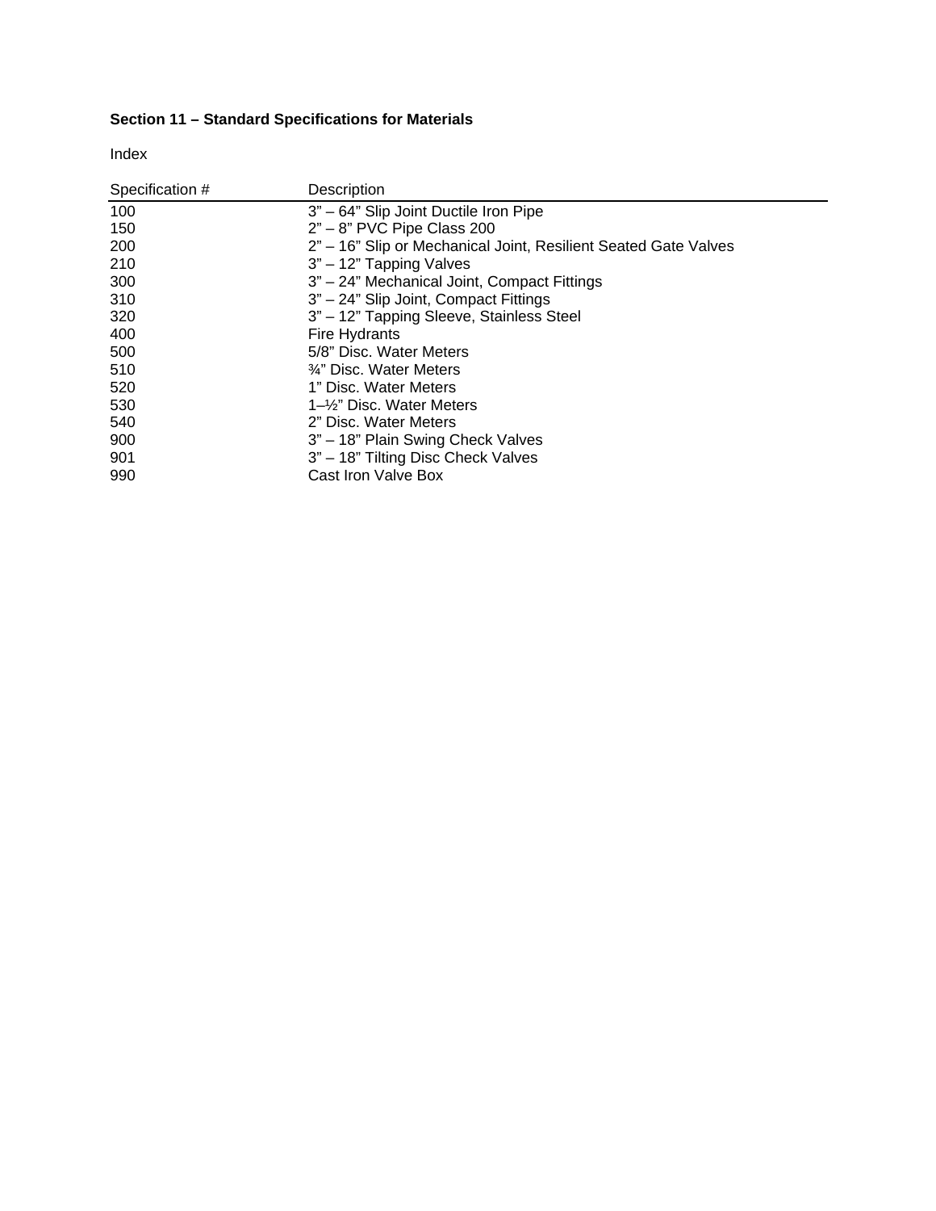**Section 11 – Standard Specifications for Materials**

Index

| Specification # | Description |
|---|---|
| 100 | 3" – 64" Slip Joint Ductile Iron Pipe |
| 150 | 2" – 8" PVC Pipe Class 200 |
| 200 | 2" – 16" Slip or Mechanical Joint, Resilient Seated Gate Valves |
| 210 | 3" – 12" Tapping Valves |
| 300 | 3" – 24" Mechanical Joint, Compact Fittings |
| 310 | 3" – 24" Slip Joint, Compact Fittings |
| 320 | 3" – 12" Tapping Sleeve, Stainless Steel |
| 400 | Fire Hydrants |
| 500 | 5/8" Disc. Water Meters |
| 510 | ¾" Disc. Water Meters |
| 520 | 1" Disc. Water Meters |
| 530 | 1–½" Disc. Water Meters |
| 540 | 2" Disc. Water Meters |
| 900 | 3" – 18" Plain Swing Check Valves |
| 901 | 3" – 18" Tilting Disc Check Valves |
| 990 | Cast Iron Valve Box |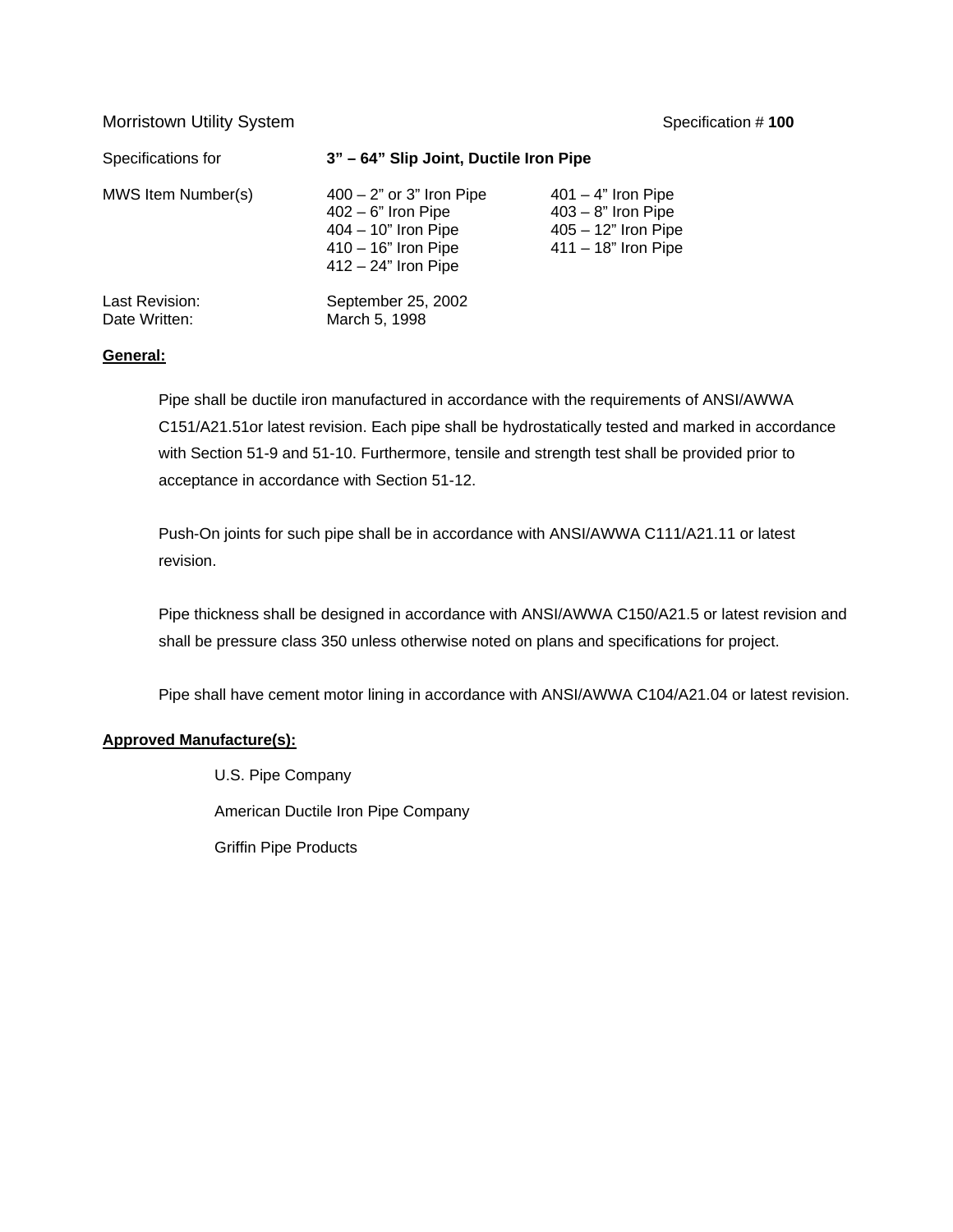Morristown Utility System Specification # **100**

| | |
|---|---|
| Specifications for | **3" – 64" Slip Joint, Ductile Iron Pipe** |
| MWS Item Number(s) | 400 – 2" or 3" Iron Pipe<br>401 – 4" Iron Pipe<br>402 – 6" Iron Pipe<br>403 – 8" Iron Pipe<br>404 – 10" Iron Pipe<br>405 – 12" Iron Pipe<br>410 – 16" Iron Pipe<br>411 – 18" Iron Pipe<br>412 – 24" Iron Pipe |
| Last Revision: | September 25, 2002 |
| Date Written: | March 5, 1998 |

**General:**

Pipe shall be ductile iron manufactured in accordance with the requirements of ANSI/AWWA C151/A21.51or latest revision. Each pipe shall be hydrostatically tested and marked in accordance with Section 51-9 and 51-10. Furthermore, tensile and strength test shall be provided prior to acceptance in accordance with Section 51-12.

Push-On joints for such pipe shall be in accordance with ANSI/AWWA C111/A21.11 or latest revision.

Pipe thickness shall be designed in accordance with ANSI/AWWA C150/A21.5 or latest revision and shall be pressure class 350 unless otherwise noted on plans and specifications for project.

Pipe shall have cement motor lining in accordance with ANSI/AWWA C104/A21.04 or latest revision.

**Approved Manufacture(s):**

U.S. Pipe Company

American Ductile Iron Pipe Company

Griffin Pipe Products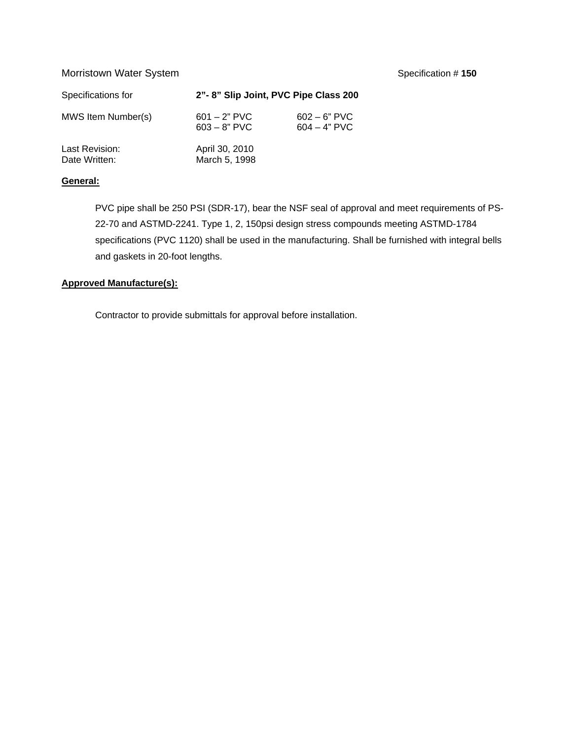Morristown Water System Specification # **150**

Specifications for **2”- 8” Slip Joint, PVC Pipe Class 200**

| MWS Item Number(s) | 601 – 2” PVC | 602 – 6” PVC |
|---|---|---|
| | 603 – 8” PVC | 604 – 4” PVC |

Last Revision: April 30, 2010
Date Written: March 5, 1998

**General:**

PVC pipe shall be 250 PSI (SDR-17), bear the NSF seal of approval and meet requirements of PS-22-70 and ASTMD-2241. Type 1, 2, 150psi design stress compounds meeting ASTMD-1784 specifications (PVC 1120) shall be used in the manufacturing. Shall be furnished with integral bells and gaskets in 20-foot lengths.

**Approved Manufacture(s):**

Contractor to provide submittals for approval before installation.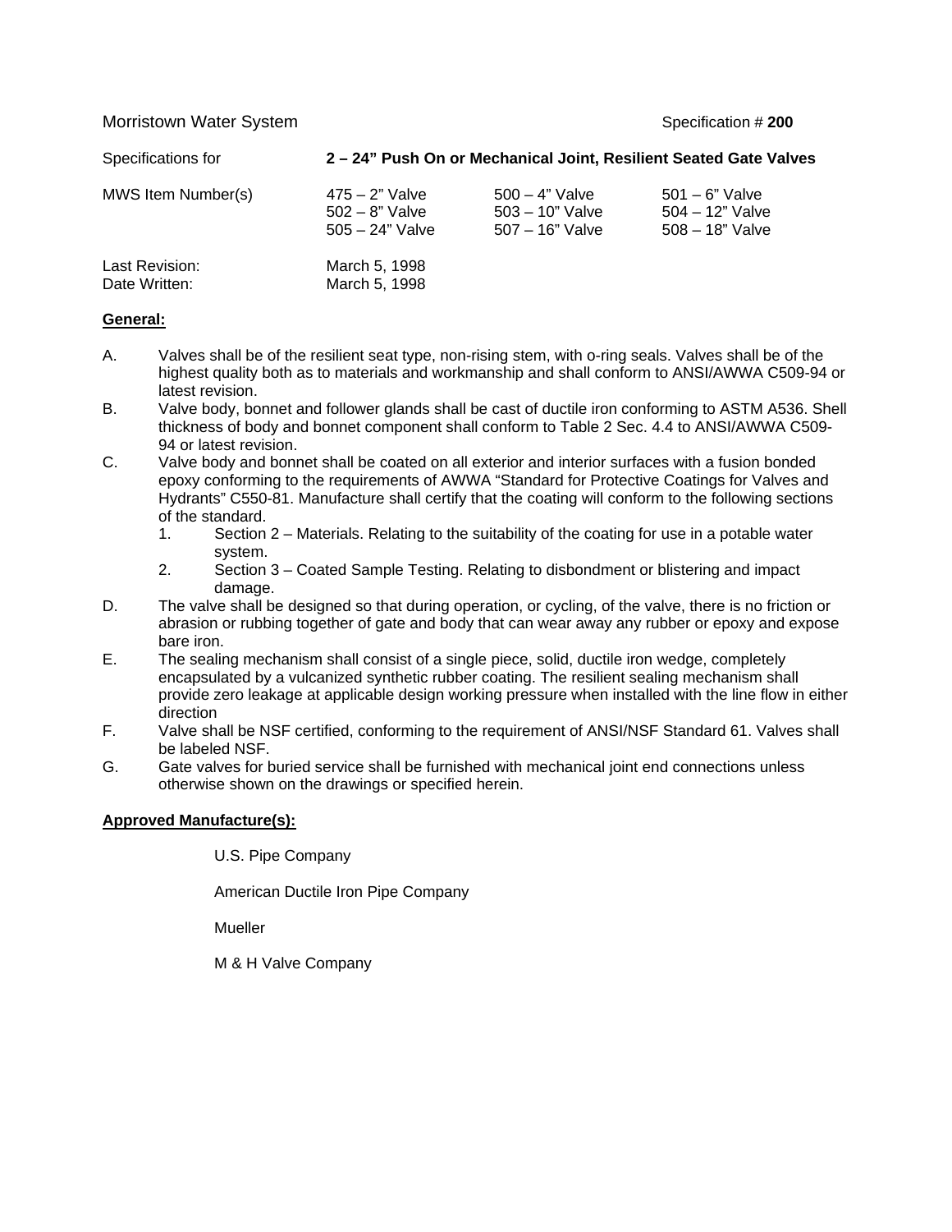Morristown Water System Specification # **200**

Specifications for **2 – 24" Push On or Mechanical Joint, Resilient Seated Gate Valves**

| MWS Item Number(s) | | | |
|---|---|---|---|
| | 475 – 2" Valve | 500 – 4" Valve | 501 – 6" Valve |
| | 502 – 8" Valve | 503 – 10" Valve | 504 – 12" Valve |
| | 505 – 24" Valve | 507 – 16" Valve | 508 – 18" Valve |

Last Revision: March 5, 1998
Date Written: March 5, 1998

**General:**

A. Valves shall be of the resilient seat type, non-rising stem, with o-ring seals. Valves shall be of the highest quality both as to materials and workmanship and shall conform to ANSI/AWWA C509-94 or latest revision.

B. Valve body, bonnet and follower glands shall be cast of ductile iron conforming to ASTM A536. Shell thickness of body and bonnet component shall conform to Table 2 Sec. 4.4 to ANSI/AWWA C509-94 or latest revision.

C. Valve body and bonnet shall be coated on all exterior and interior surfaces with a fusion bonded epoxy conforming to the requirements of AWWA "Standard for Protective Coatings for Valves and Hydrants" C550-81. Manufacture shall certify that the coating will conform to the following sections of the standard.
   1. Section 2 – Materials. Relating to the suitability of the coating for use in a potable water system.
   2. Section 3 – Coated Sample Testing. Relating to disbondment or blistering and impact damage.

D. The valve shall be designed so that during operation, or cycling, of the valve, there is no friction or abrasion or rubbing together of gate and body that can wear away any rubber or epoxy and expose bare iron.

E. The sealing mechanism shall consist of a single piece, solid, ductile iron wedge, completely encapsulated by a vulcanized synthetic rubber coating. The resilient sealing mechanism shall provide zero leakage at applicable design working pressure when installed with the line flow in either direction

F. Valve shall be NSF certified, conforming to the requirement of ANSI/NSF Standard 61. Valves shall be labeled NSF.

G. Gate valves for buried service shall be furnished with mechanical joint end connections unless otherwise shown on the drawings or specified herein.

**Approved Manufacture(s):**

U.S. Pipe Company

American Ductile Iron Pipe Company

Mueller

M & H Valve Company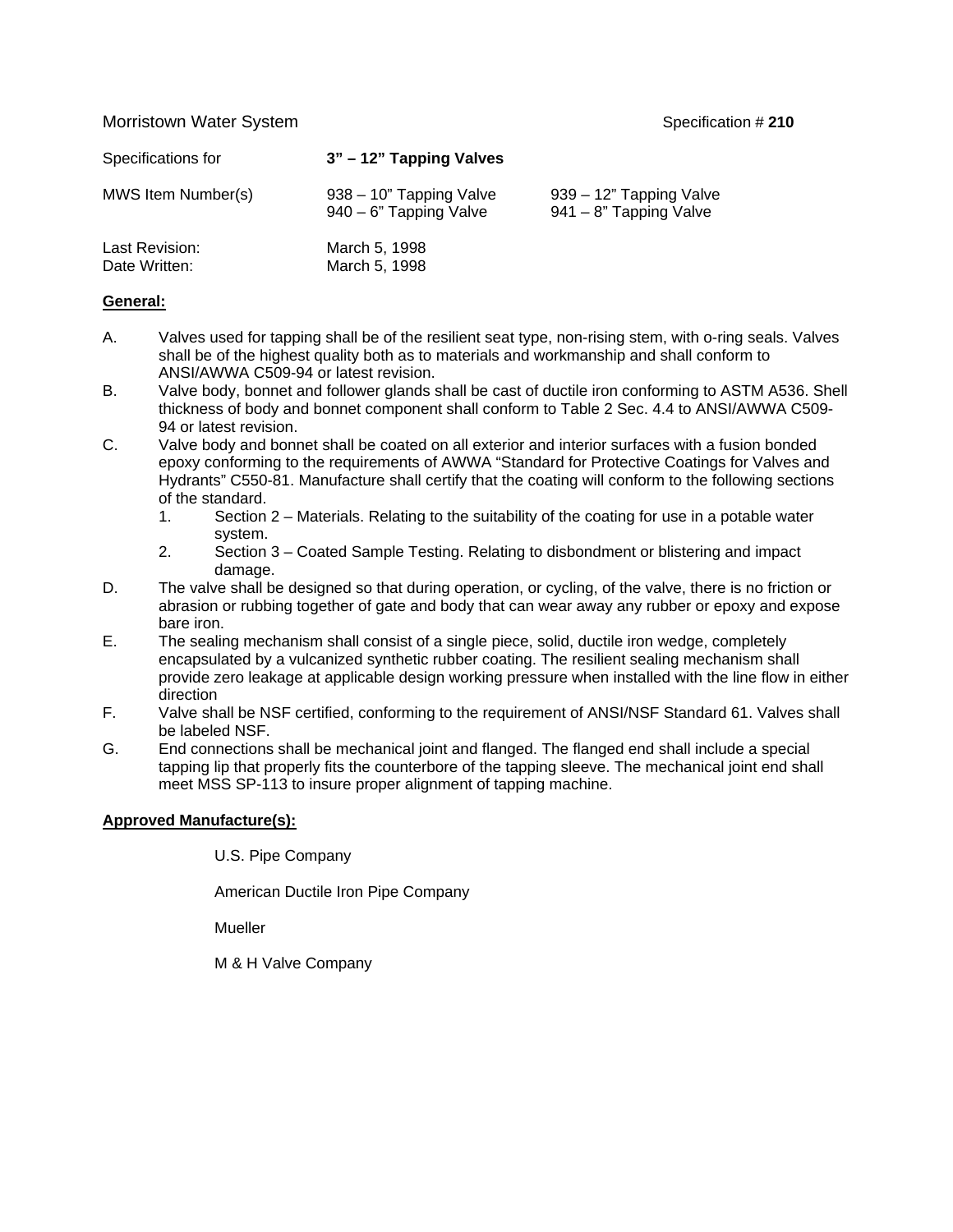Morristown Water System Specification # **210**

| | | |
|---|---|---|
| Specifications for | **3" – 12" Tapping Valves** | |
| MWS Item Number(s) | 938 – 10" Tapping Valve<br>940 – 6" Tapping Valve | 939 – 12" Tapping Valve<br>941 – 8" Tapping Valve |
| Last Revision:<br>Date Written: | March 5, 1998<br>March 5, 1998 | |

**General:**

A. Valves used for tapping shall be of the resilient seat type, non-rising stem, with o-ring seals. Valves shall be of the highest quality both as to materials and workmanship and shall conform to ANSI/AWWA C509-94 or latest revision.

B. Valve body, bonnet and follower glands shall be cast of ductile iron conforming to ASTM A536. Shell thickness of body and bonnet component shall conform to Table 2 Sec. 4.4 to ANSI/AWWA C509-94 or latest revision.

C. Valve body and bonnet shall be coated on all exterior and interior surfaces with a fusion bonded epoxy conforming to the requirements of AWWA "Standard for Protective Coatings for Valves and Hydrants" C550-81. Manufacture shall certify that the coating will conform to the following sections of the standard.
   1. Section 2 – Materials. Relating to the suitability of the coating for use in a potable water system.
   2. Section 3 – Coated Sample Testing. Relating to disbondment or blistering and impact damage.

D. The valve shall be designed so that during operation, or cycling, of the valve, there is no friction or abrasion or rubbing together of gate and body that can wear away any rubber or epoxy and expose bare iron.

E. The sealing mechanism shall consist of a single piece, solid, ductile iron wedge, completely encapsulated by a vulcanized synthetic rubber coating. The resilient sealing mechanism shall provide zero leakage at applicable design working pressure when installed with the line flow in either direction

F. Valve shall be NSF certified, conforming to the requirement of ANSI/NSF Standard 61. Valves shall be labeled NSF.

G. End connections shall be mechanical joint and flanged. The flanged end shall include a special tapping lip that properly fits the counterbore of the tapping sleeve. The mechanical joint end shall meet MSS SP-113 to insure proper alignment of tapping machine.

**Approved Manufacture(s):**

U.S. Pipe Company

American Ductile Iron Pipe Company

Mueller

M & H Valve Company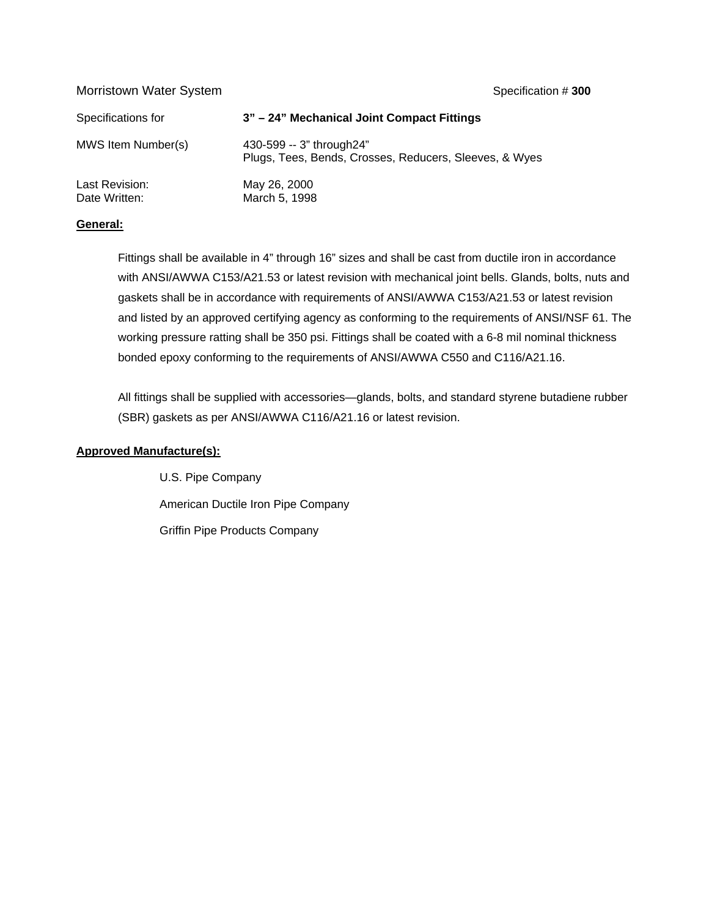Morristown Water System Specification # **300**

| | |
|---|---|
| Specifications for | **3" – 24" Mechanical Joint Compact Fittings** |
| MWS Item Number(s) | 430-599 -- 3" through24"<br>Plugs, Tees, Bends, Crosses, Reducers, Sleeves, & Wyes |
| Last Revision:<br>Date Written: | May 26, 2000<br>March 5, 1998 |

**General:**

Fittings shall be available in 4" through 16" sizes and shall be cast from ductile iron in accordance with ANSI/AWWA C153/A21.53 or latest revision with mechanical joint bells. Glands, bolts, nuts and gaskets shall be in accordance with requirements of ANSI/AWWA C153/A21.53 or latest revision and listed by an approved certifying agency as conforming to the requirements of ANSI/NSF 61. The working pressure ratting shall be 350 psi. Fittings shall be coated with a 6-8 mil nominal thickness bonded epoxy conforming to the requirements of ANSI/AWWA C550 and C116/A21.16.

All fittings shall be supplied with accessories—glands, bolts, and standard styrene butadiene rubber (SBR) gaskets as per ANSI/AWWA C116/A21.16 or latest revision.

**Approved Manufacture(s):**

U.S. Pipe Company

American Ductile Iron Pipe Company

Griffin Pipe Products Company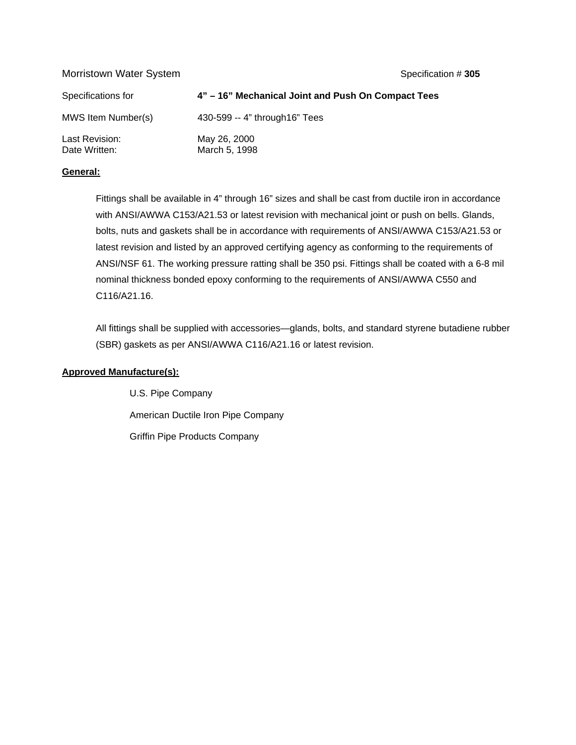Morristown Water System Specification # **305**

| | |
|---|---|
| Specifications for | **4" – 16" Mechanical Joint and Push On Compact Tees** |
| MWS Item Number(s) | 430-599 -- 4" through16" Tees |
| Last Revision: | May 26, 2000 |
| Date Written: | March 5, 1998 |

**General:**

Fittings shall be available in 4" through 16" sizes and shall be cast from ductile iron in accordance with ANSI/AWWA C153/A21.53 or latest revision with mechanical joint or push on bells. Glands, bolts, nuts and gaskets shall be in accordance with requirements of ANSI/AWWA C153/A21.53 or latest revision and listed by an approved certifying agency as conforming to the requirements of ANSI/NSF 61. The working pressure ratting shall be 350 psi. Fittings shall be coated with a 6-8 mil nominal thickness bonded epoxy conforming to the requirements of ANSI/AWWA C550 and C116/A21.16.

All fittings shall be supplied with accessories—glands, bolts, and standard styrene butadiene rubber (SBR) gaskets as per ANSI/AWWA C116/A21.16 or latest revision.

**Approved Manufacture(s):**

U.S. Pipe Company

American Ductile Iron Pipe Company

Griffin Pipe Products Company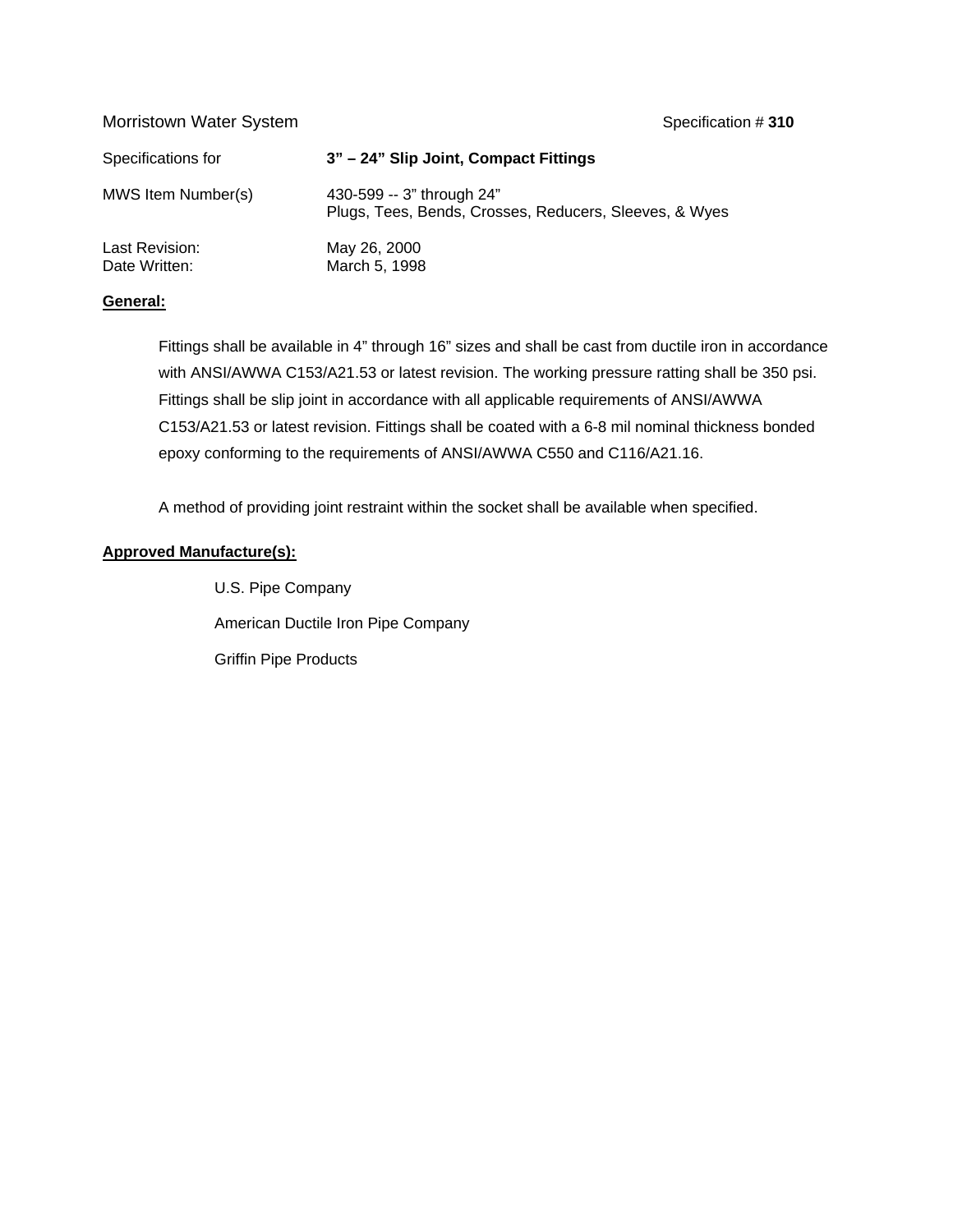Morristown Water System — Specification # **310**

| | |
|---|---|
| Specifications for | **3" – 24" Slip Joint, Compact Fittings** |
| MWS Item Number(s) | 430-599 -- 3" through 24"<br>Plugs, Tees, Bends, Crosses, Reducers, Sleeves, & Wyes |
| Last Revision: | May 26, 2000 |
| Date Written: | March 5, 1998 |

**General:**

Fittings shall be available in 4" through 16" sizes and shall be cast from ductile iron in accordance with ANSI/AWWA C153/A21.53 or latest revision. The working pressure ratting shall be 350 psi. Fittings shall be slip joint in accordance with all applicable requirements of ANSI/AWWA C153/A21.53 or latest revision. Fittings shall be coated with a 6-8 mil nominal thickness bonded epoxy conforming to the requirements of ANSI/AWWA C550 and C116/A21.16.

A method of providing joint restraint within the socket shall be available when specified.

**Approved Manufacture(s):**

U.S. Pipe Company

American Ductile Iron Pipe Company

Griffin Pipe Products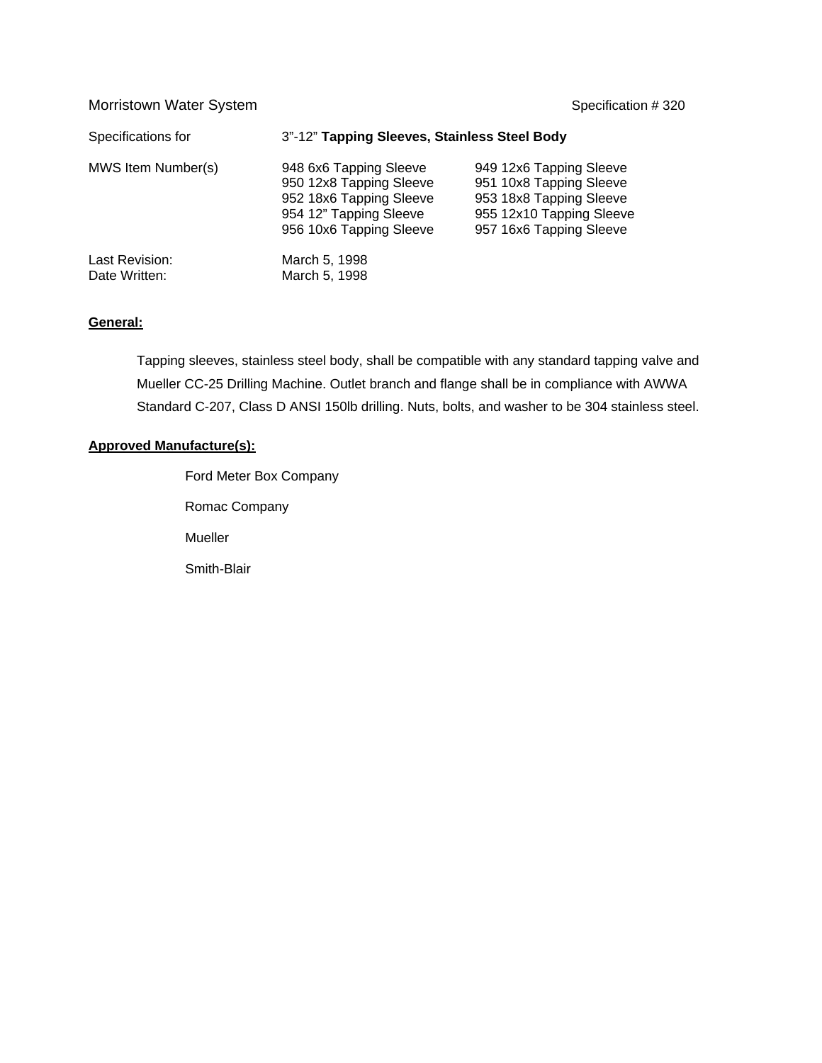Morristown Water System | Specification # 320

| | | |
|---|---|---|
| Specifications for | 3"-12" **Tapping Sleeves, Stainless Steel Body** | |
| MWS Item Number(s) | 948 6x6 Tapping Sleeve<br>950 12x8 Tapping Sleeve<br>952 18x6 Tapping Sleeve<br>954 12" Tapping Sleeve<br>956 10x6 Tapping Sleeve | 949 12x6 Tapping Sleeve<br>951 10x8 Tapping Sleeve<br>953 18x8 Tapping Sleeve<br>955 12x10 Tapping Sleeve<br>957 16x6 Tapping Sleeve |
| Last Revision:<br>Date Written: | March 5, 1998<br>March 5, 1998 | |

**General:**

Tapping sleeves, stainless steel body, shall be compatible with any standard tapping valve and Mueller CC-25 Drilling Machine. Outlet branch and flange shall be in compliance with AWWA Standard C-207, Class D ANSI 150lb drilling. Nuts, bolts, and washer to be 304 stainless steel.

**Approved Manufacture(s):**

Ford Meter Box Company

Romac Company

Mueller

Smith-Blair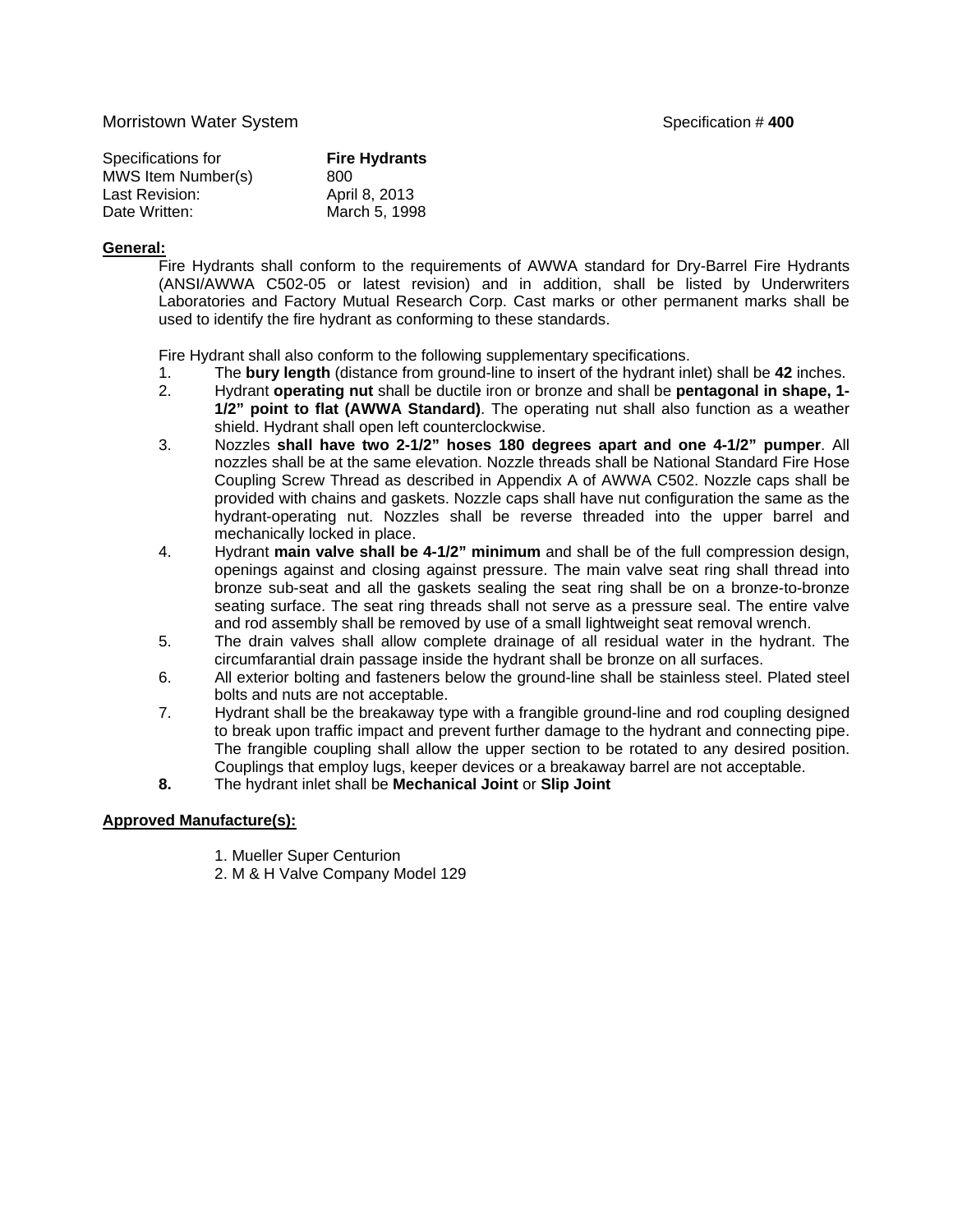Morristown Water System Specification # **400**

| | |
|---|---|
| Specifications for | **Fire Hydrants** |
| MWS Item Number(s) | 800 |
| Last Revision: | April 8, 2013 |
| Date Written: | March 5, 1998 |

**General:**

Fire Hydrants shall conform to the requirements of AWWA standard for Dry-Barrel Fire Hydrants (ANSI/AWWA C502-05 or latest revision) and in addition, shall be listed by Underwriters Laboratories and Factory Mutual Research Corp. Cast marks or other permanent marks shall be used to identify the fire hydrant as conforming to these standards.

Fire Hydrant shall also conform to the following supplementary specifications.

1. The **bury length** (distance from ground-line to insert of the hydrant inlet) shall be **42** inches.
2. Hydrant **operating nut** shall be ductile iron or bronze and shall be **pentagonal in shape, 1-1/2" point to flat (AWWA Standard)**. The operating nut shall also function as a weather shield. Hydrant shall open left counterclockwise.
3. Nozzles **shall have two 2-1/2" hoses 180 degrees apart and one 4-1/2" pumper**. All nozzles shall be at the same elevation. Nozzle threads shall be National Standard Fire Hose Coupling Screw Thread as described in Appendix A of AWWA C502. Nozzle caps shall be provided with chains and gaskets. Nozzle caps shall have nut configuration the same as the hydrant-operating nut. Nozzles shall be reverse threaded into the upper barrel and mechanically locked in place.
4. Hydrant **main valve shall be 4-1/2" minimum** and shall be of the full compression design, openings against and closing against pressure. The main valve seat ring shall thread into bronze sub-seat and all the gaskets sealing the seat ring shall be on a bronze-to-bronze seating surface. The seat ring threads shall not serve as a pressure seal. The entire valve and rod assembly shall be removed by use of a small lightweight seat removal wrench.
5. The drain valves shall allow complete drainage of all residual water in the hydrant. The circumfarantial drain passage inside the hydrant shall be bronze on all surfaces.
6. All exterior bolting and fasteners below the ground-line shall be stainless steel. Plated steel bolts and nuts are not acceptable.
7. Hydrant shall be the breakaway type with a frangible ground-line and rod coupling designed to break upon traffic impact and prevent further damage to the hydrant and connecting pipe. The frangible coupling shall allow the upper section to be rotated to any desired position. Couplings that employ lugs, keeper devices or a breakaway barrel are not acceptable.
8. The hydrant inlet shall be **Mechanical Joint** or **Slip Joint**

**Approved Manufacture(s):**

1. Mueller Super Centurion
2. M & H Valve Company Model 129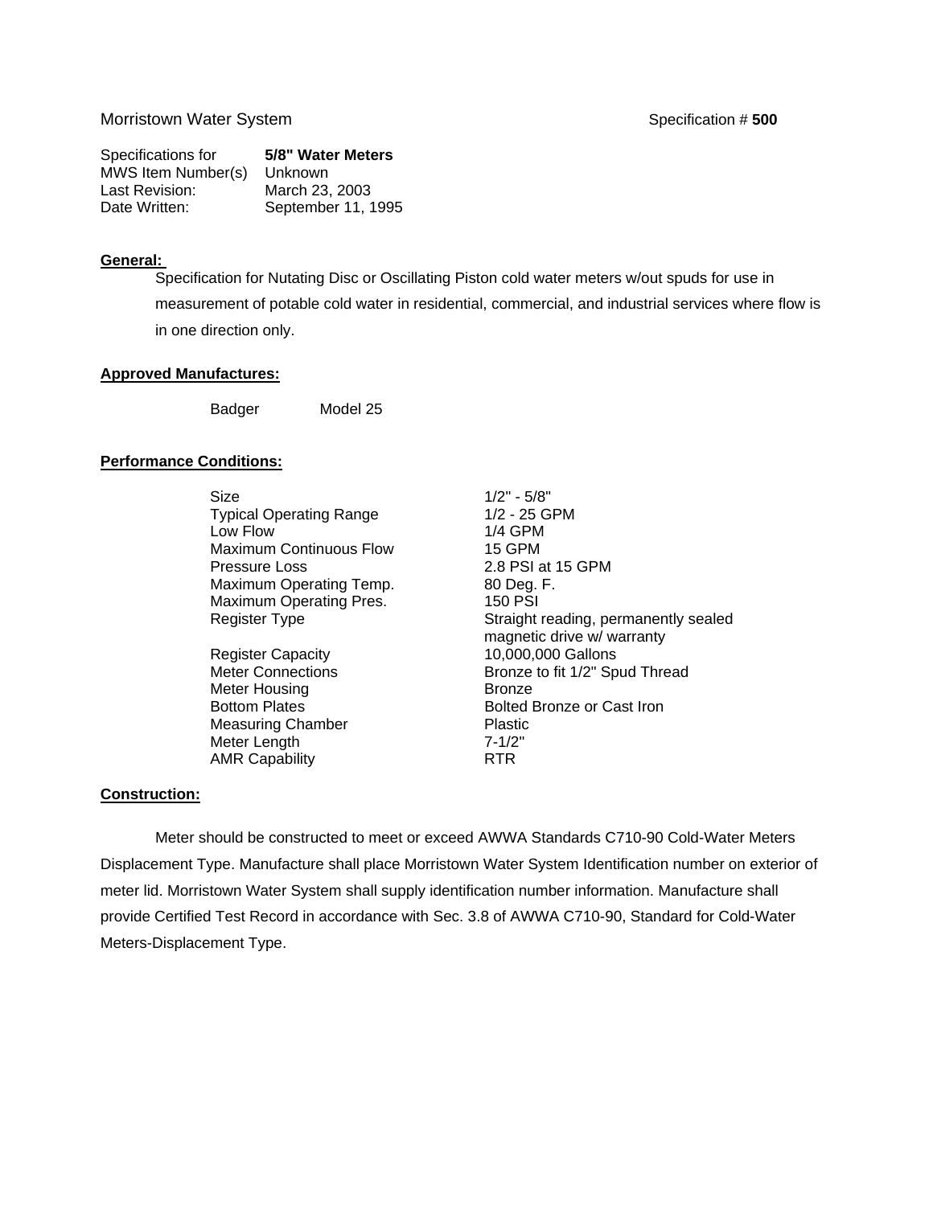Morristown Water System Specification # **500**

| | |
|---|---|
| Specifications for | **5/8" Water Meters** |
| MWS Item Number(s) | Unknown |
| Last Revision: | March 23, 2003 |
| Date Written: | September 11, 1995 |

**General:**

Specification for Nutating Disc or Oscillating Piston cold water meters w/out spuds for use in measurement of potable cold water in residential, commercial, and industrial services where flow is in one direction only.

**Approved Manufactures:**

Badger Model 25

**Performance Conditions:**

| | |
|---|---|
| Size | 1/2" - 5/8" |
| Typical Operating Range | 1/2 - 25 GPM |
| Low Flow | 1/4 GPM |
| Maximum Continuous Flow | 15 GPM |
| Pressure Loss | 2.8 PSI at 15 GPM |
| Maximum Operating Temp. | 80 Deg. F. |
| Maximum Operating Pres. | 150 PSI |
| Register Type | Straight reading, permanently sealed magnetic drive w/ warranty |
| Register Capacity | 10,000,000 Gallons |
| Meter Connections | Bronze to fit 1/2" Spud Thread |
| Meter Housing | Bronze |
| Bottom Plates | Bolted Bronze or Cast Iron |
| Measuring Chamber | Plastic |
| Meter Length | 7-1/2" |
| AMR Capability | RTR |

**Construction:**

Meter should be constructed to meet or exceed AWWA Standards C710-90 Cold-Water Meters Displacement Type. Manufacture shall place Morristown Water System Identification number on exterior of meter lid. Morristown Water System shall supply identification number information. Manufacture shall provide Certified Test Record in accordance with Sec. 3.8 of AWWA C710-90, Standard for Cold-Water Meters-Displacement Type.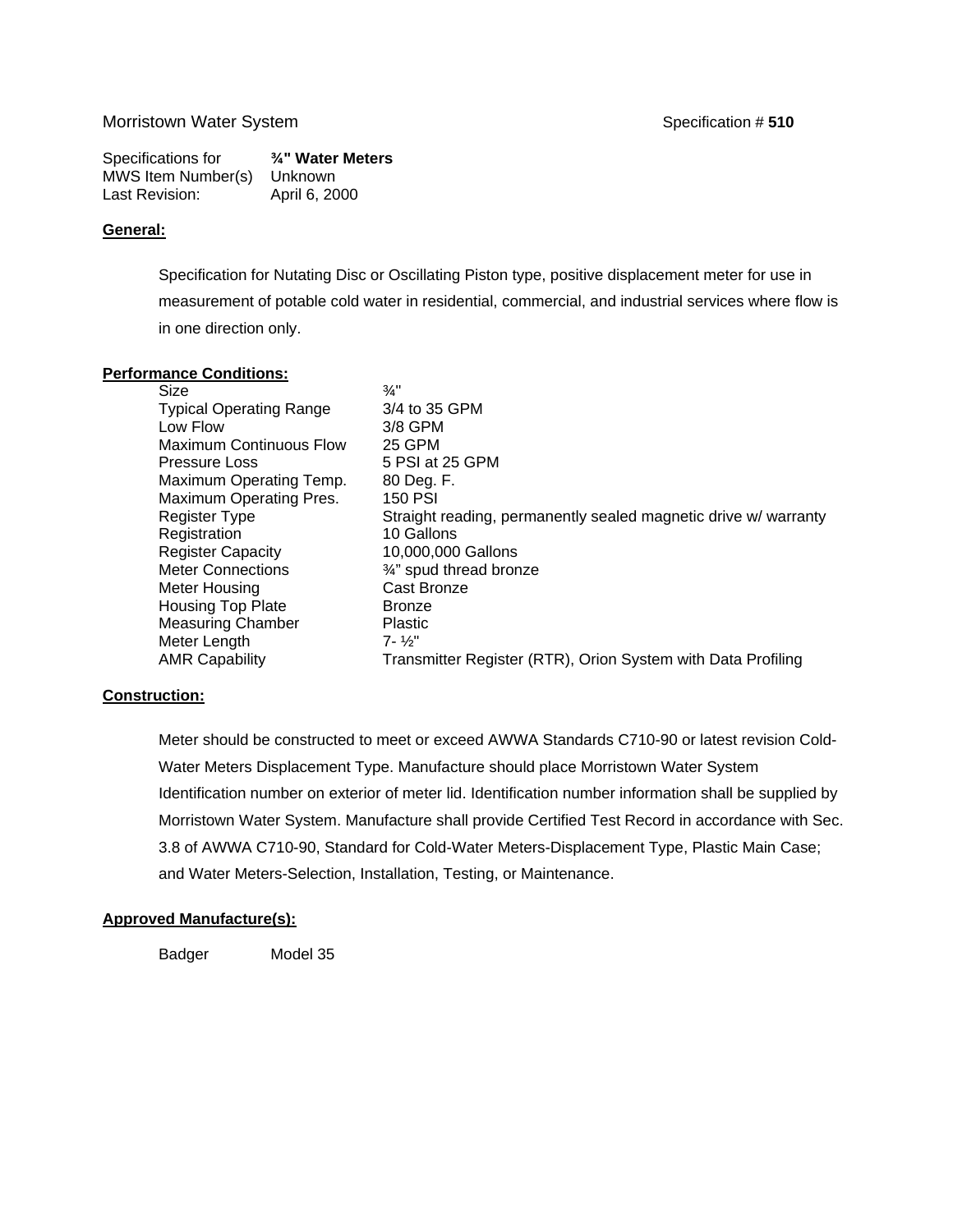Morristown Water System — Specification # **510**

| | |
|---|---|
| Specifications for | **¾" Water Meters** |
| MWS Item Number(s) | Unknown |
| Last Revision: | April 6, 2000 |

**General:**

Specification for Nutating Disc or Oscillating Piston type, positive displacement meter for use in measurement of potable cold water in residential, commercial, and industrial services where flow is in one direction only.

**Performance Conditions:**

| | |
|---|---|
| Size | ¾" |
| Typical Operating Range | 3/4 to 35 GPM |
| Low Flow | 3/8 GPM |
| Maximum Continuous Flow | 25 GPM |
| Pressure Loss | 5 PSI at 25 GPM |
| Maximum Operating Temp. | 80 Deg. F. |
| Maximum Operating Pres. | 150 PSI |
| Register Type | Straight reading, permanently sealed magnetic drive w/ warranty |
| Registration | 10 Gallons |
| Register Capacity | 10,000,000 Gallons |
| Meter Connections | ¾" spud thread bronze |
| Meter Housing | Cast Bronze |
| Housing Top Plate | Bronze |
| Measuring Chamber | Plastic |
| Meter Length | 7- ½" |
| AMR Capability | Transmitter Register (RTR), Orion System with Data Profiling |

**Construction:**

Meter should be constructed to meet or exceed AWWA Standards C710-90 or latest revision Cold-Water Meters Displacement Type. Manufacture should place Morristown Water System Identification number on exterior of meter lid. Identification number information shall be supplied by Morristown Water System. Manufacture shall provide Certified Test Record in accordance with Sec. 3.8 of AWWA C710-90, Standard for Cold-Water Meters-Displacement Type, Plastic Main Case; and Water Meters-Selection, Installation, Testing, or Maintenance.

**Approved Manufacture(s):**

Badger Model 35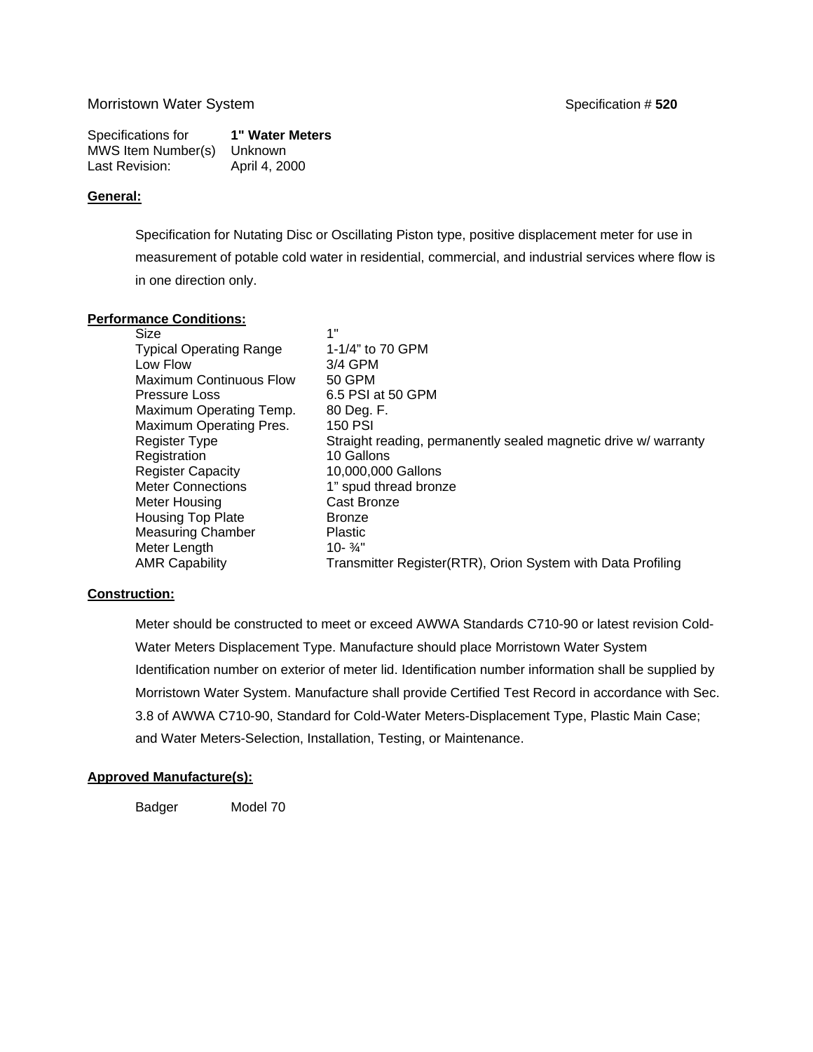Morristown Water System　　　　　　　　　　　　　　　　Specification # **520**

| | |
|---|---|
| Specifications for | **1" Water Meters** |
| MWS Item Number(s) | Unknown |
| Last Revision: | April 4, 2000 |

**General:**

Specification for Nutating Disc or Oscillating Piston type, positive displacement meter for use in measurement of potable cold water in residential, commercial, and industrial services where flow is in one direction only.

**Performance Conditions:**

| | |
|---|---|
| Size | 1" |
| Typical Operating Range | 1-1/4" to 70 GPM |
| Low Flow | 3/4 GPM |
| Maximum Continuous Flow | 50 GPM |
| Pressure Loss | 6.5 PSI at 50 GPM |
| Maximum Operating Temp. | 80 Deg. F. |
| Maximum Operating Pres. | 150 PSI |
| Register Type | Straight reading, permanently sealed magnetic drive w/ warranty |
| Registration | 10 Gallons |
| Register Capacity | 10,000,000 Gallons |
| Meter Connections | 1" spud thread bronze |
| Meter Housing | Cast Bronze |
| Housing Top Plate | Bronze |
| Measuring Chamber | Plastic |
| Meter Length | 10- ¾" |
| AMR Capability | Transmitter Register(RTR), Orion System with Data Profiling |

**Construction:**

Meter should be constructed to meet or exceed AWWA Standards C710-90 or latest revision Cold-Water Meters Displacement Type. Manufacture should place Morristown Water System Identification number on exterior of meter lid. Identification number information shall be supplied by Morristown Water System. Manufacture shall provide Certified Test Record in accordance with Sec. 3.8 of AWWA C710-90, Standard for Cold-Water Meters-Displacement Type, Plastic Main Case; and Water Meters-Selection, Installation, Testing, or Maintenance.

**Approved Manufacture(s):**

Badger　　Model 70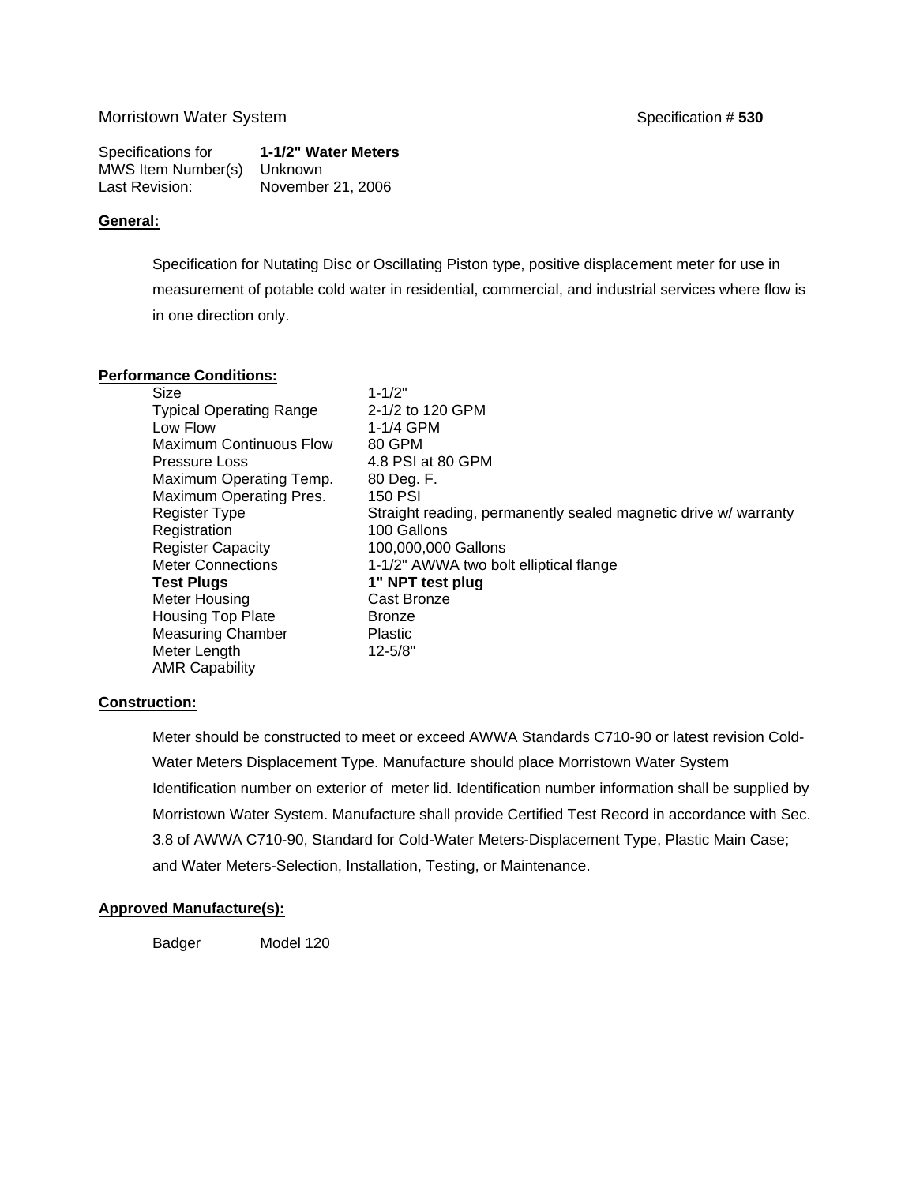Morristown Water System　　　　　　　　　　　　　　　　　　　　　Specification # **530**

| | |
|---|---|
| Specifications for | **1-1/2" Water Meters** |
| MWS Item Number(s) | Unknown |
| Last Revision: | November 21, 2006 |

## General:

Specification for Nutating Disc or Oscillating Piston type, positive displacement meter for use in measurement of potable cold water in residential, commercial, and industrial services where flow is in one direction only.

## Performance Conditions:

| | |
|---|---|
| Size | 1-1/2" |
| Typical Operating Range | 2-1/2 to 120 GPM |
| Low Flow | 1-1/4 GPM |
| Maximum Continuous Flow | 80 GPM |
| Pressure Loss | 4.8 PSI at 80 GPM |
| Maximum Operating Temp. | 80 Deg. F. |
| Maximum Operating Pres. | 150 PSI |
| Register Type | Straight reading, permanently sealed magnetic drive w/ warranty |
| Registration | 100 Gallons |
| Register Capacity | 100,000,000 Gallons |
| Meter Connections | 1-1/2" AWWA two bolt elliptical flange |
| **Test Plugs** | **1" NPT test plug** |
| Meter Housing | Cast Bronze |
| Housing Top Plate | Bronze |
| Measuring Chamber | Plastic |
| Meter Length | 12-5/8" |
| AMR Capability | |

## Construction:

Meter should be constructed to meet or exceed AWWA Standards C710-90 or latest revision Cold-Water Meters Displacement Type. Manufacture should place Morristown Water System Identification number on exterior of meter lid. Identification number information shall be supplied by Morristown Water System. Manufacture shall provide Certified Test Record in accordance with Sec. 3.8 of AWWA C710-90, Standard for Cold-Water Meters-Displacement Type, Plastic Main Case; and Water Meters-Selection, Installation, Testing, or Maintenance.

## Approved Manufacture(s):

Badger　　　Model 120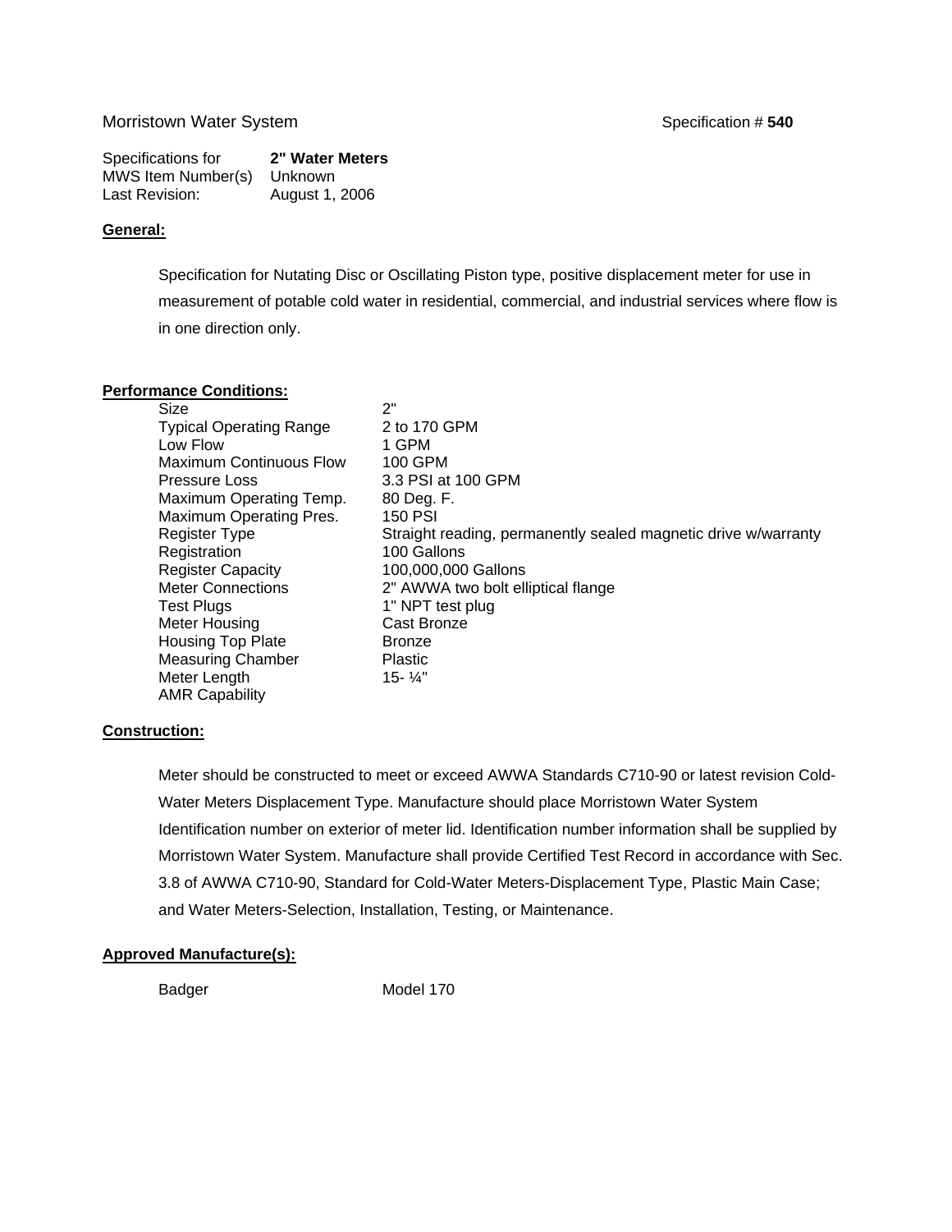Morristown Water System　　　　　　　　　　　　　　Specification # **540**

| | |
|---|---|
| Specifications for | **2" Water Meters** |
| MWS Item Number(s) | Unknown |
| Last Revision: | August 1, 2006 |

**General:**

Specification for Nutating Disc or Oscillating Piston type, positive displacement meter for use in measurement of potable cold water in residential, commercial, and industrial services where flow is in one direction only.

**Performance Conditions:**

| | |
|---|---|
| Size | 2" |
| Typical Operating Range | 2 to 170 GPM |
| Low Flow | 1 GPM |
| Maximum Continuous Flow | 100 GPM |
| Pressure Loss | 3.3 PSI at 100 GPM |
| Maximum Operating Temp. | 80 Deg. F. |
| Maximum Operating Pres. | 150 PSI |
| Register Type | Straight reading, permanently sealed magnetic drive w/warranty |
| Registration | 100 Gallons |
| Register Capacity | 100,000,000 Gallons |
| Meter Connections | 2" AWWA two bolt elliptical flange |
| Test Plugs | 1" NPT test plug |
| Meter Housing | Cast Bronze |
| Housing Top Plate | Bronze |
| Measuring Chamber | Plastic |
| Meter Length | 15- ¼" |
| AMR Capability | |

**Construction:**

Meter should be constructed to meet or exceed AWWA Standards C710-90 or latest revision Cold-Water Meters Displacement Type. Manufacture should place Morristown Water System Identification number on exterior of meter lid. Identification number information shall be supplied by Morristown Water System. Manufacture shall provide Certified Test Record in accordance with Sec. 3.8 of AWWA C710-90, Standard for Cold-Water Meters-Displacement Type, Plastic Main Case; and Water Meters-Selection, Installation, Testing, or Maintenance.

**Approved Manufacture(s):**

| | |
|---|---|
| Badger | Model 170 |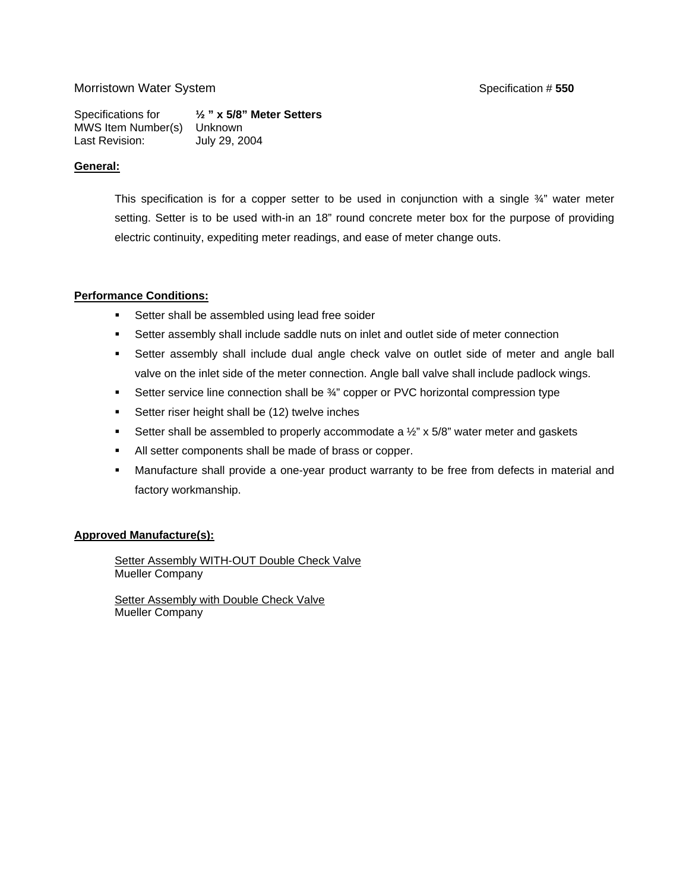Morristown Water System Specification # **550**

Specifications for **½ " x 5/8" Meter Setters**
MWS Item Number(s) Unknown
Last Revision: July 29, 2004

**General:**

This specification is for a copper setter to be used in conjunction with a single ¾" water meter setting. Setter is to be used with-in an 18" round concrete meter box for the purpose of providing electric continuity, expediting meter readings, and ease of meter change outs.

**Performance Conditions:**

- Setter shall be assembled using lead free soider
- Setter assembly shall include saddle nuts on inlet and outlet side of meter connection
- Setter assembly shall include dual angle check valve on outlet side of meter and angle ball valve on the inlet side of the meter connection. Angle ball valve shall include padlock wings.
- Setter service line connection shall be ¾" copper or PVC horizontal compression type
- Setter riser height shall be (12) twelve inches
- Setter shall be assembled to properly accommodate a ½" x 5/8" water meter and gaskets
- All setter components shall be made of brass or copper.
- Manufacture shall provide a one-year product warranty to be free from defects in material and factory workmanship.

**Approved Manufacture(s):**

Setter Assembly WITH-OUT Double Check Valve
Mueller Company

Setter Assembly with Double Check Valve
Mueller Company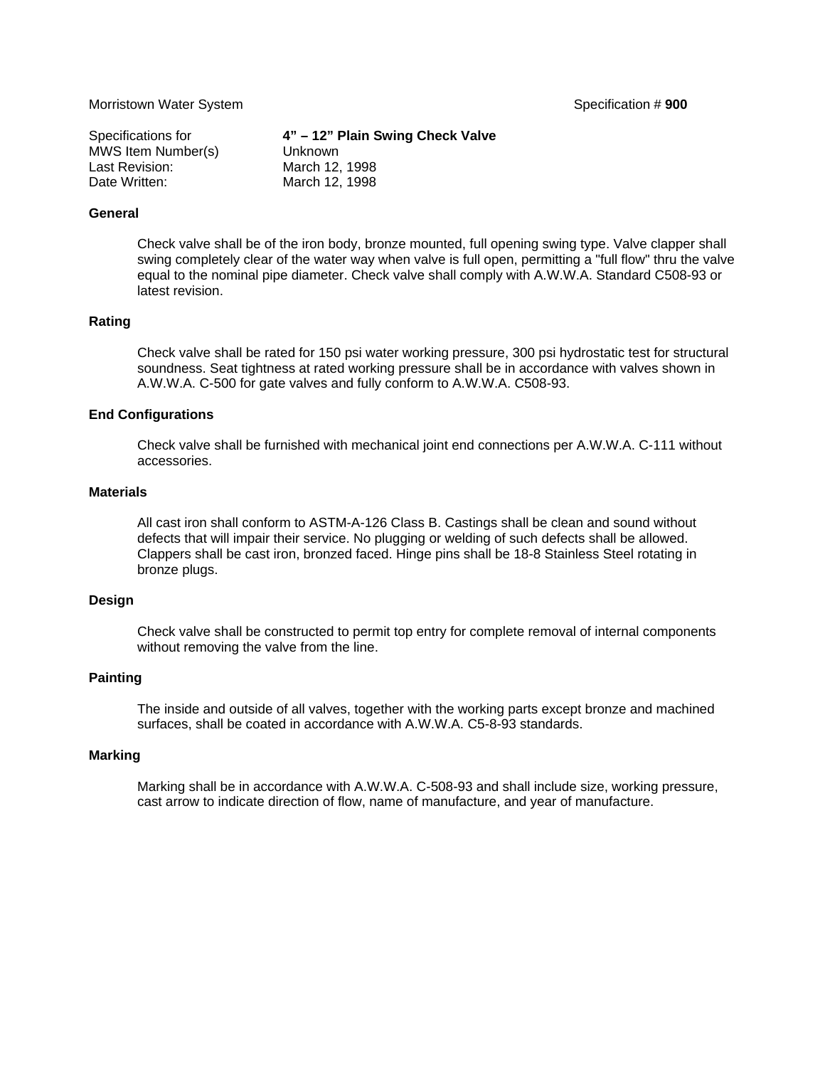Morristown Water System Specification # **900**

| | |
|---|---|
| Specifications for | **4" – 12" Plain Swing Check Valve** |
| MWS Item Number(s) | Unknown |
| Last Revision: | March 12, 1998 |
| Date Written: | March 12, 1998 |

### General

Check valve shall be of the iron body, bronze mounted, full opening swing type. Valve clapper shall swing completely clear of the water way when valve is full open, permitting a "full flow" thru the valve equal to the nominal pipe diameter. Check valve shall comply with A.W.W.A. Standard C508-93 or latest revision.

### Rating

Check valve shall be rated for 150 psi water working pressure, 300 psi hydrostatic test for structural soundness. Seat tightness at rated working pressure shall be in accordance with valves shown in A.W.W.A. C-500 for gate valves and fully conform to A.W.W.A. C508-93.

### End Configurations

Check valve shall be furnished with mechanical joint end connections per A.W.W.A. C-111 without accessories.

### Materials

All cast iron shall conform to ASTM-A-126 Class B. Castings shall be clean and sound without defects that will impair their service. No plugging or welding of such defects shall be allowed. Clappers shall be cast iron, bronzed faced. Hinge pins shall be 18-8 Stainless Steel rotating in bronze plugs.

### Design

Check valve shall be constructed to permit top entry for complete removal of internal components without removing the valve from the line.

### Painting

The inside and outside of all valves, together with the working parts except bronze and machined surfaces, shall be coated in accordance with A.W.W.A. C5-8-93 standards.

### Marking

Marking shall be in accordance with A.W.W.A. C-508-93 and shall include size, working pressure, cast arrow to indicate direction of flow, name of manufacture, and year of manufacture.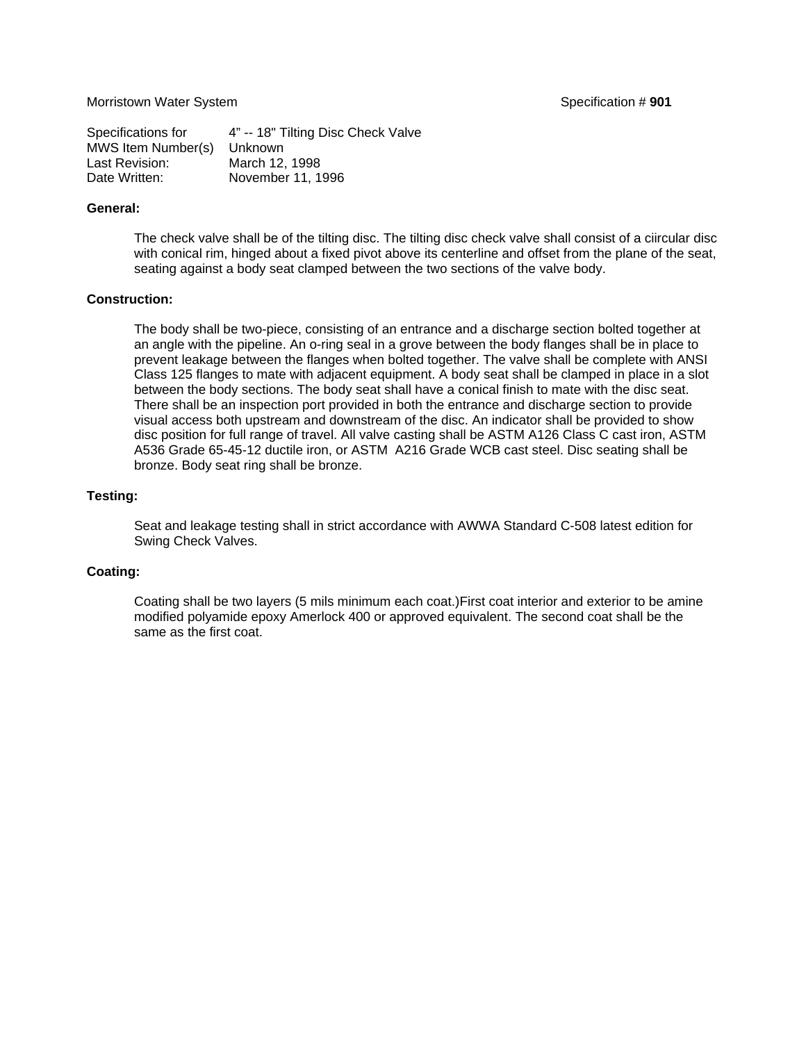Morristown Water System Specification # **901**

| | |
|---|---|
| Specifications for | 4" -- 18" Tilting Disc Check Valve |
| MWS Item Number(s) | Unknown |
| Last Revision: | March 12, 1998 |
| Date Written: | November 11, 1996 |

**General:**

The check valve shall be of the tilting disc. The tilting disc check valve shall consist of a ciircular disc with conical rim, hinged about a fixed pivot above its centerline and offset from the plane of the seat, seating against a body seat clamped between the two sections of the valve body.

**Construction:**

The body shall be two-piece, consisting of an entrance and a discharge section bolted together at an angle with the pipeline. An o-ring seal in a grove between the body flanges shall be in place to prevent leakage between the flanges when bolted together. The valve shall be complete with ANSI Class 125 flanges to mate with adjacent equipment. A body seat shall be clamped in place in a slot between the body sections. The body seat shall have a conical finish to mate with the disc seat. There shall be an inspection port provided in both the entrance and discharge section to provide visual access both upstream and downstream of the disc. An indicator shall be provided to show disc position for full range of travel. All valve casting shall be ASTM A126 Class C cast iron, ASTM A536 Grade 65-45-12 ductile iron, or ASTM A216 Grade WCB cast steel. Disc seating shall be bronze. Body seat ring shall be bronze.

**Testing:**

Seat and leakage testing shall in strict accordance with AWWA Standard C-508 latest edition for Swing Check Valves.

**Coating:**

Coating shall be two layers (5 mils minimum each coat.)First coat interior and exterior to be amine modified polyamide epoxy Amerlock 400 or approved equivalent. The second coat shall be the same as the first coat.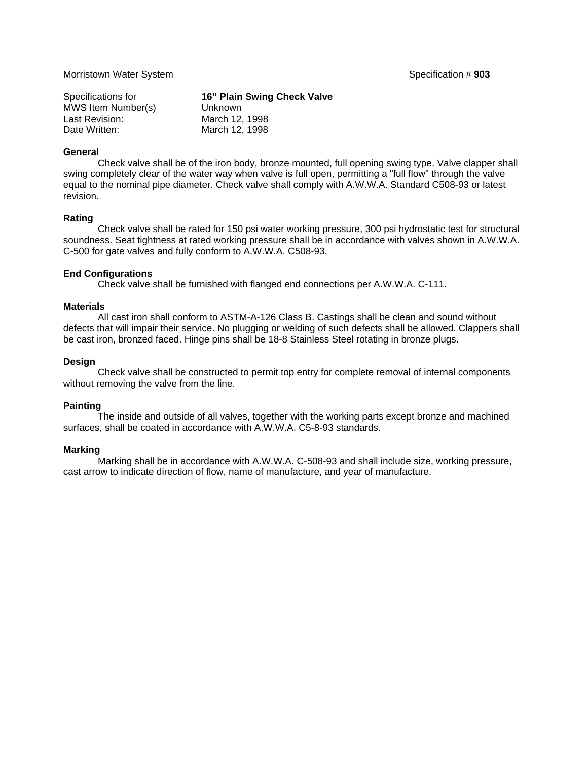Morristown Water System Specification # **903**

| | |
|---|---|
| Specifications for | **16" Plain Swing Check Valve** |
| MWS Item Number(s) | Unknown |
| Last Revision: | March 12, 1998 |
| Date Written: | March 12, 1998 |

**General**

Check valve shall be of the iron body, bronze mounted, full opening swing type. Valve clapper shall swing completely clear of the water way when valve is full open, permitting a "full flow" through the valve equal to the nominal pipe diameter. Check valve shall comply with A.W.W.A. Standard C508-93 or latest revision.

**Rating**

Check valve shall be rated for 150 psi water working pressure, 300 psi hydrostatic test for structural soundness. Seat tightness at rated working pressure shall be in accordance with valves shown in A.W.W.A. C-500 for gate valves and fully conform to A.W.W.A. C508-93.

**End Configurations**

Check valve shall be furnished with flanged end connections per A.W.W.A. C-111.

**Materials**

All cast iron shall conform to ASTM-A-126 Class B. Castings shall be clean and sound without defects that will impair their service. No plugging or welding of such defects shall be allowed. Clappers shall be cast iron, bronzed faced. Hinge pins shall be 18-8 Stainless Steel rotating in bronze plugs.

**Design**

Check valve shall be constructed to permit top entry for complete removal of internal components without removing the valve from the line.

**Painting**

The inside and outside of all valves, together with the working parts except bronze and machined surfaces, shall be coated in accordance with A.W.W.A. C5-8-93 standards.

**Marking**

Marking shall be in accordance with A.W.W.A. C-508-93 and shall include size, working pressure, cast arrow to indicate direction of flow, name of manufacture, and year of manufacture.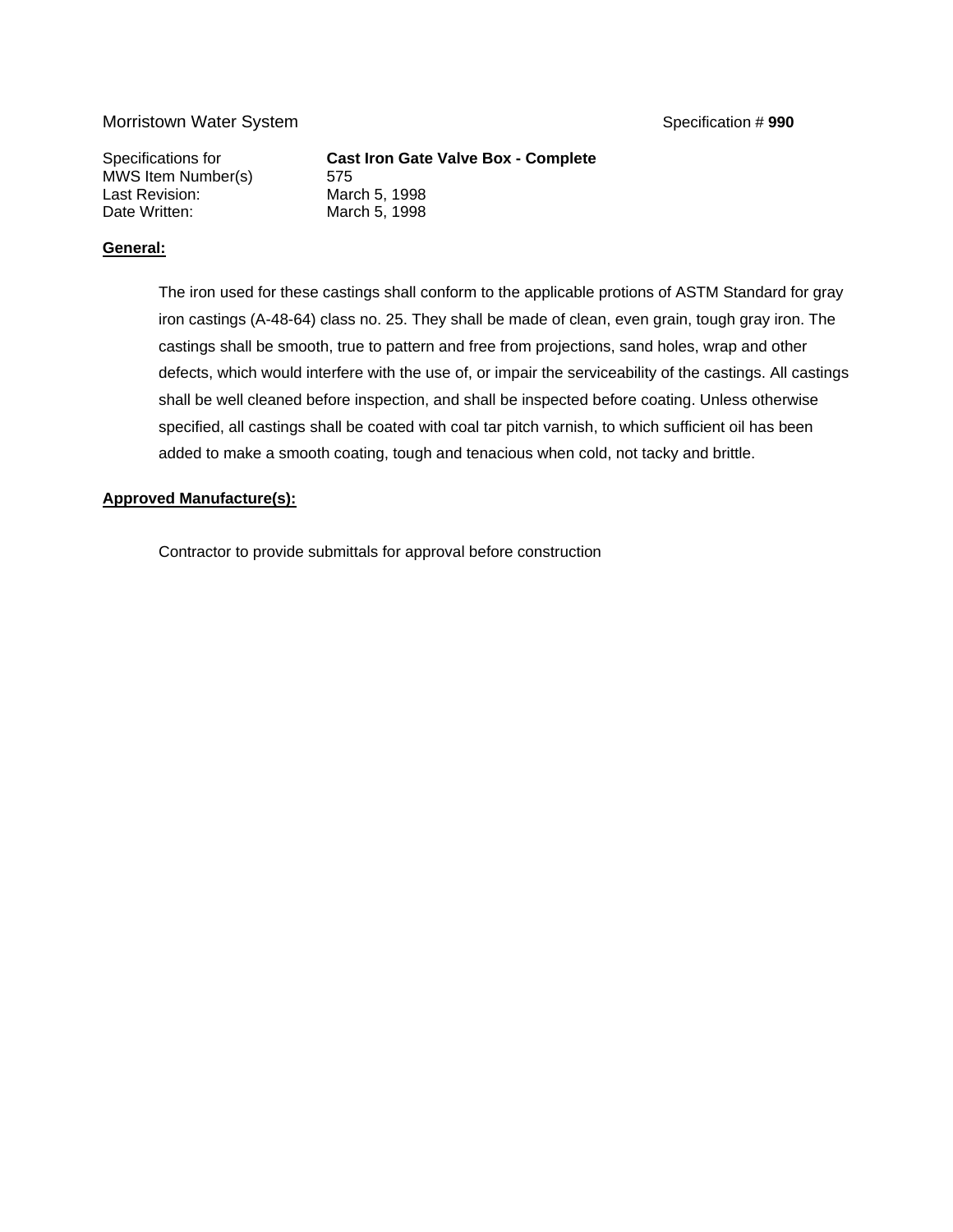Morristown Water System Specification # **990**

| | |
|---|---|
| Specifications for | **Cast Iron Gate Valve Box - Complete** |
| MWS Item Number(s) | 575 |
| Last Revision: | March 5, 1998 |
| Date Written: | March 5, 1998 |

**General:**

The iron used for these castings shall conform to the applicable protions of ASTM Standard for gray iron castings (A-48-64) class no. 25. They shall be made of clean, even grain, tough gray iron. The castings shall be smooth, true to pattern and free from projections, sand holes, wrap and other defects, which would interfere with the use of, or impair the serviceability of the castings. All castings shall be well cleaned before inspection, and shall be inspected before coating. Unless otherwise specified, all castings shall be coated with coal tar pitch varnish, to which sufficient oil has been added to make a smooth coating, tough and tenacious when cold, not tacky and brittle.

**Approved Manufacture(s):**

Contractor to provide submittals for approval before construction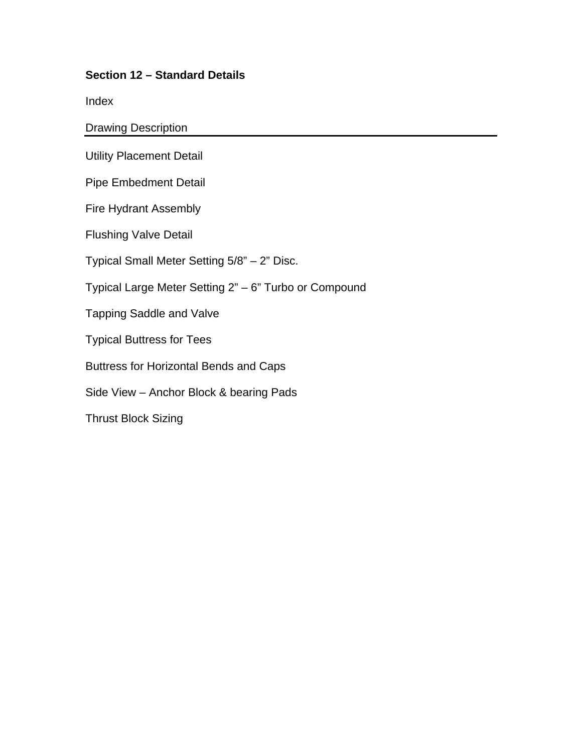**Section 12 – Standard Details**

Index

| Drawing Description |
| --- |
| Utility Placement Detail |
| Pipe Embedment Detail |
| Fire Hydrant Assembly |
| Flushing Valve Detail |
| Typical Small Meter Setting 5/8” – 2” Disc. |
| Typical Large Meter Setting 2” – 6” Turbo or Compound |
| Tapping Saddle and Valve |
| Typical Buttress for Tees |
| Buttress for Horizontal Bends and Caps |
| Side View – Anchor Block & bearing Pads |
| Thrust Block Sizing |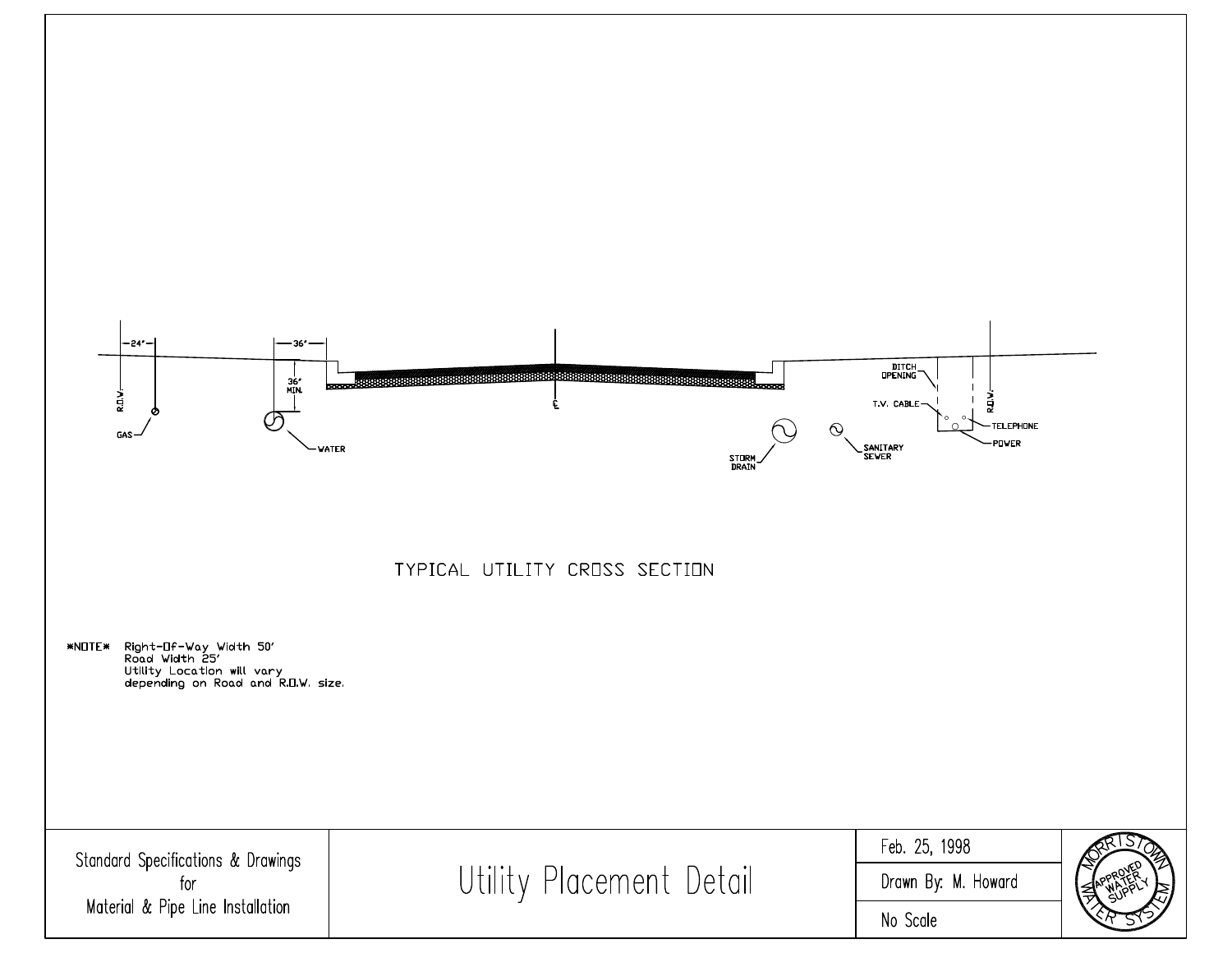24"

36"

36" MIN.

R.O.W.

GAS

WATER

℄

DITCH OPENING

T.V. CABLE

R.O.W.

TELEPHONE

POWER

STORM DRAIN

SANITARY SEWER

TYPICAL UTILITY CROSS SECTION

*NOTE* Right-Of-Way Width 50'
Road Width 25'
Utility Location will vary
depending on Road and R.O.W. size.

| | | | |
|---|---|---|---|
| Standard Specifications & Drawings for Material & Pipe Line Installation | Utility Placement Detail | Feb. 25, 1998 | MORRISTOWN WATER SYSTEM APPROVED WATER SUPPLY |
| | | Drawn By: M. Howard | |
| | | No Scale | |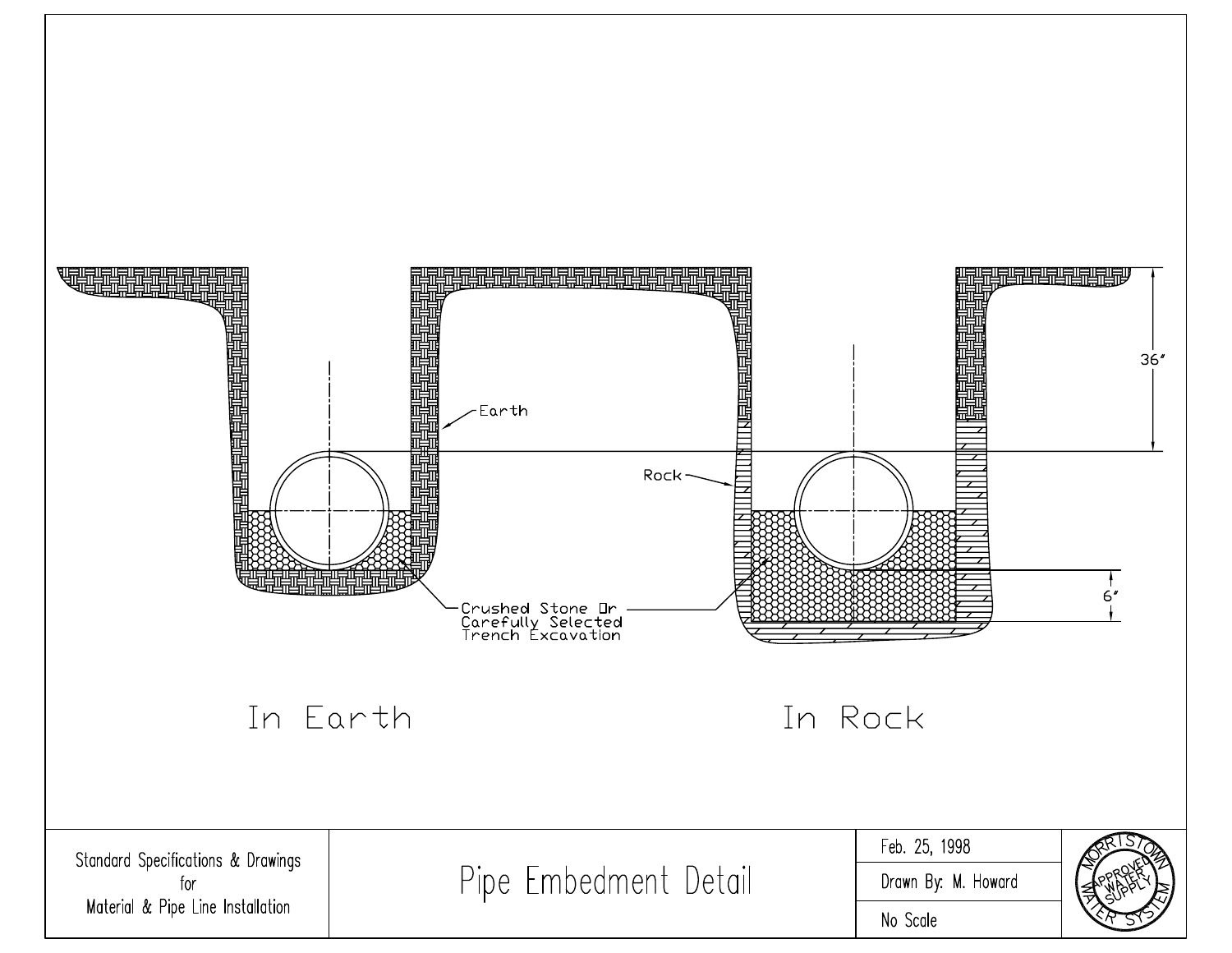Earth

Rock

36"

6"

Crushed Stone Or
Carefully Selected
Trench Excavation

In Earth

In Rock

| | | |
|---|---|---|
| Standard Specifications & Drawings for Material & Pipe Line Installation | Pipe Embedment Detail | Feb. 25, 1998 |
| | | Drawn By: M. Howard |
| | | No Scale |

MORRISTOWN WATER SYSTEM
APPROVED WATER SUPPLY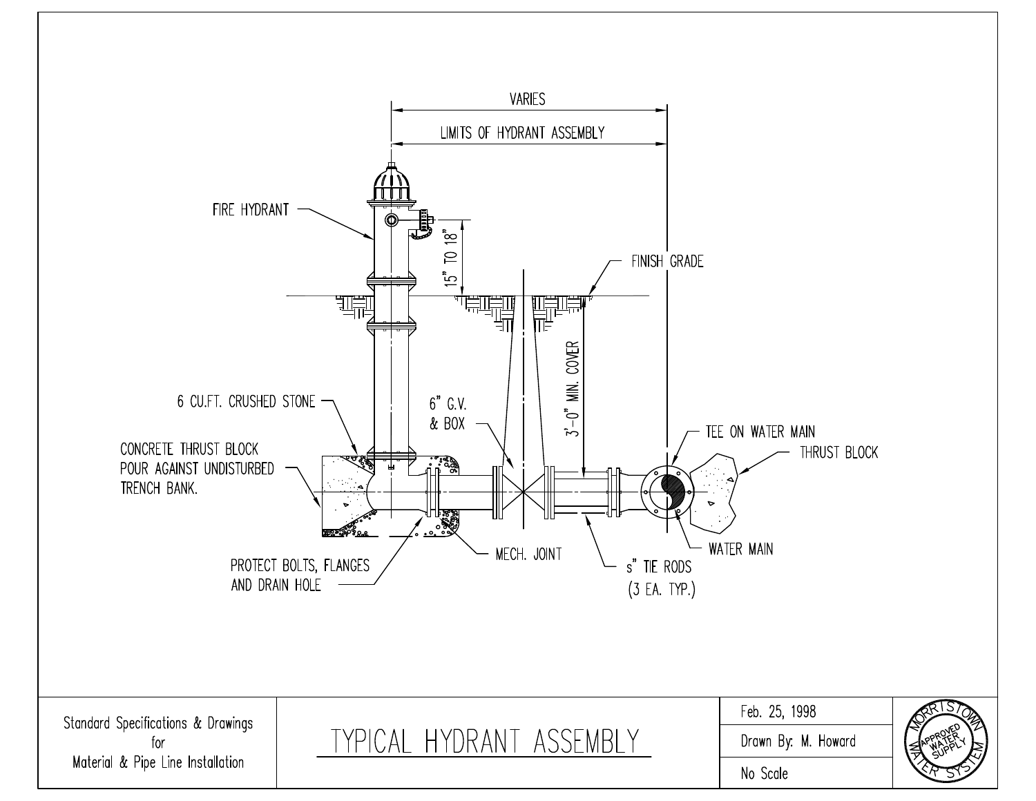VARIES

LIMITS OF HYDRANT ASSEMBLY

FIRE HYDRANT

15" TO 18"

FINISH GRADE

3'-0" MIN. COVER

6 CU.FT. CRUSHED STONE

6" G.V. & BOX

TEE ON WATER MAIN

THRUST BLOCK

CONCRETE THRUST BLOCK POUR AGAINST UNDISTURBED TRENCH BANK.

MECH. JOINT

WATER MAIN

PROTECT BOLTS, FLANGES AND DRAIN HOLE

s" TIE RODS (3 EA. TYP.)

| | | |
|---|---|---|
| Standard Specifications & Drawings for Material & Pipe Line Installation | TYPICAL HYDRANT ASSEMBLY | Feb. 25, 1998 |
| | | Drawn By: M. Howard |
| | | No Scale |

MORRISTOWN WATER SYSTEM APPROVED WATER SUPPLY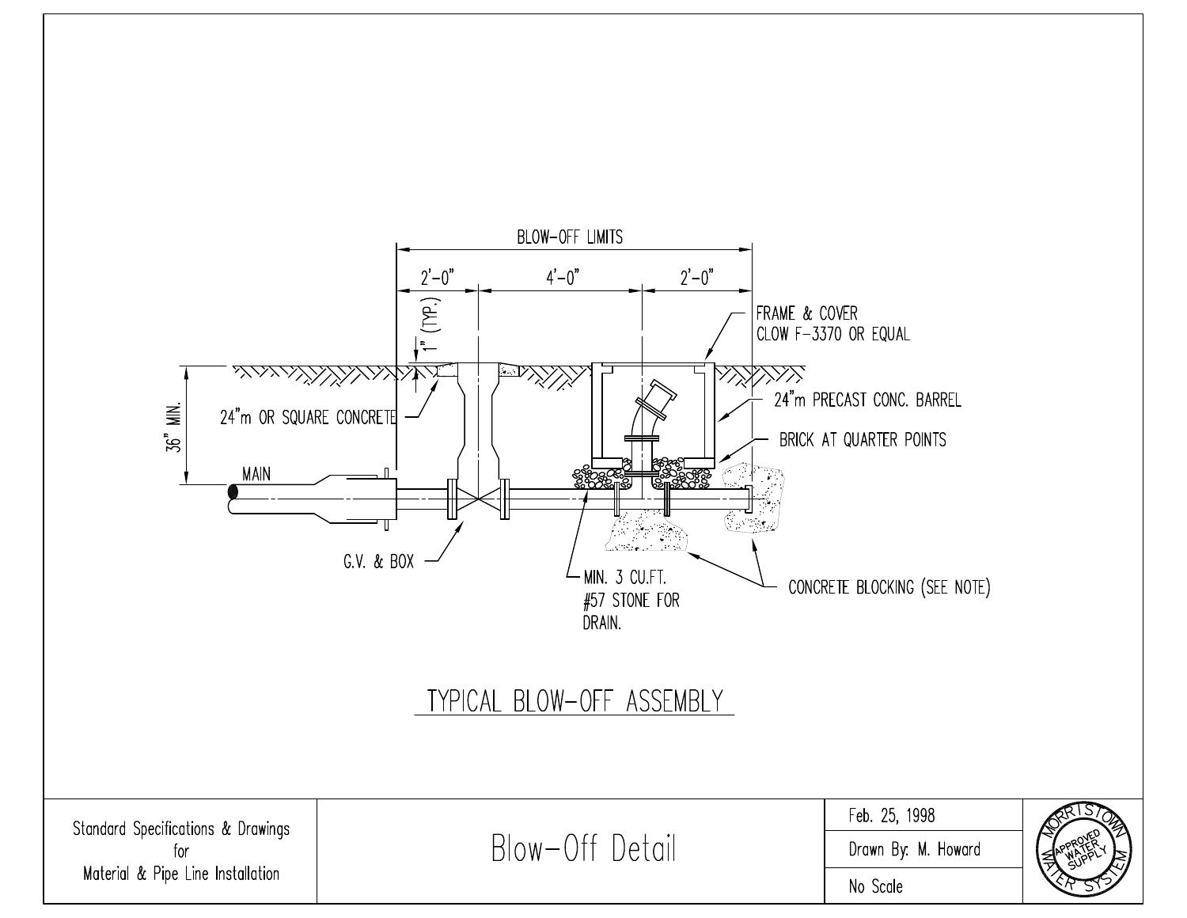BLOW-OFF LIMITS

2'-0"

4'-0"

2'-0"

1" (TYP.)

FRAME & COVER
CLOW F-3370 OR EQUAL

36" MIN.

24"m OR SQUARE CONCRETE

24"m PRECAST CONC. BARREL

BRICK AT QUARTER POINTS

MAIN

G.V. & BOX

MIN. 3 CU.FT.
#57 STONE FOR
DRAIN.

CONCRETE BLOCKING (SEE NOTE)

TYPICAL BLOW-OFF ASSEMBLY

| | | |
|---|---|---|
| Standard Specifications & Drawings for Material & Pipe Line Installation | Blow-Off Detail | Feb. 25, 1998 |
| | | Drawn By: M. Howard |
| | | No Scale |

MORRISTOWN WATER SYSTEM — APPROVED WATER SUPPLY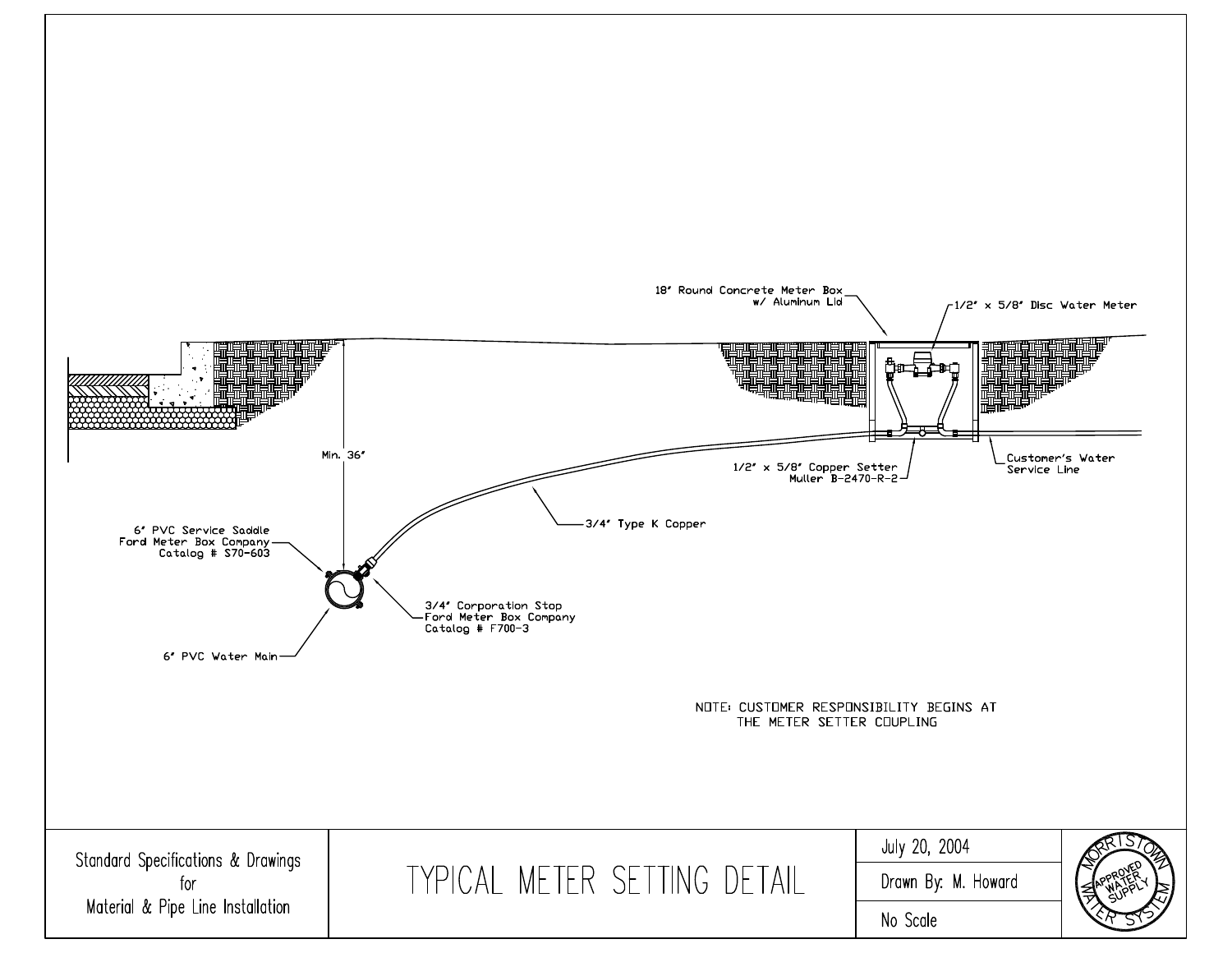18" Round Concrete Meter Box
w/ Aluminum Lid

1/2" x 5/8" Disc Water Meter

Min. 36"

Customer's Water
Service Line

1/2" x 5/8" Copper Setter
Muller B-2470-R-2

3/4" Type K Copper

6" PVC Service Saddle
Ford Meter Box Company
Catalog # S70-603

3/4" Corporation Stop
Ford Meter Box Company
Catalog # F700-3

6" PVC Water Main

NOTE: CUSTOMER RESPONSIBILITY BEGINS AT
THE METER SETTER COUPLING

| | | | |
|---|---|---|---|
| Standard Specifications & Drawings for Material & Pipe Line Installation | TYPICAL METER SETTING DETAIL | July 20, 2004 | MORRISTOWN WATER SYSTEM APPROVED WATER SUPPLY |
| | | Drawn By: M. Howard | |
| | | No Scale | |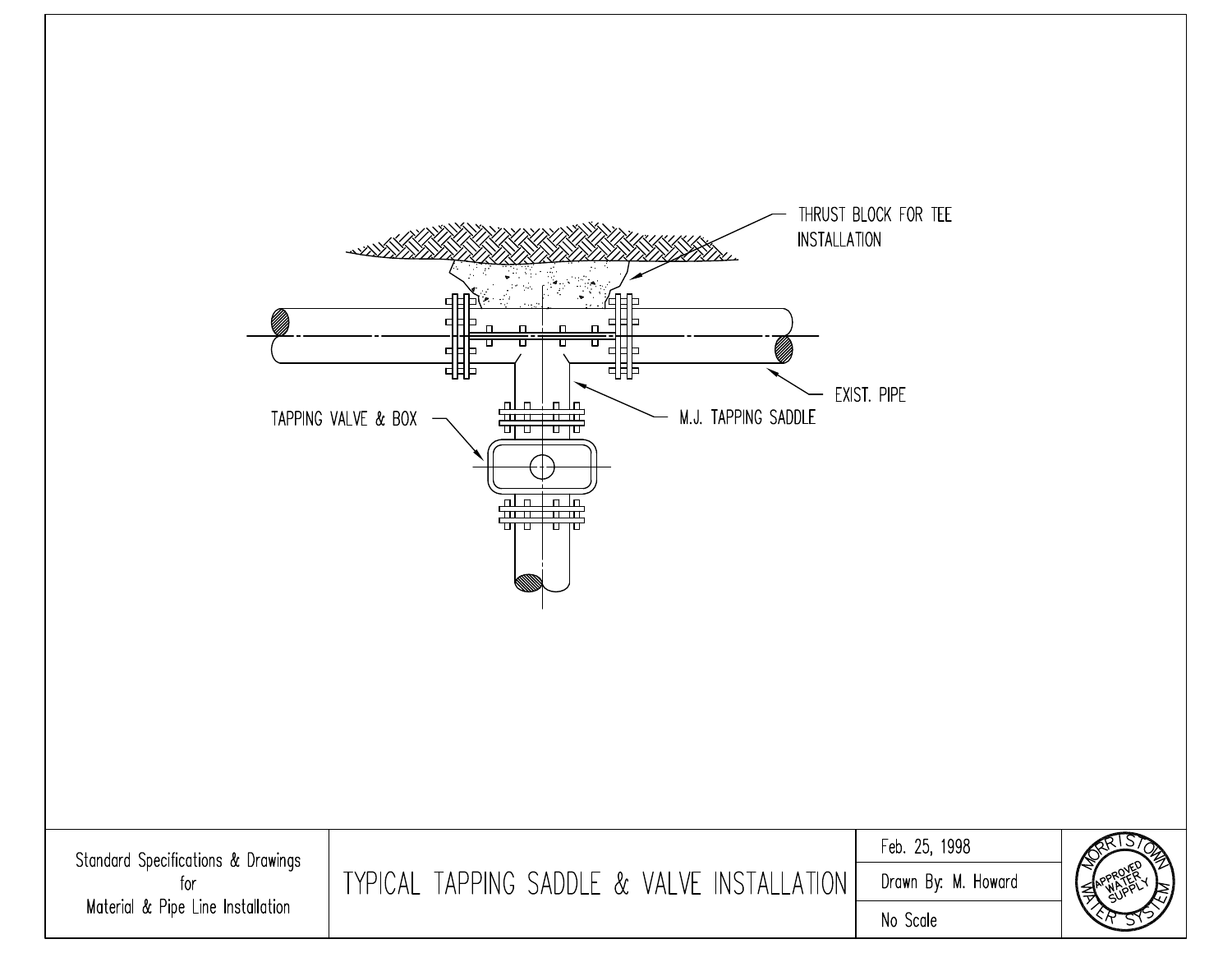THRUST BLOCK FOR TEE INSTALLATION

EXIST. PIPE

TAPPING VALVE & BOX

M.J. TAPPING SADDLE

| | | |
|---|---|---|
| Standard Specifications & Drawings for Material & Pipe Line Installation | TYPICAL TAPPING SADDLE & VALVE INSTALLATION | Feb. 25, 1998 |
| | | Drawn By: M. Howard |
| | | No Scale |

MORRISTOWN WATER SYSTEM
APPROVED WATER SUPPLY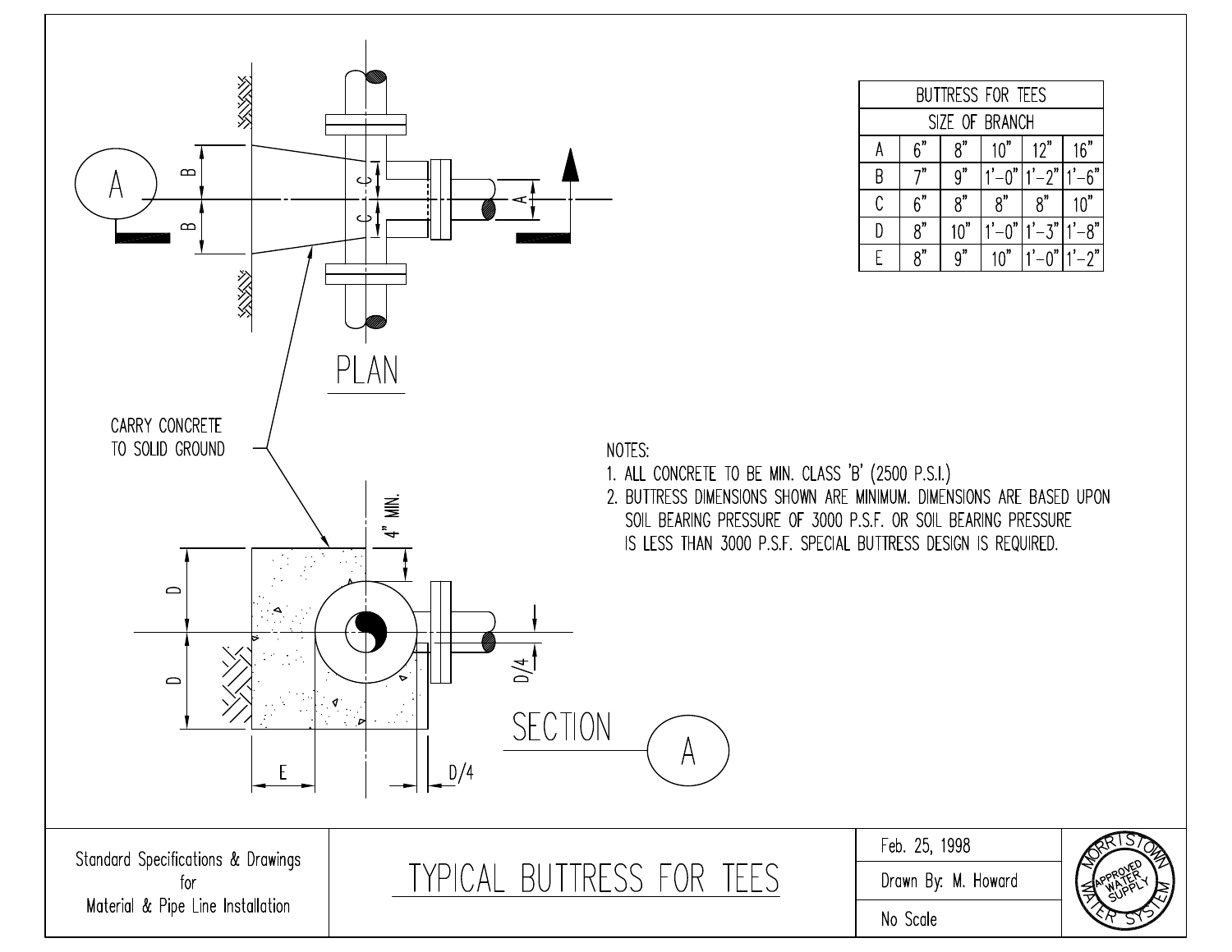| BUTTRESS FOR TEES | | | | | |
|---|---|---|---|---|---|
| SIZE OF BRANCH | | | | | |
| A | 6" | 8" | 10" | 12" | 16" |
| B | 7" | 9" | 1'–0" | 1'–2" | 1'–6" |
| C | 6" | 8" | 8" | 8" | 10" |
| D | 8" | 10" | 1'–0" | 1'–3" | 1'–8" |
| E | 8" | 9" | 10" | 1'–0" | 1'–2" |

PLAN

CARRY CONCRETE TO SOLID GROUND

4" MIN.

SECTION A

NOTES:

1. ALL CONCRETE TO BE MIN. CLASS 'B' (2500 P.S.I.)
2. BUTTRESS DIMENSIONS SHOWN ARE MINIMUM. DIMENSIONS ARE BASED UPON SOIL BEARING PRESSURE OF 3000 P.S.F. OR SOIL BEARING PRESSURE IS LESS THAN 3000 P.S.F. SPECIAL BUTTRESS DESIGN IS REQUIRED.

Standard Specifications & Drawings for Material & Pipe Line Installation

# TYPICAL BUTTRESS FOR TEES

Feb. 25, 1998

Drawn By: M. Howard

No Scale

MORRISTOWN WATER SYSTEM — APPROVED WATER SUPPLY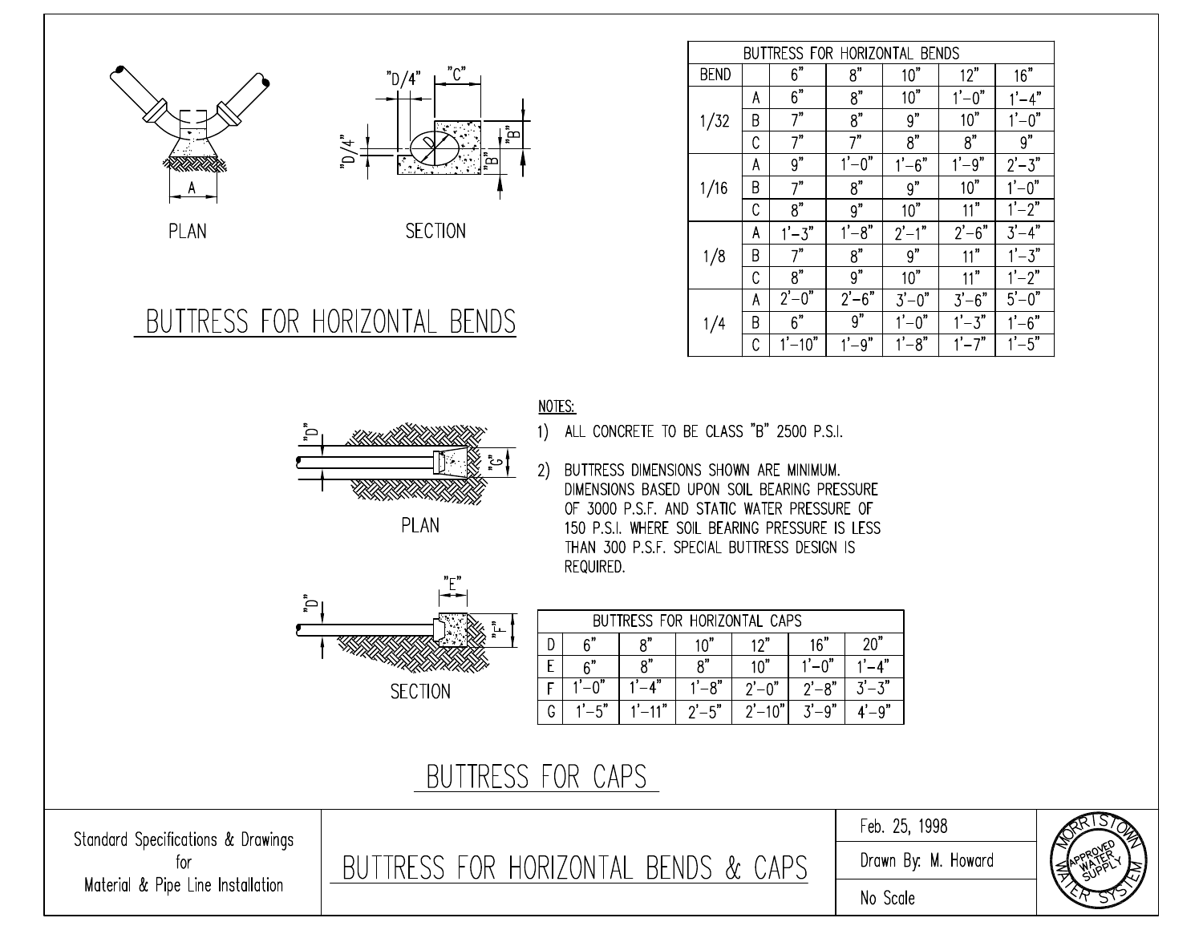PLAN

SECTION

"D/4"

"C"

"D/4"

"B"

"B"

A

D

## BUTTRESS FOR HORIZONTAL BENDS

| BUTTRESS FOR HORIZONTAL BENDS | | | | | | |
|---|---|---|---|---|---|---|
| BEND | | 6" | 8" | 10" | 12" | 16" |
| 1/32 | A | 6" | 8" | 10" | 1'–0" | 1'–4" |
| | B | 7" | 8" | 9" | 10" | 1'–0" |
| | C | 7" | 7" | 8" | 8" | 9" |
| 1/16 | A | 9" | 1'–0" | 1'–6" | 1'–9" | 2'–3" |
| | B | 7" | 8" | 9" | 10" | 1'–0" |
| | C | 8" | 9" | 10" | 11" | 1'–2" |
| 1/8 | A | 1'–3" | 1'–8" | 2'–1" | 2'–6" | 3'–4" |
| | B | 7" | 8" | 9" | 11" | 1'–3" |
| | C | 8" | 9" | 10" | 11" | 1'–2" |
| 1/4 | A | 2'–0" | 2'–6" | 3'–0" | 3'–6" | 5'–0" |
| | B | 6" | 9" | 1'–0" | 1'–3" | 1'–6" |
| | C | 1'–10" | 1'–9" | 1'–8" | 1'–7" | 1'–5" |

"D"

"G"

PLAN

"E"

"D"

"F"

SECTION

NOTES:

1) ALL CONCRETE TO BE CLASS "B" 2500 P.S.I.

2) BUTTRESS DIMENSIONS SHOWN ARE MINIMUM. DIMENSIONS BASED UPON SOIL BEARING PRESSURE OF 3000 P.S.F. AND STATIC WATER PRESSURE OF 150 P.S.I. WHERE SOIL BEARING PRESSURE IS LESS THAN 300 P.S.F. SPECIAL BUTTRESS DESIGN IS REQUIRED.

| BUTTRESS FOR HORIZONTAL CAPS | | | | | | |
|---|---|---|---|---|---|---|
| D | 6" | 8" | 10" | 12" | 16" | 20" |
| E | 6" | 8" | 8" | 10" | 1'–0" | 1'–4" |
| F | 1'–0" | 1'–4" | 1'–8" | 2'–0" | 2'–8" | 3'–3" |
| G | 1'–5" | 1'–11" | 2'–5" | 2'–10" | 3'–9" | 4'–9" |

## BUTTRESS FOR CAPS

Standard Specifications & Drawings for Material & Pipe Line Installation

# BUTTRESS FOR HORIZONTAL BENDS & CAPS

Feb. 25, 1998

Drawn By: M. Howard

No Scale

MORRISTOWN WATER SYSTEM — APPROVED WATER SUPPLY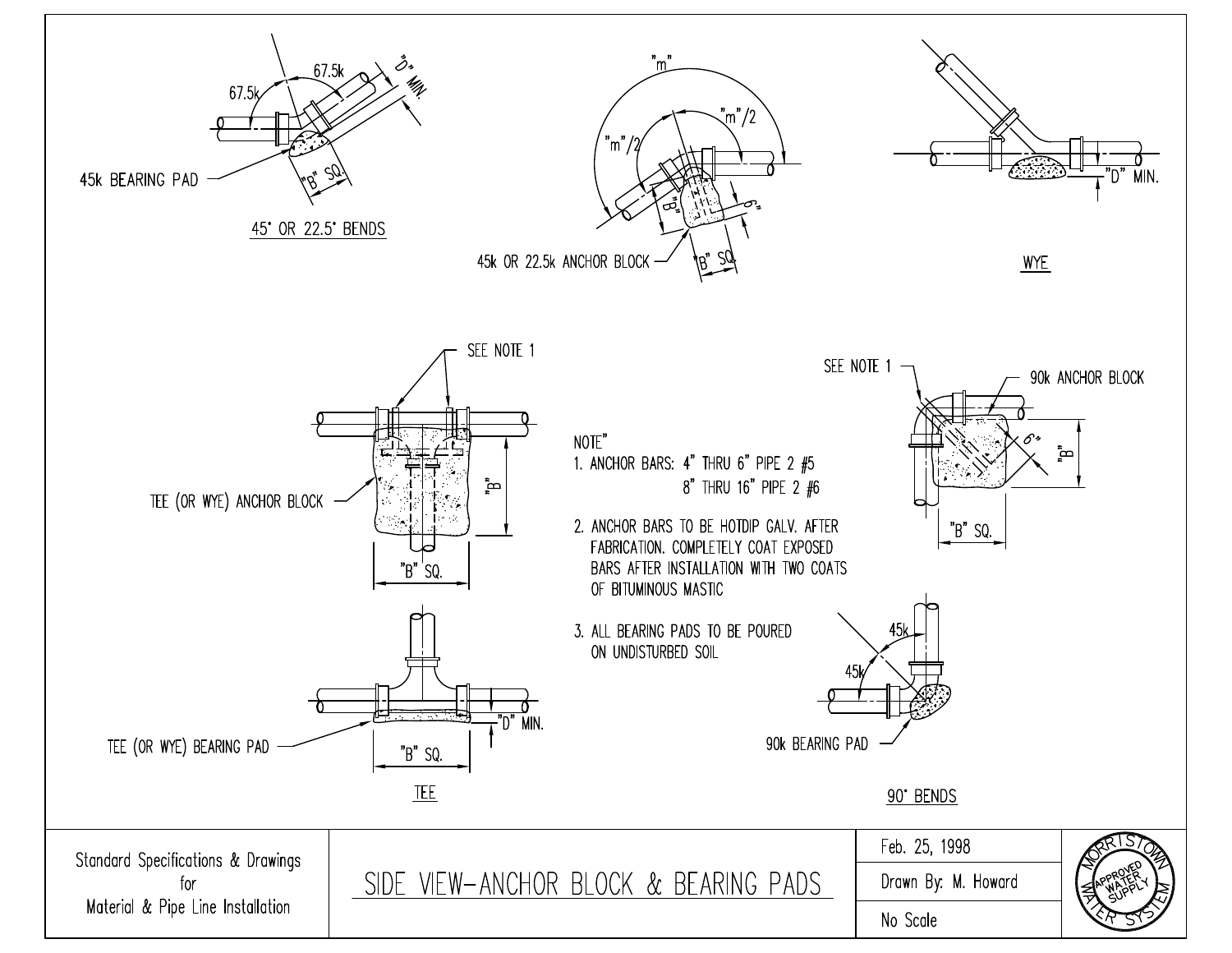45° OR 22.5° BENDS

67.5k

67.5k

"D" MIN.

45k BEARING PAD

"B" SQ.

"m"

"m"/2

"m"/2

"B"

6"

"B" SQ.

45k OR 22.5k ANCHOR BLOCK

WYE

"D" MIN.

SEE NOTE 1

TEE (OR WYE) ANCHOR BLOCK

"B"

"B" SQ.

NOTE"

1. ANCHOR BARS: 4" THRU 6" PIPE 2 #5
   8" THRU 16" PIPE 2 #6

2. ANCHOR BARS TO BE HOTDIP GALV. AFTER FABRICATION. COMPLETELY COAT EXPOSED BARS AFTER INSTALLATION WITH TWO COATS OF BITUMINOUS MASTIC

3. ALL BEARING PADS TO BE POURED ON UNDISTURBED SOIL

SEE NOTE 1

90k ANCHOR BLOCK

6"

"B"

"B" SQ.

TEE (OR WYE) BEARING PAD

"B" SQ.

"D" MIN.

TEE

45k

45k

90k BEARING PAD

90° BENDS

Standard Specifications & Drawings for Material & Pipe Line Installation

# SIDE VIEW-ANCHOR BLOCK & BEARING PADS

Feb. 25, 1998

Drawn By: M. Howard

No Scale

MORRISTOWN WATER SYSTEM — APPROVED WATER SUPPLY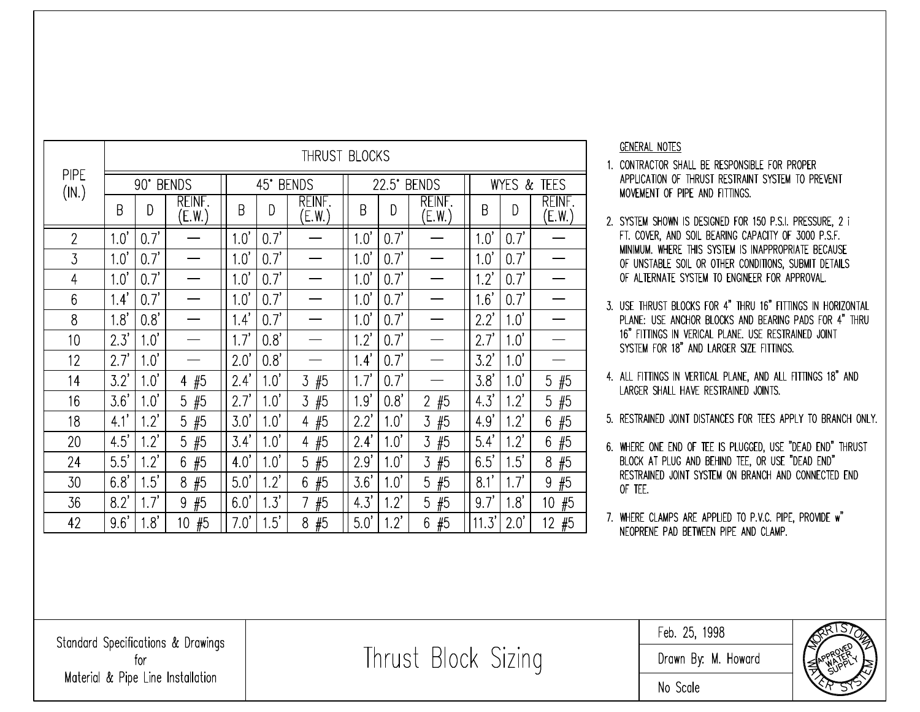| PIPE (IN.) | THRUST BLOCKS | | | | | | | | | | | |
|---|---|---|---|---|---|---|---|---|---|---|---|---|
| | 90° BENDS | | | 45° BENDS | | | 22.5° BENDS | | | WYES & TEES | | |
| | B | D | REINF. (E.W.) | B | D | REINF. (E.W.) | B | D | REINF. (E.W.) | B | D | REINF. (E.W.) |
| 2 | 1.0' | 0.7' | — | 1.0' | 0.7' | — | 1.0' | 0.7' | — | 1.0' | 0.7' | — |
| 3 | 1.0' | 0.7' | — | 1.0' | 0.7' | — | 1.0' | 0.7' | — | 1.0' | 0.7' | — |
| 4 | 1.0' | 0.7' | — | 1.0' | 0.7' | — | 1.0' | 0.7' | — | 1.2' | 0.7' | — |
| 6 | 1.4' | 0.7' | — | 1.0' | 0.7' | — | 1.0' | 0.7' | — | 1.6' | 0.7' | — |
| 8 | 1.8' | 0.8' | — | 1.4' | 0.7' | — | 1.0' | 0.7' | — | 2.2' | 1.0' | — |
| 10 | 2.3' | 1.0' | — | 1.7' | 0.8' | — | 1.2' | 0.7' | — | 2.7' | 1.0' | — |
| 12 | 2.7' | 1.0' | — | 2.0' | 0.8' | — | 1.4' | 0.7' | — | 3.2' | 1.0' | — |
| 14 | 3.2' | 1.0' | 4 #5 | 2.4' | 1.0' | 3 #5 | 1.7' | 0.7' | — | 3.8' | 1.0' | 5 #5 |
| 16 | 3.6' | 1.0' | 5 #5 | 2.7' | 1.0' | 3 #5 | 1.9' | 0.8' | 2 #5 | 4.3' | 1.2' | 5 #5 |
| 18 | 4.1' | 1.2' | 5 #5 | 3.0' | 1.0' | 4 #5 | 2.2' | 1.0' | 3 #5 | 4.9' | 1.2' | 6 #5 |
| 20 | 4.5' | 1.2' | 5 #5 | 3.4' | 1.0' | 4 #5 | 2.4' | 1.0' | 3 #5 | 5.4' | 1.2' | 6 #5 |
| 24 | 5.5' | 1.2' | 6 #5 | 4.0' | 1.0' | 5 #5 | 2.9' | 1.0' | 3 #5 | 6.5' | 1.5' | 8 #5 |
| 30 | 6.8' | 1.5' | 8 #5 | 5.0' | 1.2' | 6 #5 | 3.6' | 1.0' | 5 #5 | 8.1' | 1.7' | 9 #5 |
| 36 | 8.2' | 1.7' | 9 #5 | 6.0' | 1.3' | 7 #5 | 4.3' | 1.2' | 5 #5 | 9.7' | 1.8' | 10 #5 |
| 42 | 9.6' | 1.8' | 10 #5 | 7.0' | 1.5' | 8 #5 | 5.0' | 1.2' | 6 #5 | 11.3' | 2.0' | 12 #5 |

GENERAL NOTES

1. CONTRACTOR SHALL BE RESPONSIBLE FOR PROPER APPLICATION OF THRUST RESTRAINT SYSTEM TO PREVENT MOVEMENT OF PIPE AND FITTINGS.
2. SYSTEM SHOWN IS DESIGNED FOR 150 P.S.I. PRESSURE, 2 i FT. COVER, AND SOIL BEARING CAPACITY OF 3000 P.S.F. MINIMUM. WHERE THIS SYSTEM IS INAPPROPRIATE BECAUSE OF UNSTABLE SOIL OR OTHER CONDITIONS, SUBMIT DETAILS OF ALTERNATE SYSTEM TO ENGINEER FOR APPROVAL.
3. USE THRUST BLOCKS FOR 4" THRU 16" FITTINGS IN HORIZONTAL PLANE: USE ANCHOR BLOCKS AND BEARING PADS FOR 4" THRU 16" FITTINGS IN VERICAL PLANE. USE RESTRAINED JOINT SYSTEM FOR 18" AND LARGER SIZE FITTINGS.
4. ALL FITTINGS IN VERTICAL PLANE, AND ALL FITTINGS 18" AND LARGER SHALL HAVE RESTRAINED JOINTS.
5. RESTRAINED JOINT DISTANCES FOR TEES APPLY TO BRANCH ONLY.
6. WHERE ONE END OF TEE IS PLUGGED, USE "DEAD END" THRUST BLOCK AT PLUG AND BEHIND TEE, OR USE "DEAD END" RESTRAINED JOINT SYSTEM ON BRANCH AND CONNECTED END OF TEE.
7. WHERE CLAMPS ARE APPLIED TO P.V.C. PIPE, PROVIDE w" NEOPRENE PAD BETWEEN PIPE AND CLAMP.

Standard Specifications & Drawings for Material & Pipe Line Installation

# Thrust Block Sizing

Feb. 25, 1998

Drawn By: M. Howard

No Scale

MORRISTOWN WATER SYSTEM — APPROVED WATER SUPPLY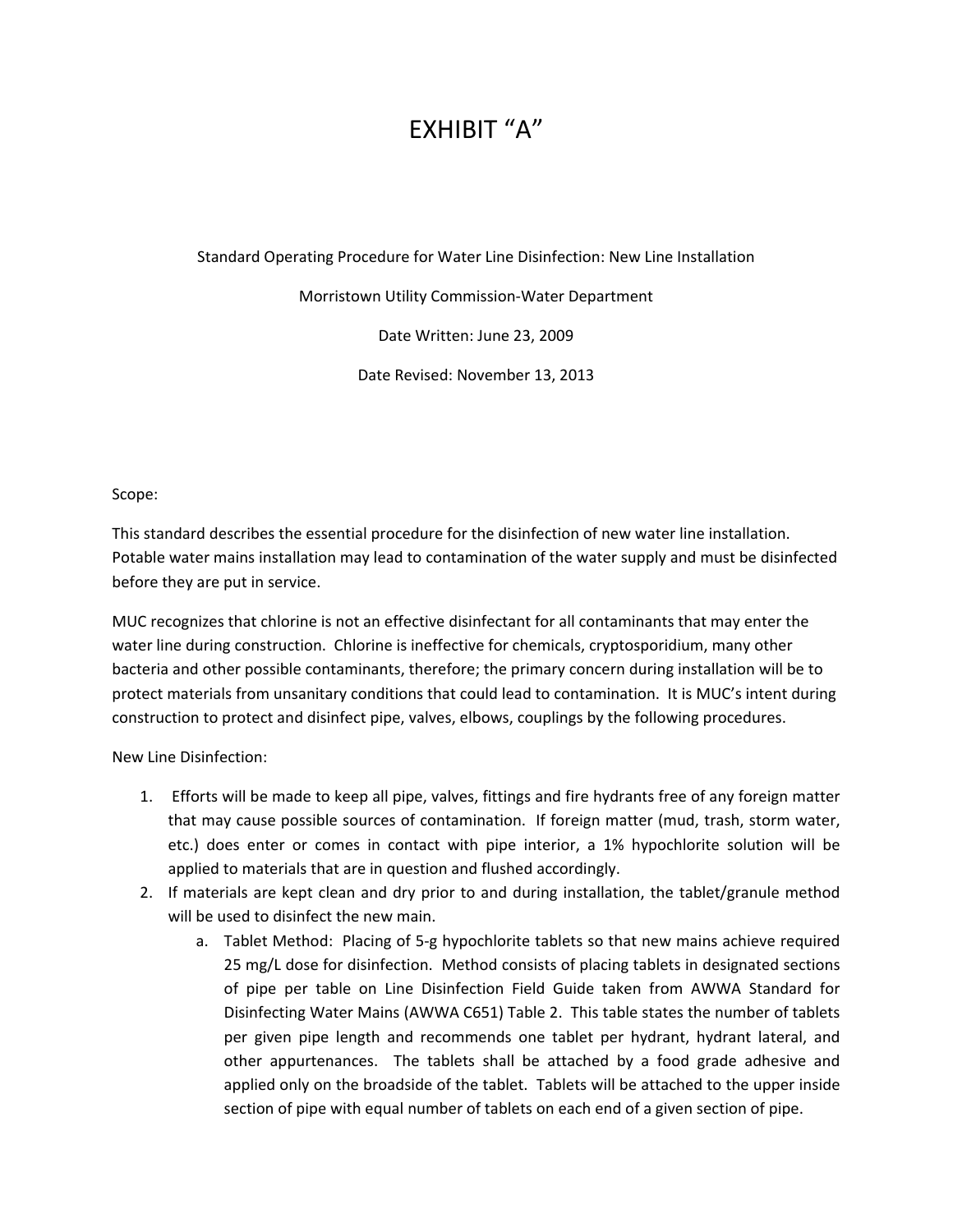# EXHIBIT “A”

Standard Operating Procedure for Water Line Disinfection: New Line Installation

Morristown Utility Commission-Water Department

Date Written: June 23, 2009

Date Revised: November 13, 2013

Scope:

This standard describes the essential procedure for the disinfection of new water line installation. Potable water mains installation may lead to contamination of the water supply and must be disinfected before they are put in service.

MUC recognizes that chlorine is not an effective disinfectant for all contaminants that may enter the water line during construction. Chlorine is ineffective for chemicals, cryptosporidium, many other bacteria and other possible contaminants, therefore; the primary concern during installation will be to protect materials from unsanitary conditions that could lead to contamination. It is MUC’s intent during construction to protect and disinfect pipe, valves, elbows, couplings by the following procedures.

New Line Disinfection:

1. Efforts will be made to keep all pipe, valves, fittings and fire hydrants free of any foreign matter that may cause possible sources of contamination. If foreign matter (mud, trash, storm water, etc.) does enter or comes in contact with pipe interior, a 1% hypochlorite solution will be applied to materials that are in question and flushed accordingly.
2. If materials are kept clean and dry prior to and during installation, the tablet/granule method will be used to disinfect the new main.
    a. Tablet Method: Placing of 5-g hypochlorite tablets so that new mains achieve required 25 mg/L dose for disinfection. Method consists of placing tablets in designated sections of pipe per table on Line Disinfection Field Guide taken from AWWA Standard for Disinfecting Water Mains (AWWA C651) Table 2. This table states the number of tablets per given pipe length and recommends one tablet per hydrant, hydrant lateral, and other appurtenances. The tablets shall be attached by a food grade adhesive and applied only on the broadside of the tablet. Tablets will be attached to the upper inside section of pipe with equal number of tablets on each end of a given section of pipe.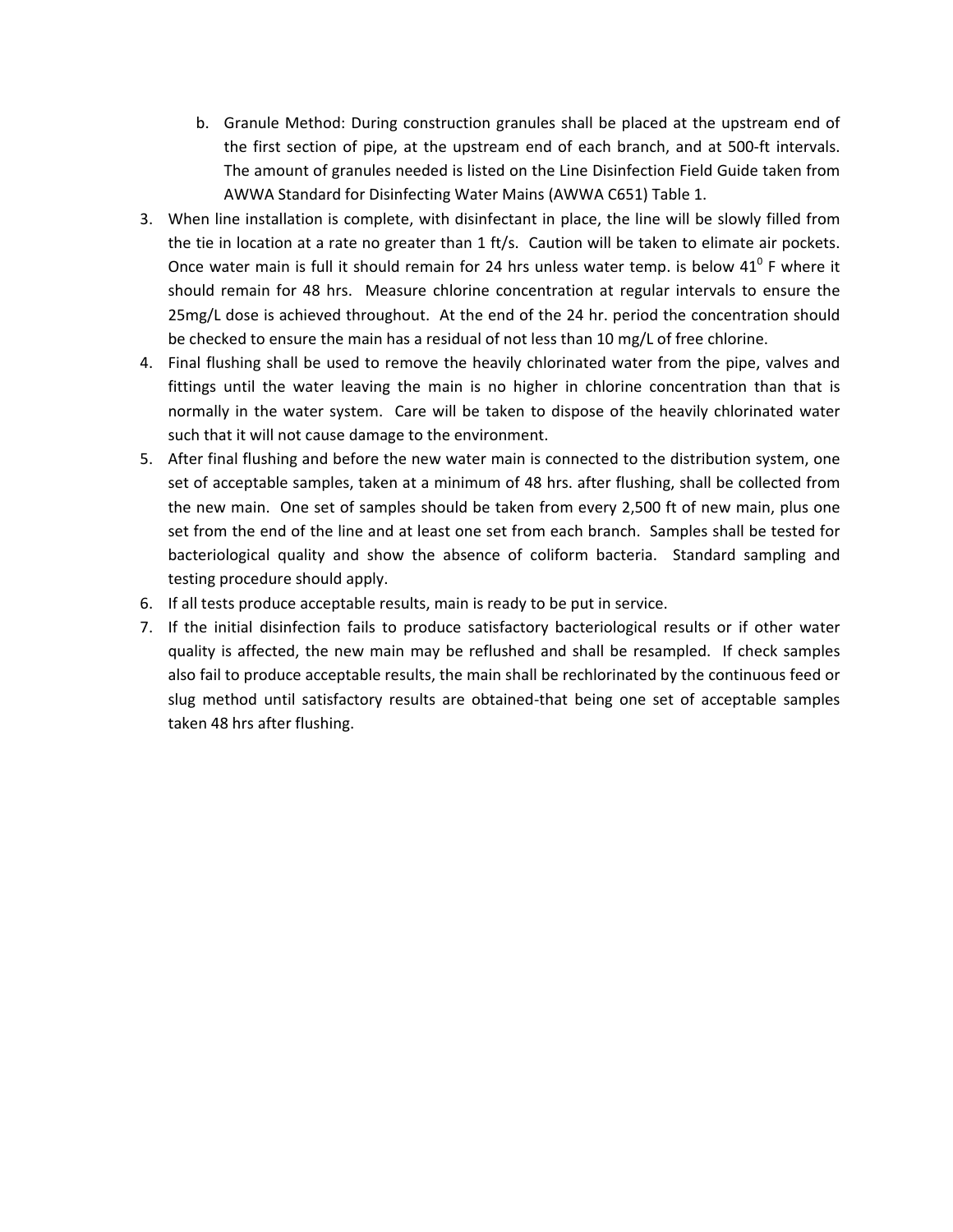b. Granule Method: During construction granules shall be placed at the upstream end of the first section of pipe, at the upstream end of each branch, and at 500-ft intervals. The amount of granules needed is listed on the Line Disinfection Field Guide taken from AWWA Standard for Disinfecting Water Mains (AWWA C651) Table 1.

3. When line installation is complete, with disinfectant in place, the line will be slowly filled from the tie in location at a rate no greater than 1 ft/s. Caution will be taken to elimate air pockets. Once water main is full it should remain for 24 hrs unless water temp. is below $41^0$ F where it should remain for 48 hrs. Measure chlorine concentration at regular intervals to ensure the 25mg/L dose is achieved throughout. At the end of the 24 hr. period the concentration should be checked to ensure the main has a residual of not less than 10 mg/L of free chlorine.
4. Final flushing shall be used to remove the heavily chlorinated water from the pipe, valves and fittings until the water leaving the main is no higher in chlorine concentration than that is normally in the water system. Care will be taken to dispose of the heavily chlorinated water such that it will not cause damage to the environment.
5. After final flushing and before the new water main is connected to the distribution system, one set of acceptable samples, taken at a minimum of 48 hrs. after flushing, shall be collected from the new main. One set of samples should be taken from every 2,500 ft of new main, plus one set from the end of the line and at least one set from each branch. Samples shall be tested for bacteriological quality and show the absence of coliform bacteria. Standard sampling and testing procedure should apply.
6. If all tests produce acceptable results, main is ready to be put in service.
7. If the initial disinfection fails to produce satisfactory bacteriological results or if other water quality is affected, the new main may be reflushed and shall be resampled. If check samples also fail to produce acceptable results, the main shall be rechlorinated by the continuous feed or slug method until satisfactory results are obtained-that being one set of acceptable samples taken 48 hrs after flushing.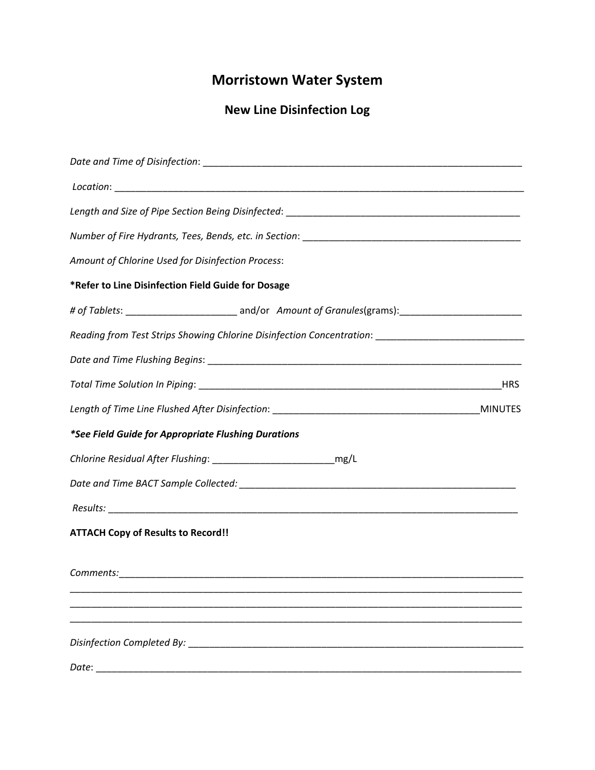# Morristown Water System

## New Line Disinfection Log

*Date and Time of Disinfection*: ________________________________________________________________

*Location*: ________________________________________________________________________________

*Length and Size of Pipe Section Being Disinfected*: ______________________________________________

*Number of Fire Hydrants, Tees, Bends, etc. in Section*: ___________________________________________

*Amount of Chlorine Used for Disinfection Process*:

**\*Refer to Line Disinfection Field Guide for Dosage**

*# of Tablets*: _____________________ and/or *Amount of Granules*(grams):_______________________

*Reading from Test Strips Showing Chlorine Disinfection Concentration*: ____________________________

*Date and Time Flushing Begins*: ______________________________________________________________

*Total Time Solution In Piping*: ____________________________________________________________HRS

*Length of Time Line Flushed After Disinfection*: _______________________________________MINUTES

***\*See Field Guide for Appropriate Flushing Durations***

*Chlorine Residual After Flushing*: _______________________mg/L

*Date and Time BACT Sample Collected:* _____________________________________________________

*Results:* _________________________________________________________________________________

**ATTACH Copy of Results to Record!!**

*Comments:*_________________________________________________________________________________
____________________________________________________________________________________________
____________________________________________________________________________________________
____________________________________________________________________________________________

*Disinfection Completed By:* ___________________________________________________________________

*Date*: ____________________________________________________________________________________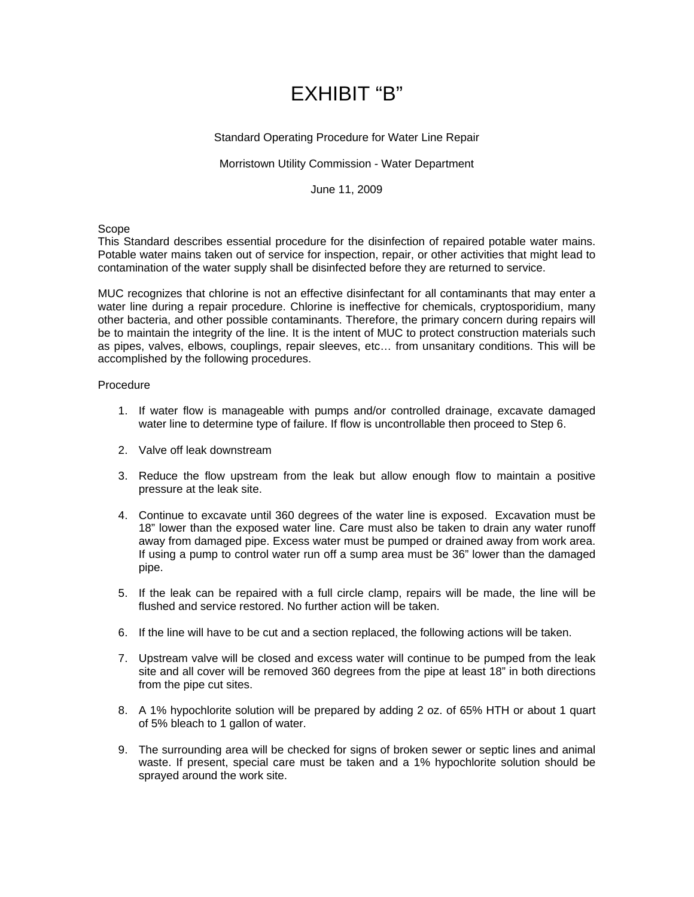# EXHIBIT "B"

Standard Operating Procedure for Water Line Repair

Morristown Utility Commission - Water Department

June 11, 2009

Scope

This Standard describes essential procedure for the disinfection of repaired potable water mains. Potable water mains taken out of service for inspection, repair, or other activities that might lead to contamination of the water supply shall be disinfected before they are returned to service.

MUC recognizes that chlorine is not an effective disinfectant for all contaminants that may enter a water line during a repair procedure. Chlorine is ineffective for chemicals, cryptosporidium, many other bacteria, and other possible contaminants. Therefore, the primary concern during repairs will be to maintain the integrity of the line. It is the intent of MUC to protect construction materials such as pipes, valves, elbows, couplings, repair sleeves, etc… from unsanitary conditions. This will be accomplished by the following procedures.

Procedure

1. If water flow is manageable with pumps and/or controlled drainage, excavate damaged water line to determine type of failure. If flow is uncontrollable then proceed to Step 6.

2. Valve off leak downstream

3. Reduce the flow upstream from the leak but allow enough flow to maintain a positive pressure at the leak site.

4. Continue to excavate until 360 degrees of the water line is exposed. Excavation must be 18" lower than the exposed water line. Care must also be taken to drain any water runoff away from damaged pipe. Excess water must be pumped or drained away from work area. If using a pump to control water run off a sump area must be 36" lower than the damaged pipe.

5. If the leak can be repaired with a full circle clamp, repairs will be made, the line will be flushed and service restored. No further action will be taken.

6. If the line will have to be cut and a section replaced, the following actions will be taken.

7. Upstream valve will be closed and excess water will continue to be pumped from the leak site and all cover will be removed 360 degrees from the pipe at least 18" in both directions from the pipe cut sites.

8. A 1% hypochlorite solution will be prepared by adding 2 oz. of 65% HTH or about 1 quart of 5% bleach to 1 gallon of water.

9. The surrounding area will be checked for signs of broken sewer or septic lines and animal waste. If present, special care must be taken and a 1% hypochlorite solution should be sprayed around the work site.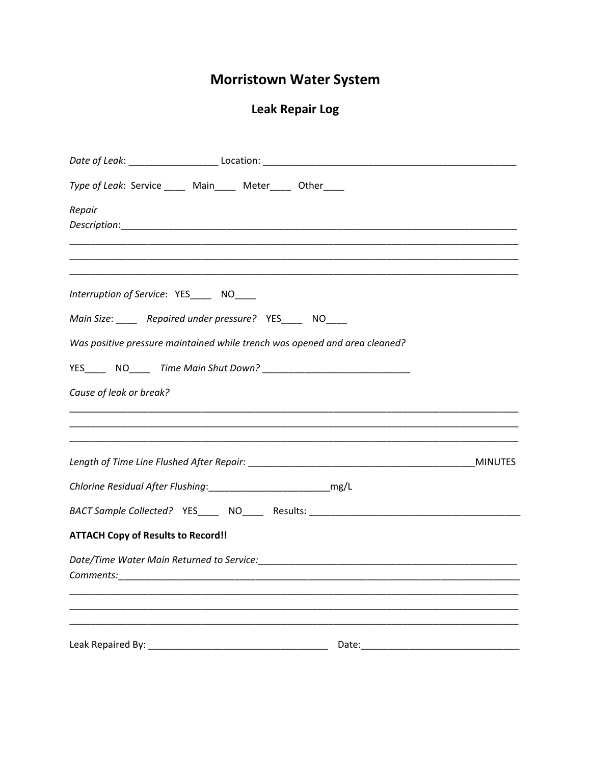# Morristown Water System

## Leak Repair Log

*Date of Leak*: _________________ Location: __________________________________________________

*Type of Leak*: Service ____ Main____ Meter____ Other____

*Repair Description*:_____________________________________________________________________________
_______________________________________________________________________________________
_______________________________________________________________________________________
_______________________________________________________________________________________

*Interruption of Service*: YES____ NO____

*Main Size*: ____ *Repaired under pressure?* YES____ NO____

*Was positive pressure maintained while trench was opened and area cleaned?*

YES____ NO____ *Time Main Shut Down?* ____________________________

*Cause of leak or break?*

_______________________________________________________________________________________
_______________________________________________________________________________________
_______________________________________________________________________________________

*Length of Time Line Flushed After Repair*: ____________________________________________MINUTES

*Chlorine Residual After Flushing*:_______________________mg/L

*BACT Sample Collected?* YES____ NO____ Results: ___________________________________________

**ATTACH Copy of Results to Record!!**

*Date/Time Water Main Returned to Service:*__________________________________________________

*Comments:*_____________________________________________________________________________
_______________________________________________________________________________________
_______________________________________________________________________________________
_______________________________________________________________________________________

Leak Repaired By: __________________________________ Date:______________________________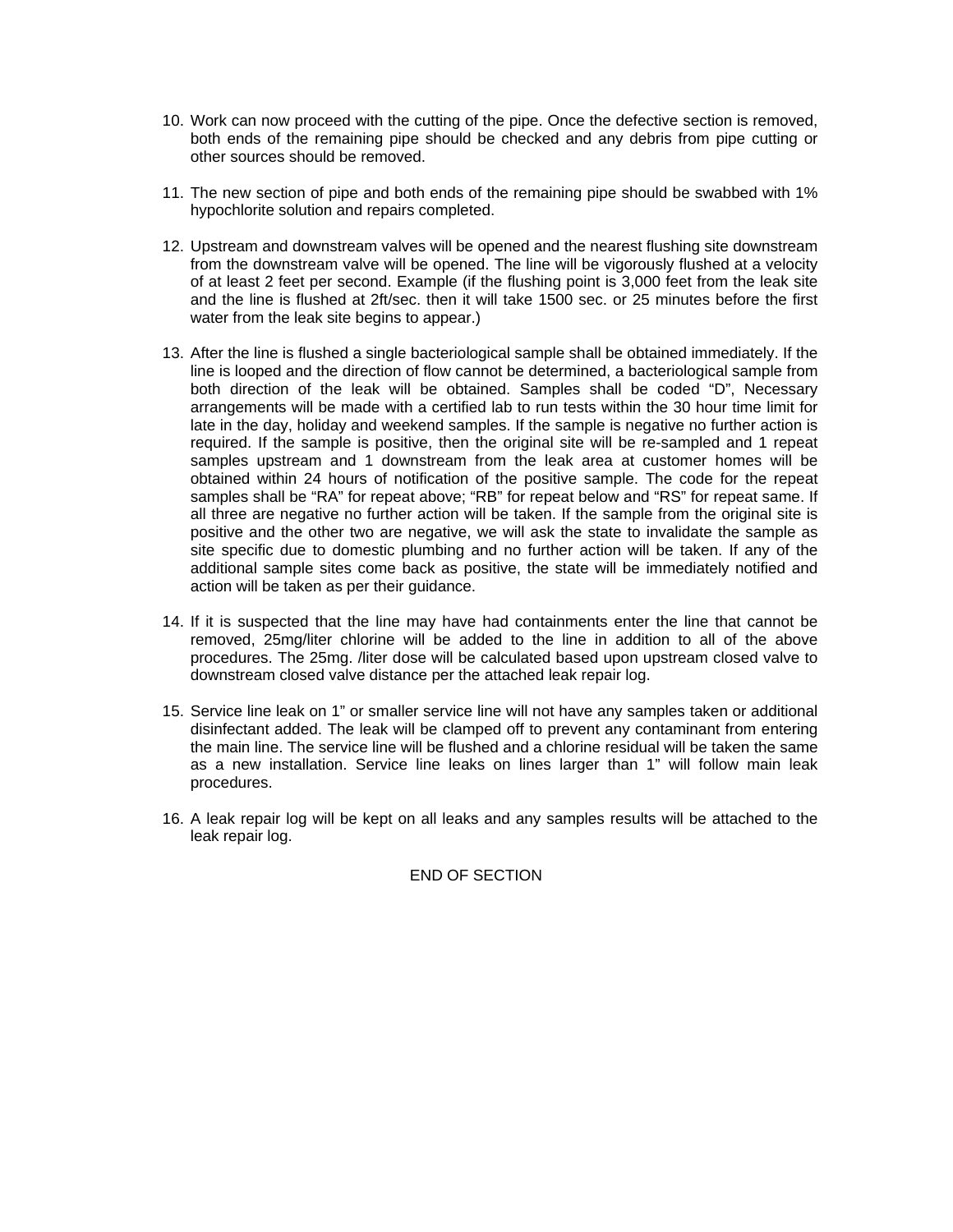10. Work can now proceed with the cutting of the pipe. Once the defective section is removed, both ends of the remaining pipe should be checked and any debris from pipe cutting or other sources should be removed.

11. The new section of pipe and both ends of the remaining pipe should be swabbed with 1% hypochlorite solution and repairs completed.

12. Upstream and downstream valves will be opened and the nearest flushing site downstream from the downstream valve will be opened. The line will be vigorously flushed at a velocity of at least 2 feet per second. Example (if the flushing point is 3,000 feet from the leak site and the line is flushed at 2ft/sec. then it will take 1500 sec. or 25 minutes before the first water from the leak site begins to appear.)

13. After the line is flushed a single bacteriological sample shall be obtained immediately. If the line is looped and the direction of flow cannot be determined, a bacteriological sample from both direction of the leak will be obtained. Samples shall be coded "D", Necessary arrangements will be made with a certified lab to run tests within the 30 hour time limit for late in the day, holiday and weekend samples. If the sample is negative no further action is required. If the sample is positive, then the original site will be re-sampled and 1 repeat samples upstream and 1 downstream from the leak area at customer homes will be obtained within 24 hours of notification of the positive sample. The code for the repeat samples shall be "RA" for repeat above; "RB" for repeat below and "RS" for repeat same. If all three are negative no further action will be taken. If the sample from the original site is positive and the other two are negative, we will ask the state to invalidate the sample as site specific due to domestic plumbing and no further action will be taken. If any of the additional sample sites come back as positive, the state will be immediately notified and action will be taken as per their guidance.

14. If it is suspected that the line may have had containments enter the line that cannot be removed, 25mg/liter chlorine will be added to the line in addition to all of the above procedures. The 25mg. /liter dose will be calculated based upon upstream closed valve to downstream closed valve distance per the attached leak repair log.

15. Service line leak on 1" or smaller service line will not have any samples taken or additional disinfectant added. The leak will be clamped off to prevent any contaminant from entering the main line. The service line will be flushed and a chlorine residual will be taken the same as a new installation. Service line leaks on lines larger than 1" will follow main leak procedures.

16. A leak repair log will be kept on all leaks and any samples results will be attached to the leak repair log.

END OF SECTION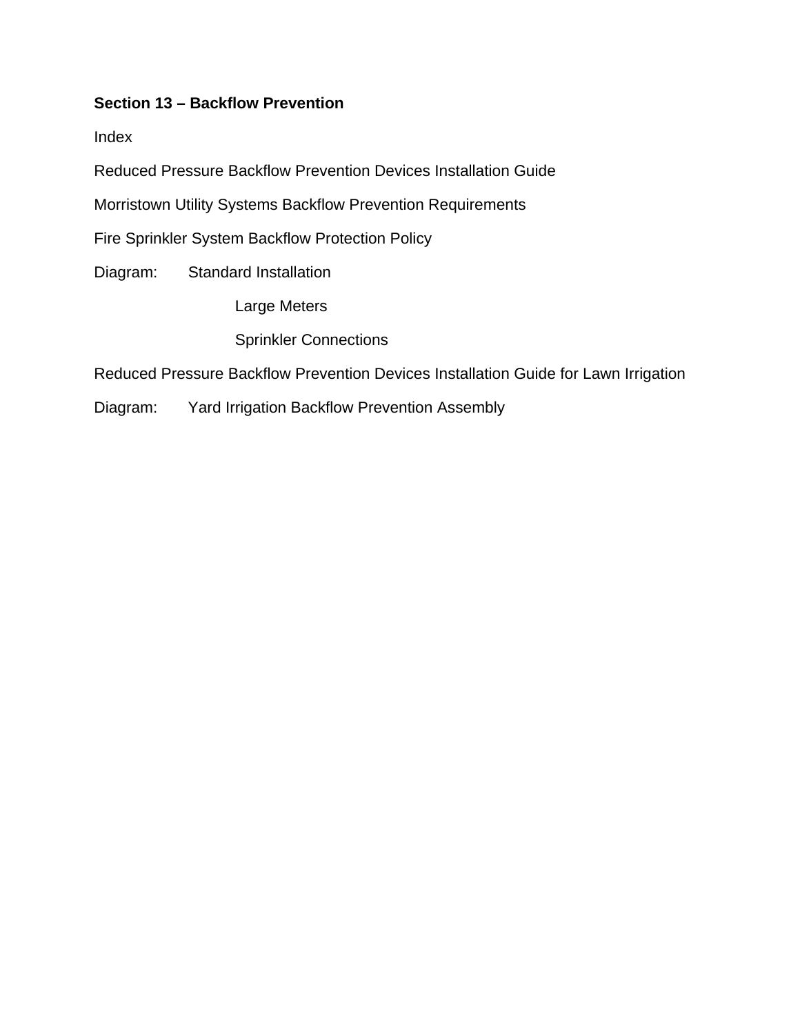**Section 13 – Backflow Prevention**

Index

Reduced Pressure Backflow Prevention Devices Installation Guide

Morristown Utility Systems Backflow Prevention Requirements

Fire Sprinkler System Backflow Protection Policy

Diagram: Standard Installation

Large Meters

Sprinkler Connections

Reduced Pressure Backflow Prevention Devices Installation Guide for Lawn Irrigation

Diagram: Yard Irrigation Backflow Prevention Assembly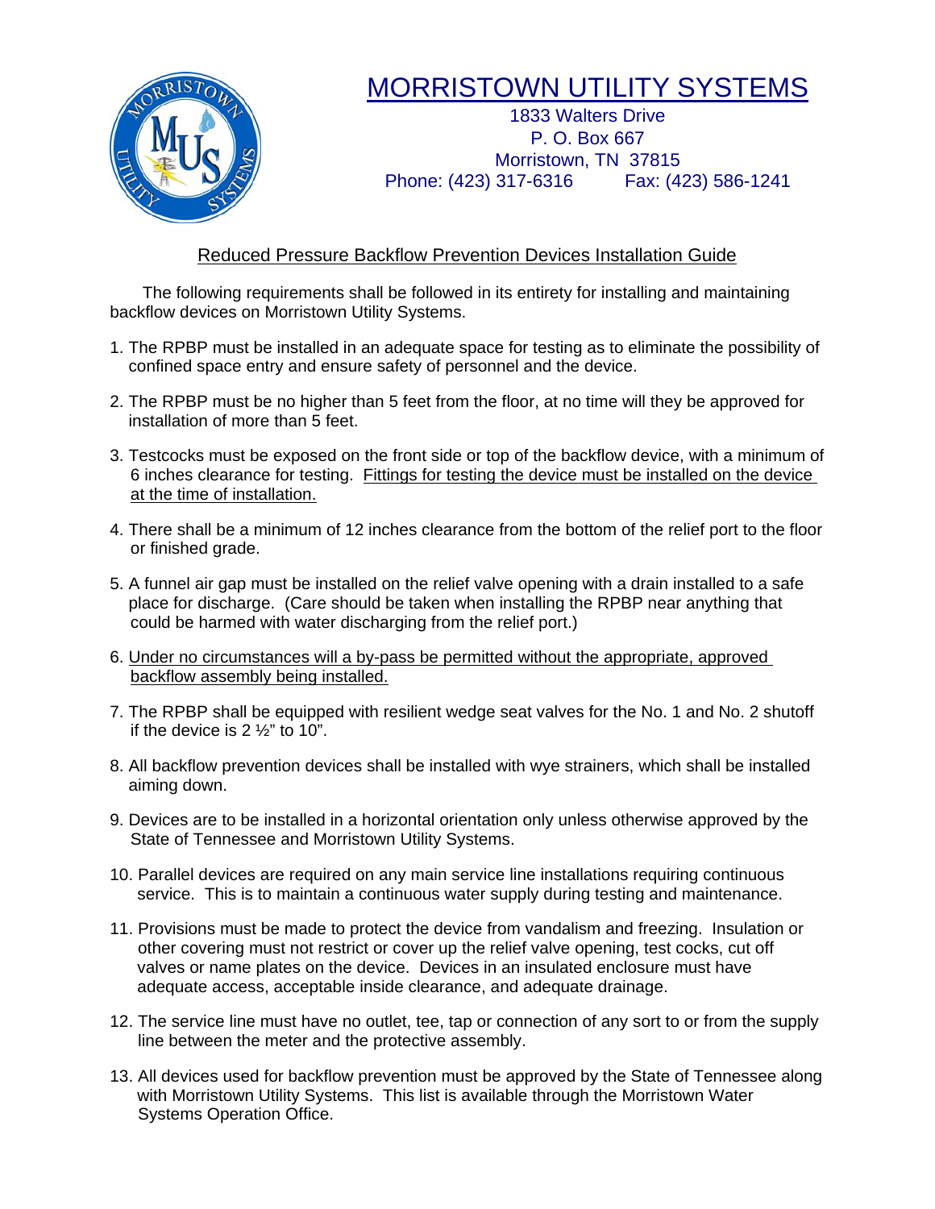# MORRISTOWN UTILITY SYSTEMS

1833 Walters Drive
P. O. Box 667
Morristown, TN 37815
Phone: (423) 317-6316 Fax: (423) 586-1241

## Reduced Pressure Backflow Prevention Devices Installation Guide

The following requirements shall be followed in its entirety for installing and maintaining backflow devices on Morristown Utility Systems.

1. The RPBP must be installed in an adequate space for testing as to eliminate the possibility of confined space entry and ensure safety of personnel and the device.

2. The RPBP must be no higher than 5 feet from the floor, at no time will they be approved for installation of more than 5 feet.

3. Testcocks must be exposed on the front side or top of the backflow device, with a minimum of 6 inches clearance for testing. Fittings for testing the device must be installed on the device at the time of installation.

4. There shall be a minimum of 12 inches clearance from the bottom of the relief port to the floor or finished grade.

5. A funnel air gap must be installed on the relief valve opening with a drain installed to a safe place for discharge. (Care should be taken when installing the RPBP near anything that could be harmed with water discharging from the relief port.)

6. Under no circumstances will a by-pass be permitted without the appropriate, approved backflow assembly being installed.

7. The RPBP shall be equipped with resilient wedge seat valves for the No. 1 and No. 2 shutoff if the device is 2 ½" to 10".

8. All backflow prevention devices shall be installed with wye strainers, which shall be installed aiming down.

9. Devices are to be installed in a horizontal orientation only unless otherwise approved by the State of Tennessee and Morristown Utility Systems.

10. Parallel devices are required on any main service line installations requiring continuous service. This is to maintain a continuous water supply during testing and maintenance.

11. Provisions must be made to protect the device from vandalism and freezing. Insulation or other covering must not restrict or cover up the relief valve opening, test cocks, cut off valves or name plates on the device. Devices in an insulated enclosure must have adequate access, acceptable inside clearance, and adequate drainage.

12. The service line must have no outlet, tee, tap or connection of any sort to or from the supply line between the meter and the protective assembly.

13. All devices used for backflow prevention must be approved by the State of Tennessee along with Morristown Utility Systems. This list is available through the Morristown Water Systems Operation Office.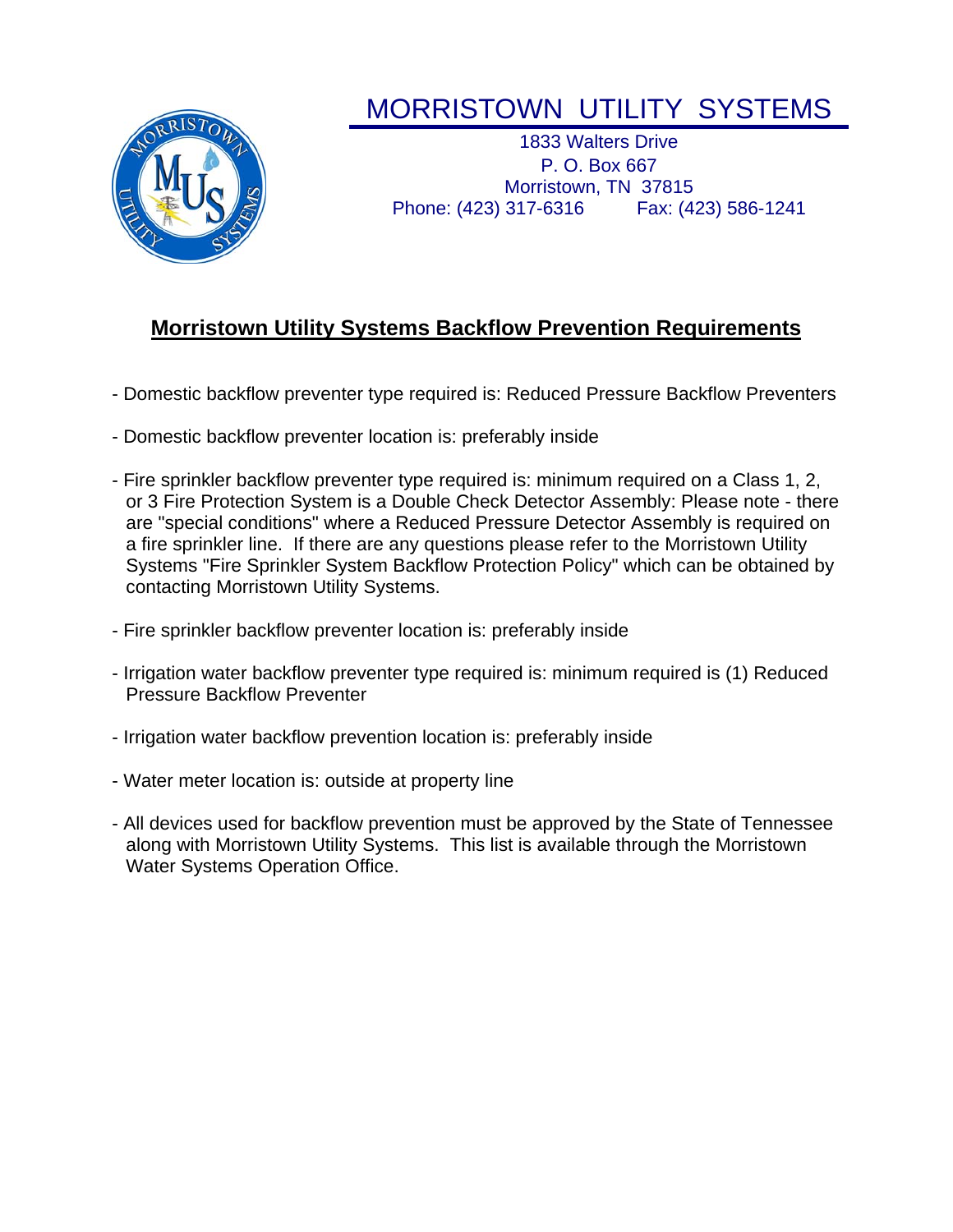# MORRISTOWN UTILITY SYSTEMS

1833 Walters Drive
P. O. Box 667
Morristown, TN 37815
Phone: (423) 317-6316 Fax: (423) 586-1241

## Morristown Utility Systems Backflow Prevention Requirements

- Domestic backflow preventer type required is: Reduced Pressure Backflow Preventers

- Domestic backflow preventer location is: preferably inside

- Fire sprinkler backflow preventer type required is: minimum required on a Class 1, 2, or 3 Fire Protection System is a Double Check Detector Assembly: Please note - there are "special conditions" where a Reduced Pressure Detector Assembly is required on a fire sprinkler line. If there are any questions please refer to the Morristown Utility Systems "Fire Sprinkler System Backflow Protection Policy" which can be obtained by contacting Morristown Utility Systems.

- Fire sprinkler backflow preventer location is: preferably inside

- Irrigation water backflow preventer type required is: minimum required is (1) Reduced Pressure Backflow Preventer

- Irrigation water backflow prevention location is: preferably inside

- Water meter location is: outside at property line

- All devices used for backflow prevention must be approved by the State of Tennessee along with Morristown Utility Systems. This list is available through the Morristown Water Systems Operation Office.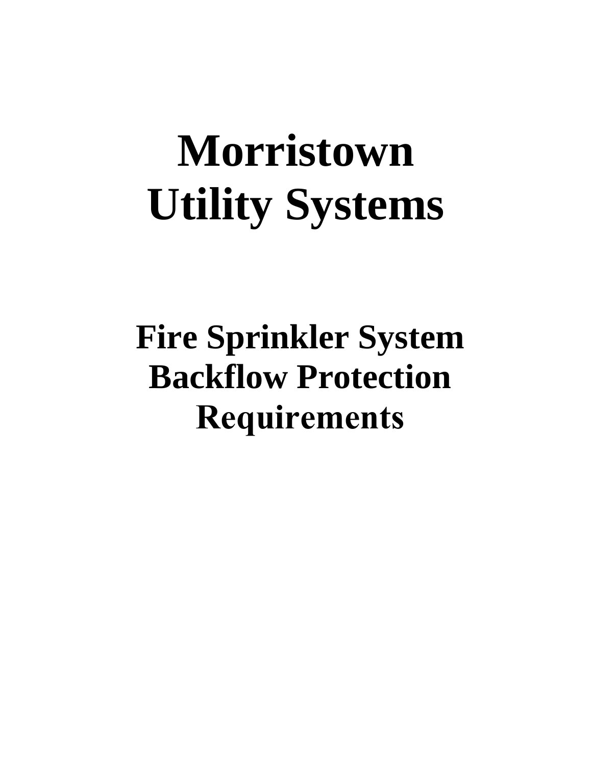# Morristown Utility Systems

## Fire Sprinkler System Backflow Protection Requirements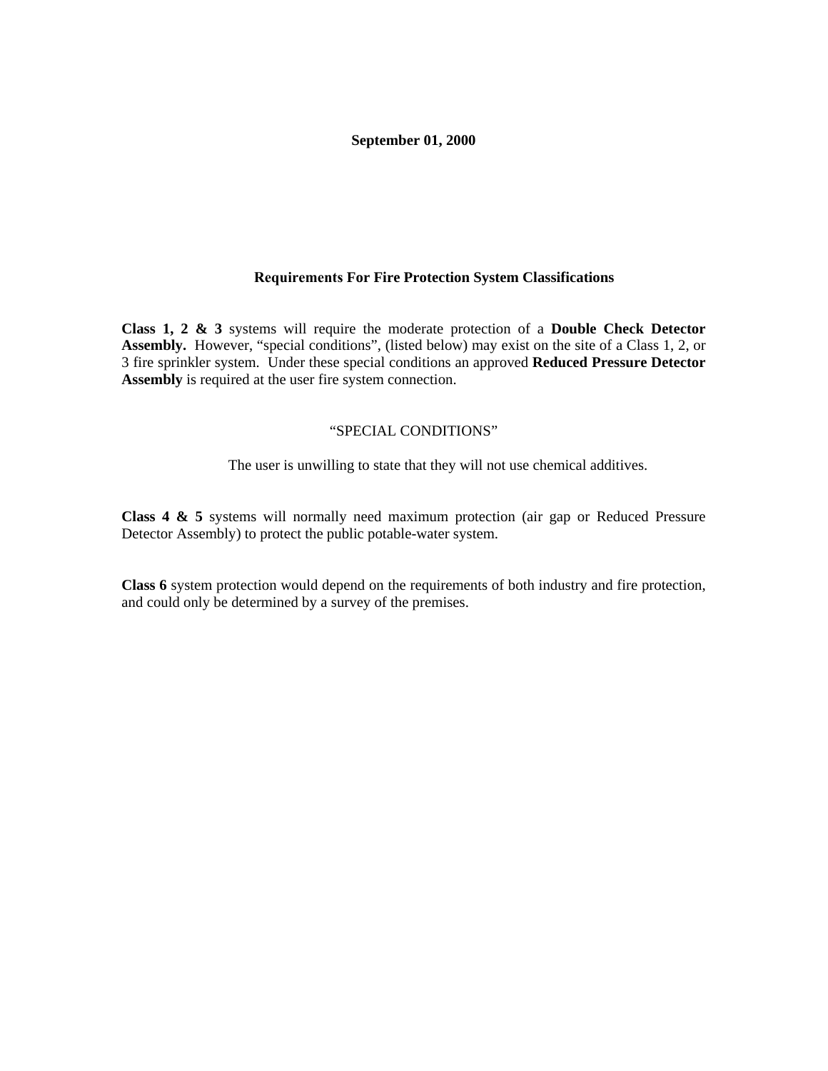**September 01, 2000**

## Requirements For Fire Protection System Classifications

**Class 1, 2 & 3** systems will require the moderate protection of a **Double Check Detector Assembly.** However, "special conditions", (listed below) may exist on the site of a Class 1, 2, or 3 fire sprinkler system. Under these special conditions an approved **Reduced Pressure Detector Assembly** is required at the user fire system connection.

"SPECIAL CONDITIONS"

The user is unwilling to state that they will not use chemical additives.

**Class 4 & 5** systems will normally need maximum protection (air gap or Reduced Pressure Detector Assembly) to protect the public potable-water system.

**Class 6** system protection would depend on the requirements of both industry and fire protection, and could only be determined by a survey of the premises.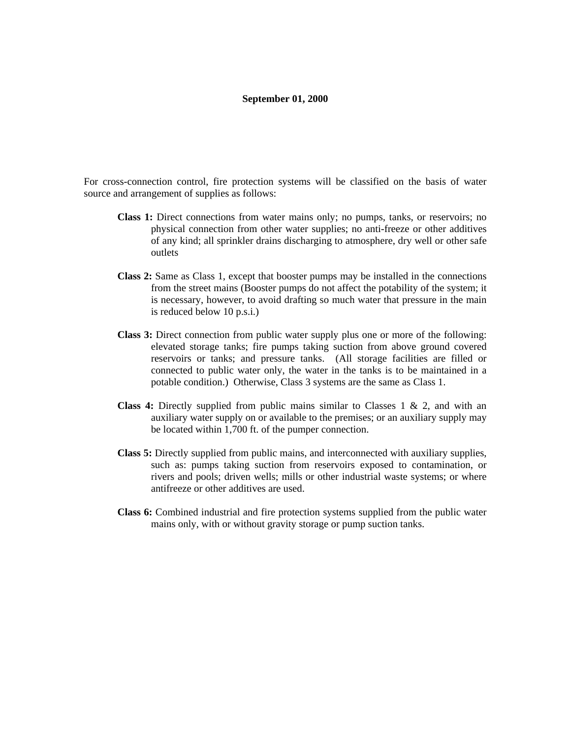**September 01, 2000**

For cross-connection control, fire protection systems will be classified on the basis of water source and arrangement of supplies as follows:

**Class 1:** Direct connections from water mains only; no pumps, tanks, or reservoirs; no physical connection from other water supplies; no anti-freeze or other additives of any kind; all sprinkler drains discharging to atmosphere, dry well or other safe outlets

**Class 2:** Same as Class 1, except that booster pumps may be installed in the connections from the street mains (Booster pumps do not affect the potability of the system; it is necessary, however, to avoid drafting so much water that pressure in the main is reduced below 10 p.s.i.)

**Class 3:** Direct connection from public water supply plus one or more of the following: elevated storage tanks; fire pumps taking suction from above ground covered reservoirs or tanks; and pressure tanks. (All storage facilities are filled or connected to public water only, the water in the tanks is to be maintained in a potable condition.) Otherwise, Class 3 systems are the same as Class 1.

**Class 4:** Directly supplied from public mains similar to Classes 1 & 2, and with an auxiliary water supply on or available to the premises; or an auxiliary supply may be located within 1,700 ft. of the pumper connection.

**Class 5:** Directly supplied from public mains, and interconnected with auxiliary supplies, such as: pumps taking suction from reservoirs exposed to contamination, or rivers and pools; driven wells; mills or other industrial waste systems; or where antifreeze or other additives are used.

**Class 6:** Combined industrial and fire protection systems supplied from the public water mains only, with or without gravity storage or pump suction tanks.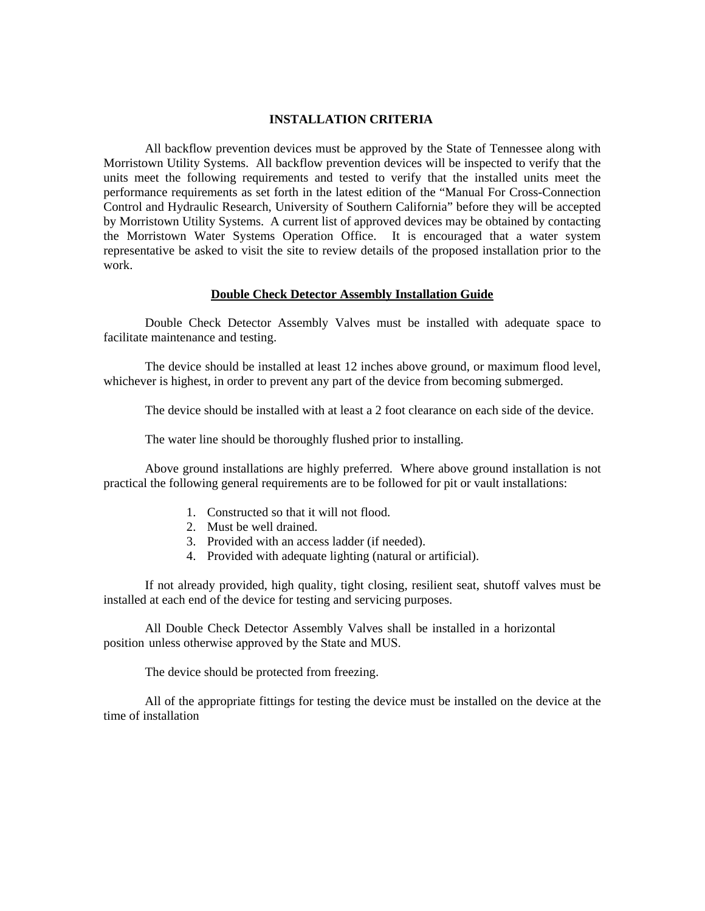## INSTALLATION CRITERIA

All backflow prevention devices must be approved by the State of Tennessee along with Morristown Utility Systems. All backflow prevention devices will be inspected to verify that the units meet the following requirements and tested to verify that the installed units meet the performance requirements as set forth in the latest edition of the "Manual For Cross-Connection Control and Hydraulic Research, University of Southern California" before they will be accepted by Morristown Utility Systems. A current list of approved devices may be obtained by contacting the Morristown Water Systems Operation Office. It is encouraged that a water system representative be asked to visit the site to review details of the proposed installation prior to the work.

### Double Check Detector Assembly Installation Guide

Double Check Detector Assembly Valves must be installed with adequate space to facilitate maintenance and testing.

The device should be installed at least 12 inches above ground, or maximum flood level, whichever is highest, in order to prevent any part of the device from becoming submerged.

The device should be installed with at least a 2 foot clearance on each side of the device.

The water line should be thoroughly flushed prior to installing.

Above ground installations are highly preferred. Where above ground installation is not practical the following general requirements are to be followed for pit or vault installations:

1. Constructed so that it will not flood.
2. Must be well drained.
3. Provided with an access ladder (if needed).
4. Provided with adequate lighting (natural or artificial).

If not already provided, high quality, tight closing, resilient seat, shutoff valves must be installed at each end of the device for testing and servicing purposes.

All Double Check Detector Assembly Valves shall be installed in a horizontal position unless otherwise approved by the State and MUS.

The device should be protected from freezing.

All of the appropriate fittings for testing the device must be installed on the device at the time of installation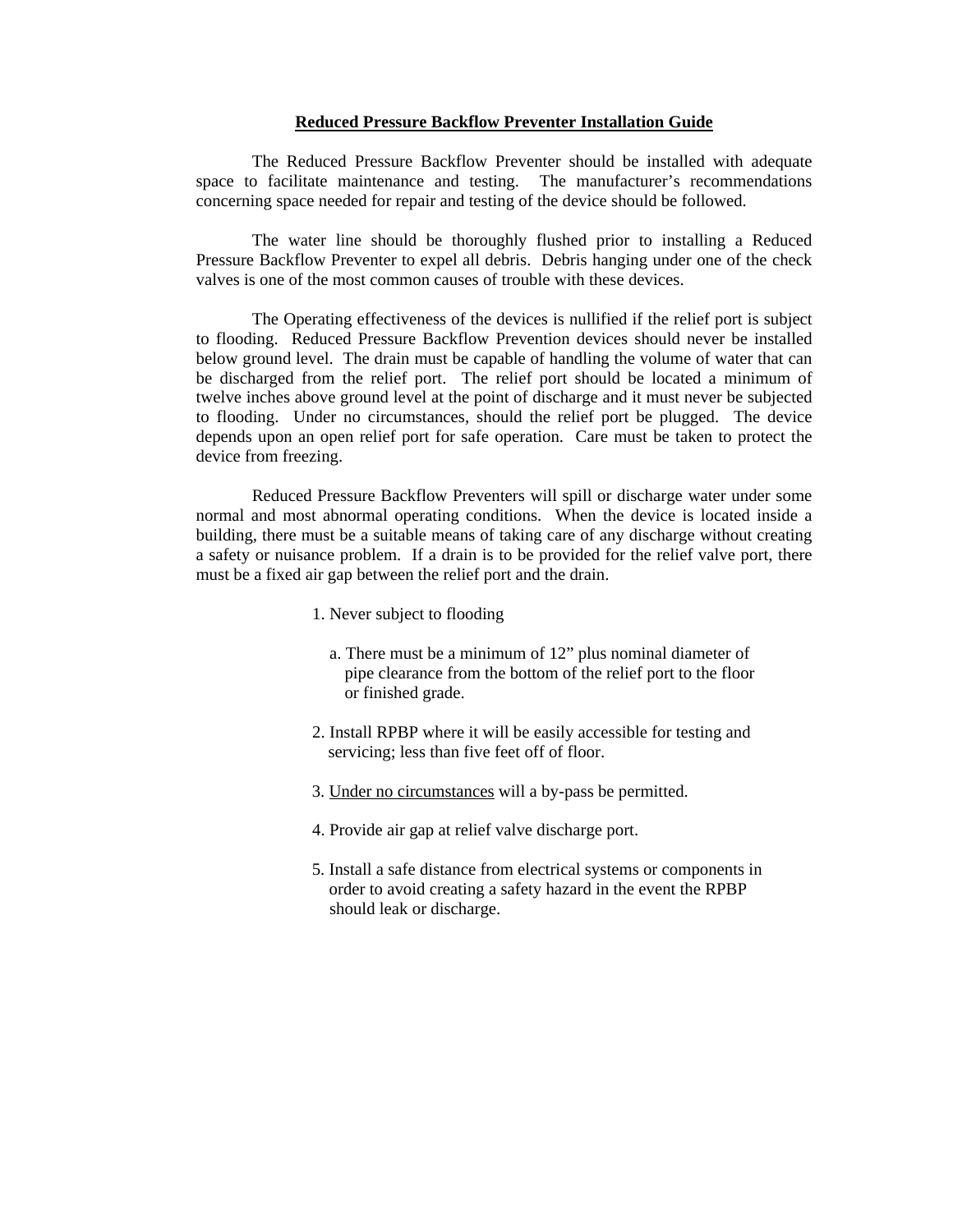# Reduced Pressure Backflow Preventer Installation Guide

The Reduced Pressure Backflow Preventer should be installed with adequate space to facilitate maintenance and testing. The manufacturer's recommendations concerning space needed for repair and testing of the device should be followed.

The water line should be thoroughly flushed prior to installing a Reduced Pressure Backflow Preventer to expel all debris. Debris hanging under one of the check valves is one of the most common causes of trouble with these devices.

The Operating effectiveness of the devices is nullified if the relief port is subject to flooding. Reduced Pressure Backflow Prevention devices should never be installed below ground level. The drain must be capable of handling the volume of water that can be discharged from the relief port. The relief port should be located a minimum of twelve inches above ground level at the point of discharge and it must never be subjected to flooding. Under no circumstances, should the relief port be plugged. The device depends upon an open relief port for safe operation. Care must be taken to protect the device from freezing.

Reduced Pressure Backflow Preventers will spill or discharge water under some normal and most abnormal operating conditions. When the device is located inside a building, there must be a suitable means of taking care of any discharge without creating a safety or nuisance problem. If a drain is to be provided for the relief valve port, there must be a fixed air gap between the relief port and the drain.

1. Never subject to flooding

   a. There must be a minimum of 12" plus nominal diameter of pipe clearance from the bottom of the relief port to the floor or finished grade.

2. Install RPBP where it will be easily accessible for testing and servicing; less than five feet off of floor.

3. <u>Under no circumstances</u> will a by-pass be permitted.

4. Provide air gap at relief valve discharge port.

5. Install a safe distance from electrical systems or components in order to avoid creating a safety hazard in the event the RPBP should leak or discharge.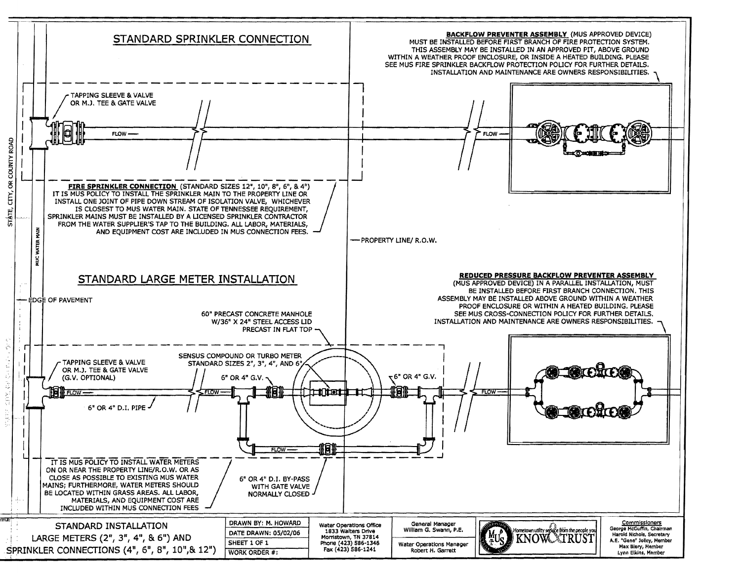## STANDARD SPRINKLER CONNECTION

TAPPING SLEEVE & VALVE OR M.J. TEE & GATE VALVE

FLOW

**BACKFLOW PREVENTER ASSEMBLY** (MUS APPROVED DEVICE) MUST BE INSTALLED BEFORE FIRST BRANCH OF FIRE PROTECTION SYSTEM. THIS ASSEMBLY MAY BE INSTALLED IN AN APPROVED PIT, ABOVE GROUND WITHIN A WEATHER PROOF ENCLOSURE, OR INSIDE A HEATED BUILDING. PLEASE SEE MUS FIRE SPRINKLER BACKFLOW PROTECTION POLICY FOR FURTHER DETAILS. INSTALLATION AND MAINTENANCE ARE OWNERS RESPONSIBILITIES.

**FIRE SPRINKLER CONNECTION** (STANDARD SIZES 12", 10", 8", 6", & 4") IT IS MUS POLICY TO INSTALL THE SPRINKLER MAIN TO THE PROPERTY LINE OR INSTALL ONE JOINT OF PIPE DOWN STREAM OF ISOLATION VALVE, WHICHEVER IS CLOSEST TO MUS WATER MAIN. STATE OF TENNESSEE REQUIREMENT, SPRINKLER MAINS MUST BE INSTALLED BY A LICENSED SPRINKLER CONTRACTOR FROM THE WATER SUPPLIER'S TAP TO THE BUILDING. ALL LABOR, MATERIALS, AND EQUIPMENT COST ARE INCLUDED IN MUS CONNECTION FEES.

STATE, CITY, OR COUNTY ROAD

MUC WATER MAIN

PROPERTY LINE/ R.O.W.

EDGE OF PAVEMENT

## STANDARD LARGE METER INSTALLATION

60" PRECAST CONCRETE MANHOLE W/36" X 24" STEEL ACCESS LID PRECAST IN FLAT TOP

**REDUCED PRESSURE BACKFLOW PREVENTER ASSEMBLY** (MUS APPROVED DEVICE) IN A PARALLEL INSTALLATION, MUST BE INSTALLED BEFORE FIRST BRANCH CONNECTION. THIS ASSEMBLY MAY BE INSTALLED ABOVE GROUND WITHIN A WEATHER PROOF ENCLOSURE OR WITHIN A HEATED BUILDING. PLEASE SEE MUS CROSS-CONNECTION POLICY FOR FURTHER DETAILS. INSTALLATION AND MAINTENANCE ARE OWNERS RESPONSIBILITIES.

TAPPING SLEEVE & VALVE OR M.J. TEE & GATE VALVE (G.V. OPTIONAL)

SENSUS COMPOUND OR TURBO METER STANDARD SIZES 2", 3", 4", AND 6"

6" OR 4" G.V.

6" OR 4" G.V.

FLOW

6" OR 4" D.I. PIPE

IT IS MUS POLICY TO INSTALL WATER METERS ON OR NEAR THE PROPERTY LINE/R.O.W. OR AS CLOSE AS POSSIBLE TO EXISTING MUS WATER MAINS; FURTHERMORE, WATER METERS SHOULD BE LOCATED WITHIN GRASS AREAS. ALL LABOR, MATERIALS, AND EQUIPMENT COST ARE INCLUDED WITHIN MUS CONNECTION FEES

6" OR 4" D.I. BY-PASS WITH GATE VALVE NORMALLY CLOSED

| | | | | | |
|---|---|---|---|---|---|
| STANDARD INSTALLATION LARGE METERS (2", 3", 4", & 6") AND SPRINKLER CONNECTIONS (4", 6", 8", 10", & 12") | DRAWN BY: M. HOWARD<br>DATE DRAWN: 05/02/06<br>SHEET 1 OF 1<br>WORK ORDER #: | Water Operations Office<br>1833 Walters Drive<br>Morristown, TN 37814<br>Phone (423) 586-1346<br>Fax (423) 586-1241 | General Manager<br>William G. Swann, P.E.<br>Water Operations Manager<br>Robert H. Garrett | Hometown utility service from the people you KNOW & TRUST | Commissioners<br>George McGuffin, Chairman<br>Harold Nichols, Secretary<br>A.E. "Gene" Jolley, Member<br>Max Biery, Member<br>Lynn Elkins, Member |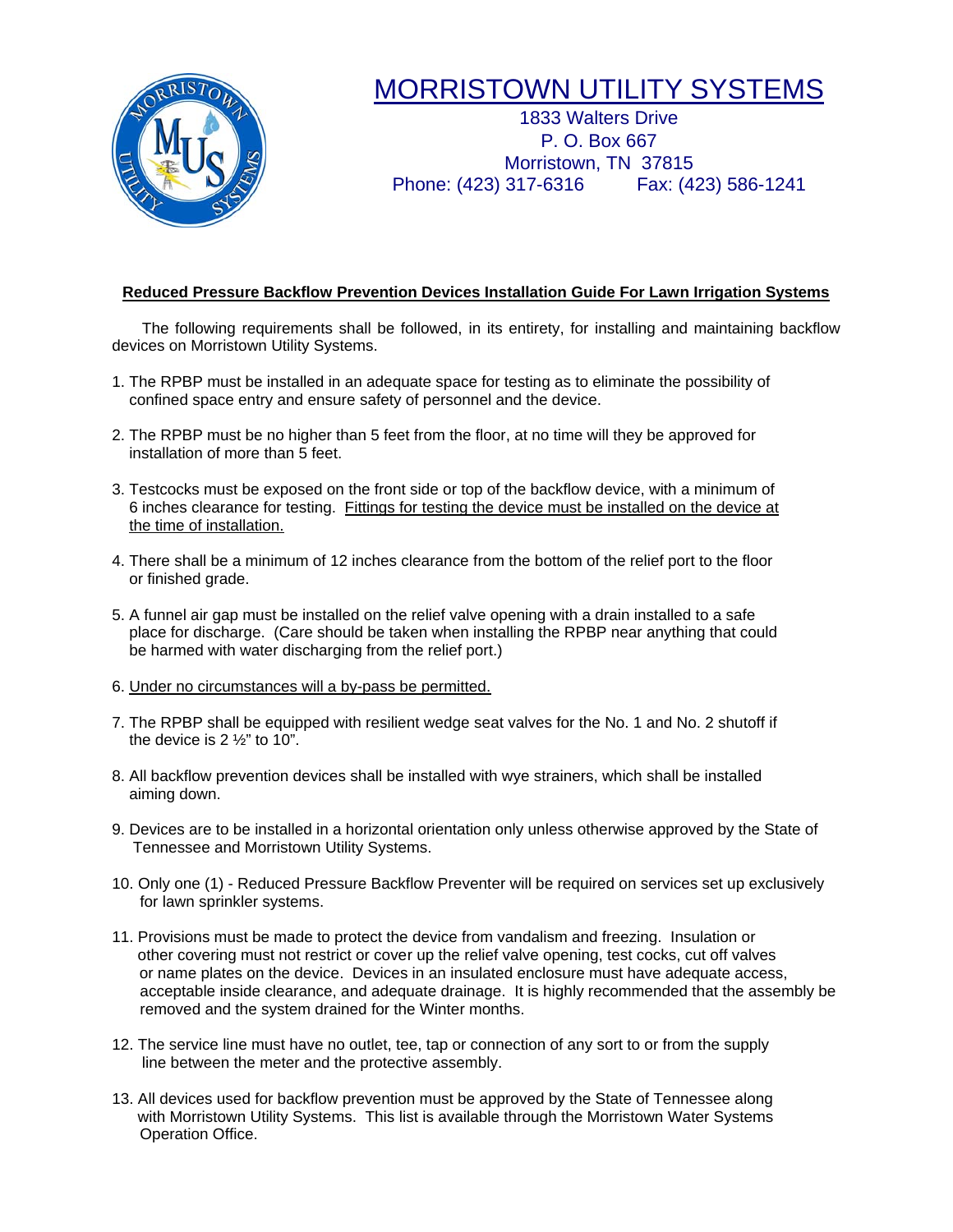# MORRISTOWN UTILITY SYSTEMS

1833 Walters Drive
P. O. Box 667
Morristown, TN 37815
Phone: (423) 317-6316 Fax: (423) 586-1241

**Reduced Pressure Backflow Prevention Devices Installation Guide For Lawn Irrigation Systems**

The following requirements shall be followed, in its entirety, for installing and maintaining backflow devices on Morristown Utility Systems.

1. The RPBP must be installed in an adequate space for testing as to eliminate the possibility of confined space entry and ensure safety of personnel and the device.

2. The RPBP must be no higher than 5 feet from the floor, at no time will they be approved for installation of more than 5 feet.

3. Testcocks must be exposed on the front side or top of the backflow device, with a minimum of 6 inches clearance for testing. Fittings for testing the device must be installed on the device at the time of installation.

4. There shall be a minimum of 12 inches clearance from the bottom of the relief port to the floor or finished grade.

5. A funnel air gap must be installed on the relief valve opening with a drain installed to a safe place for discharge. (Care should be taken when installing the RPBP near anything that could be harmed with water discharging from the relief port.)

6. Under no circumstances will a by-pass be permitted.

7. The RPBP shall be equipped with resilient wedge seat valves for the No. 1 and No. 2 shutoff if the device is 2 ½" to 10".

8. All backflow prevention devices shall be installed with wye strainers, which shall be installed aiming down.

9. Devices are to be installed in a horizontal orientation only unless otherwise approved by the State of Tennessee and Morristown Utility Systems.

10. Only one (1) - Reduced Pressure Backflow Preventer will be required on services set up exclusively for lawn sprinkler systems.

11. Provisions must be made to protect the device from vandalism and freezing. Insulation or other covering must not restrict or cover up the relief valve opening, test cocks, cut off valves or name plates on the device. Devices in an insulated enclosure must have adequate access, acceptable inside clearance, and adequate drainage. It is highly recommended that the assembly be removed and the system drained for the Winter months.

12. The service line must have no outlet, tee, tap or connection of any sort to or from the supply line between the meter and the protective assembly.

13. All devices used for backflow prevention must be approved by the State of Tennessee along with Morristown Utility Systems. This list is available through the Morristown Water Systems Operation Office.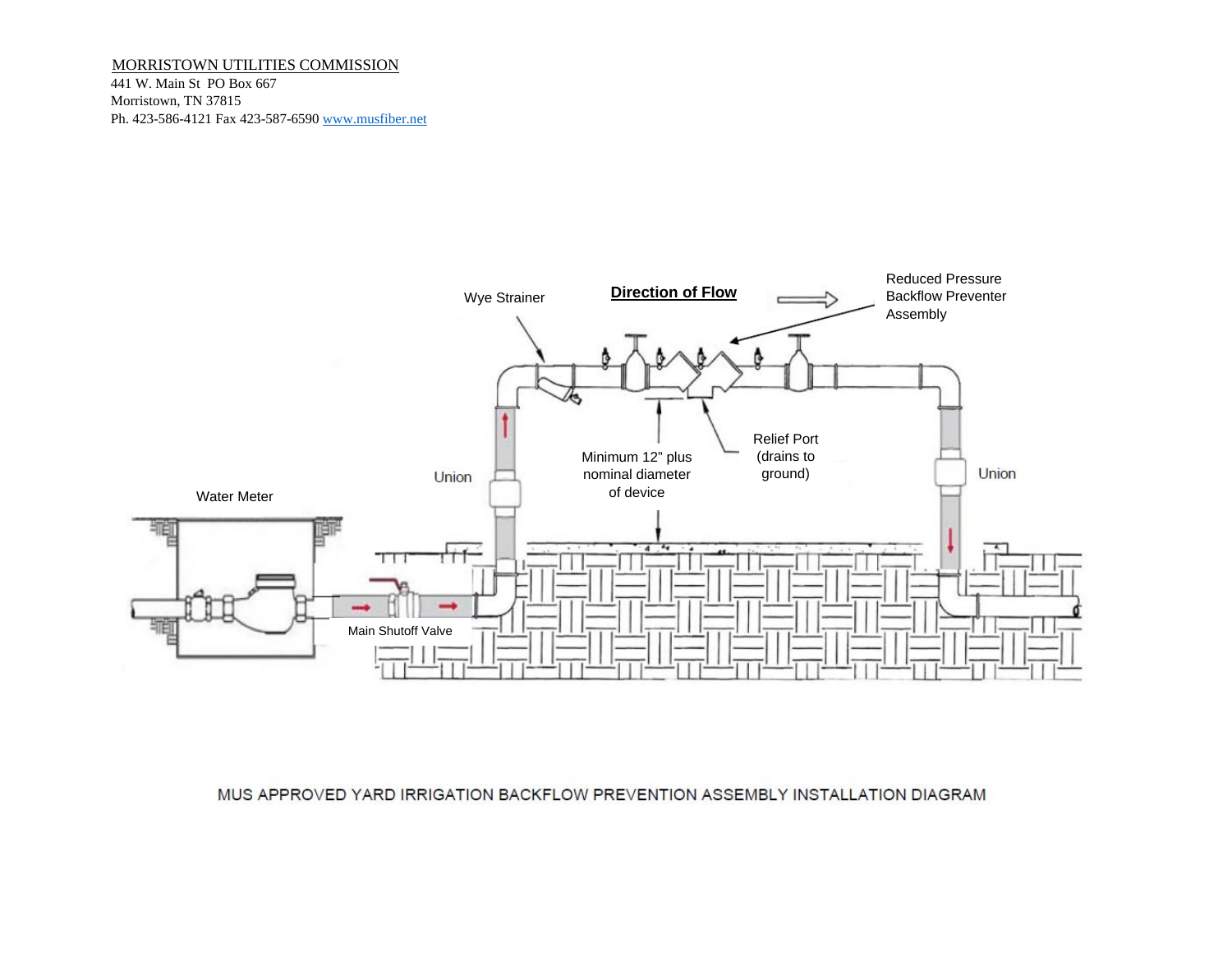MORRISTOWN UTILITIES COMMISSION
441 W. Main St PO Box 667
Morristown, TN 37815
Ph. 423-586-4121 Fax 423-587-6590 www.musfiber.net

Wye Strainer

**Direction of Flow**

Reduced Pressure Backflow Preventer Assembly

Relief Port (drains to ground)

Minimum 12" plus nominal diameter of device

Union

Union

Water Meter

Main Shutoff Valve

MUS APPROVED YARD IRRIGATION BACKFLOW PREVENTION ASSEMBLY INSTALLATION DIAGRAM